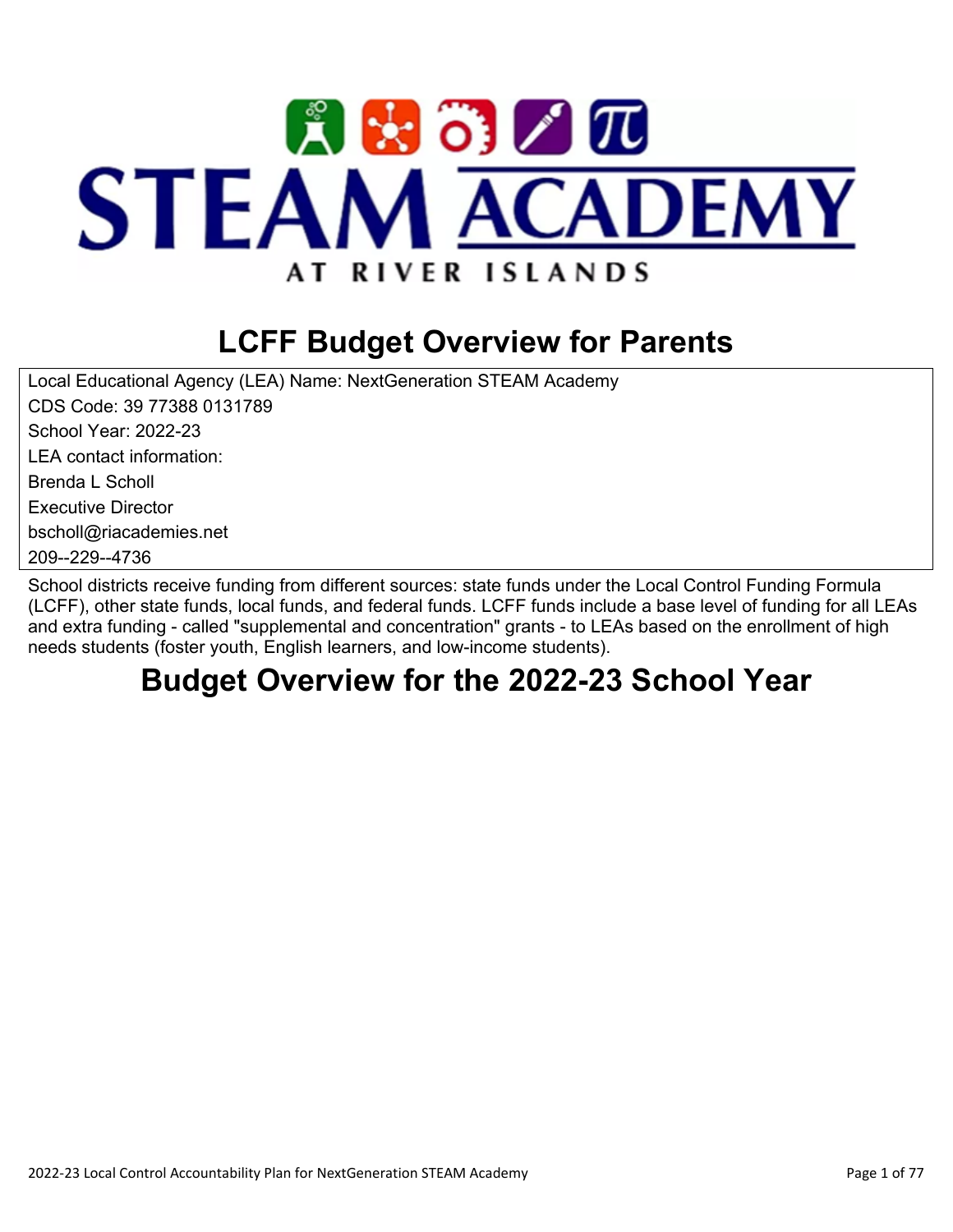# LCFF Budget Overview for Parents

Local Educational Agency (LEA) Name: NextGeneration STEAM Academy
CDS Code: 39 77388 0131789
School Year: 2022-23
LEA contact information:
Brenda L Scholl
Executive Director
bscholl@riacademies.net
209--229--4736

School districts receive funding from different sources: state funds under the Local Control Funding Formula (LCFF), other state funds, local funds, and federal funds. LCFF funds include a base level of funding for all LEAs and extra funding - called "supplemental and concentration" grants - to LEAs based on the enrollment of high needs students (foster youth, English learners, and low-income students).

## Budget Overview for the 2022-23 School Year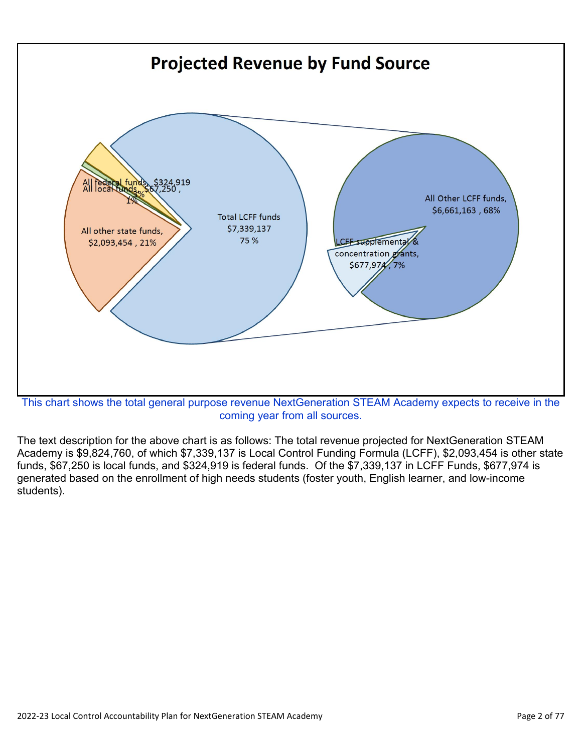## Projected Revenue by Fund Source

All federal funds, $324,919, 3%

All local funds, $67,250, 1%

All other state funds, $2,093,454, 21%

Total LCFF funds $7,339,137 75 %

All Other LCFF funds, $6,661,163, 68%

LCFF supplemental & concentration grants, $677,974, 7%

This chart shows the total general purpose revenue NextGeneration STEAM Academy expects to receive in the coming year from all sources.

The text description for the above chart is as follows: The total revenue projected for NextGeneration STEAM Academy is $9,824,760, of which $7,339,137 is Local Control Funding Formula (LCFF), $2,093,454 is other state funds, $67,250 is local funds, and $324,919 is federal funds. Of the $7,339,137 in LCFF Funds, $677,974 is generated based on the enrollment of high needs students (foster youth, English learner, and low-income students).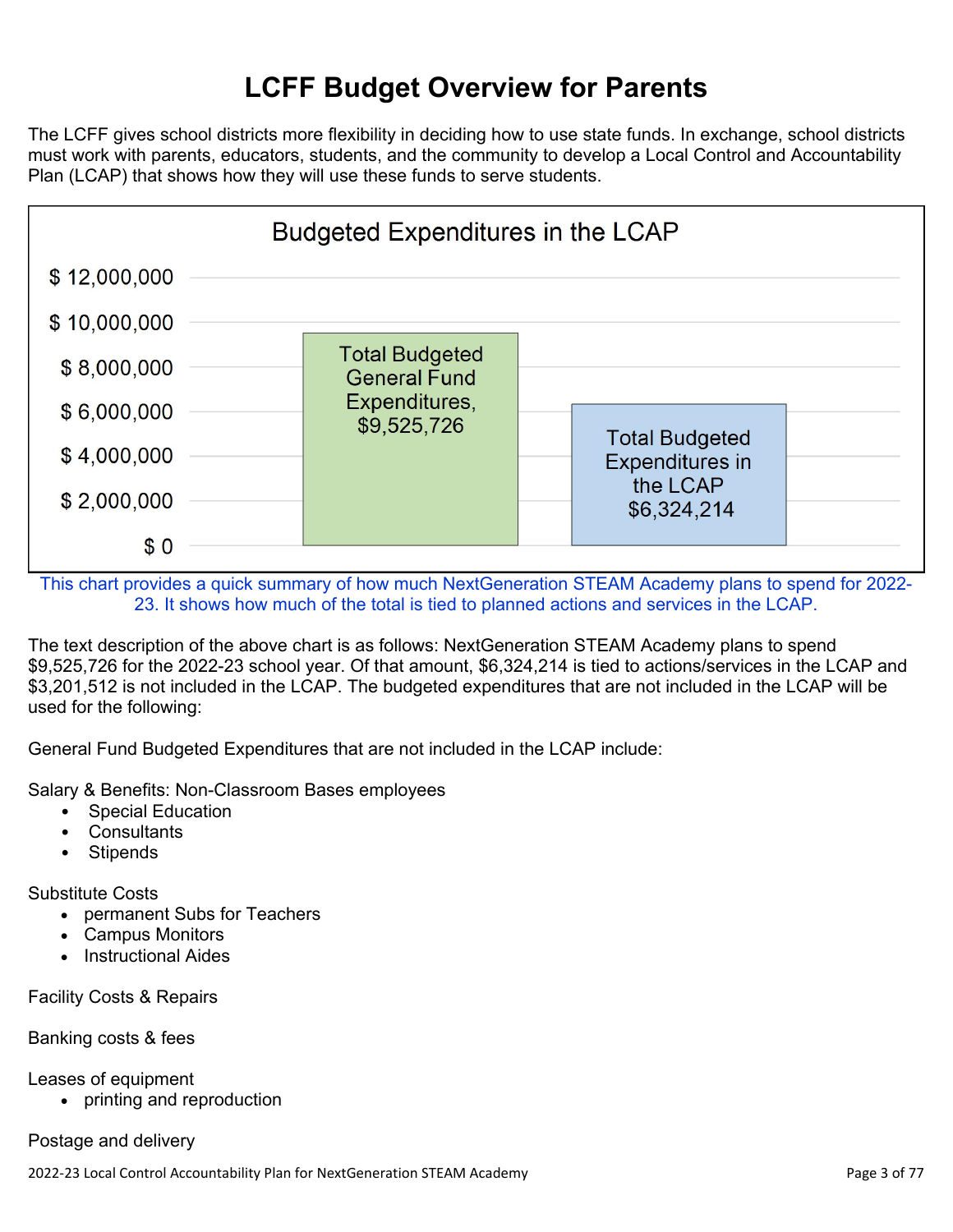# LCFF Budget Overview for Parents

The LCFF gives school districts more flexibility in deciding how to use state funds. In exchange, school districts must work with parents, educators, students, and the community to develop a Local Control and Accountability Plan (LCAP) that shows how they will use these funds to serve students.

**Budgeted Expenditures in the LCAP**

| Category | Amount |
| --- | --- |
| Total Budgeted General Fund Expenditures | $9,525,726 |
| Total Budgeted Expenditures in the LCAP | $6,324,214 |

This chart provides a quick summary of how much NextGeneration STEAM Academy plans to spend for 2022-23. It shows how much of the total is tied to planned actions and services in the LCAP.

The text description of the above chart is as follows: NextGeneration STEAM Academy plans to spend $9,525,726 for the 2022-23 school year. Of that amount, $6,324,214 is tied to actions/services in the LCAP and $3,201,512 is not included in the LCAP. The budgeted expenditures that are not included in the LCAP will be used for the following:

General Fund Budgeted Expenditures that are not included in the LCAP include:

Salary & Benefits: Non-Classroom Bases employees

- Special Education
- Consultants
- Stipends

Substitute Costs

- permanent Subs for Teachers
- Campus Monitors
- Instructional Aides

Facility Costs & Repairs

Banking costs & fees

Leases of equipment

- printing and reproduction

Postage and delivery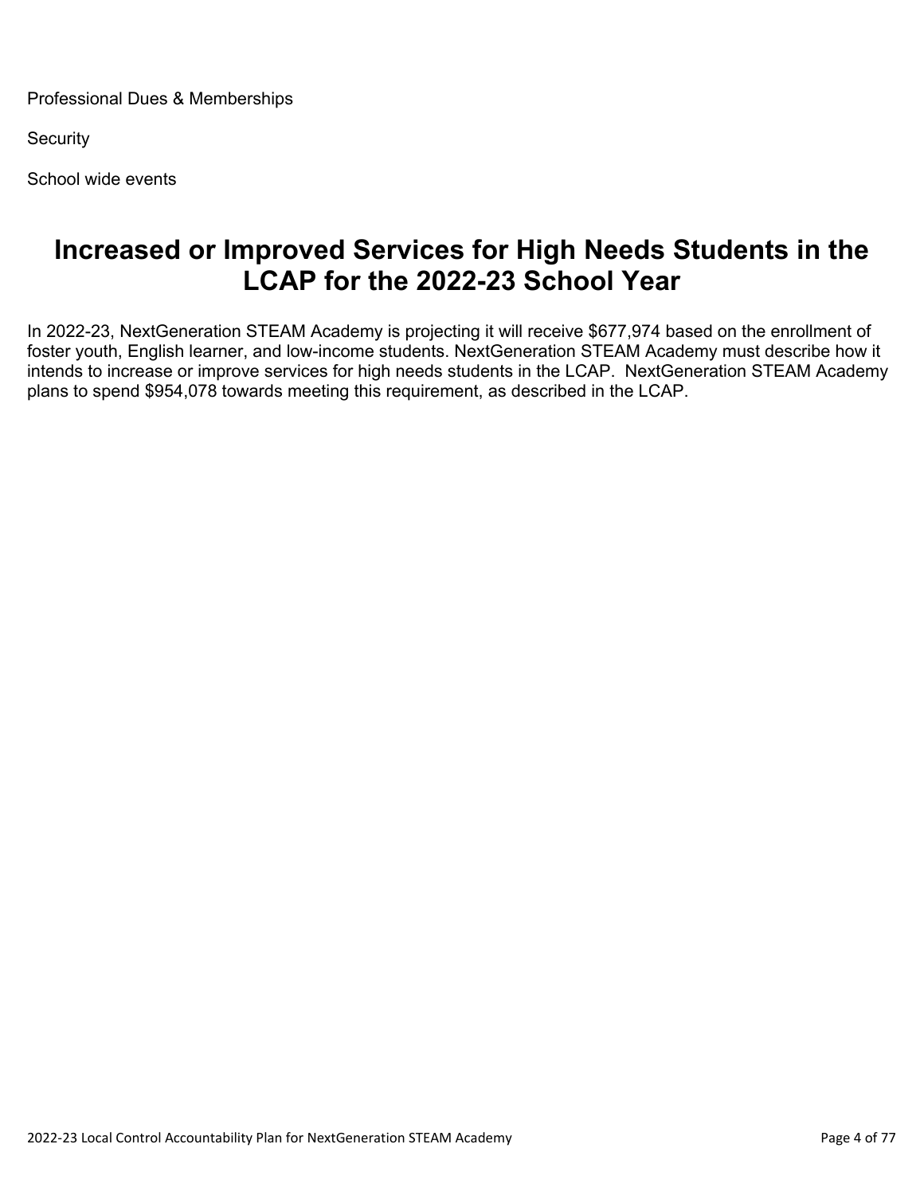Professional Dues & Memberships

Security

School wide events

# Increased or Improved Services for High Needs Students in the LCAP for the 2022-23 School Year

In 2022-23, NextGeneration STEAM Academy is projecting it will receive $677,974 based on the enrollment of foster youth, English learner, and low-income students. NextGeneration STEAM Academy must describe how it intends to increase or improve services for high needs students in the LCAP. NextGeneration STEAM Academy plans to spend $954,078 towards meeting this requirement, as described in the LCAP.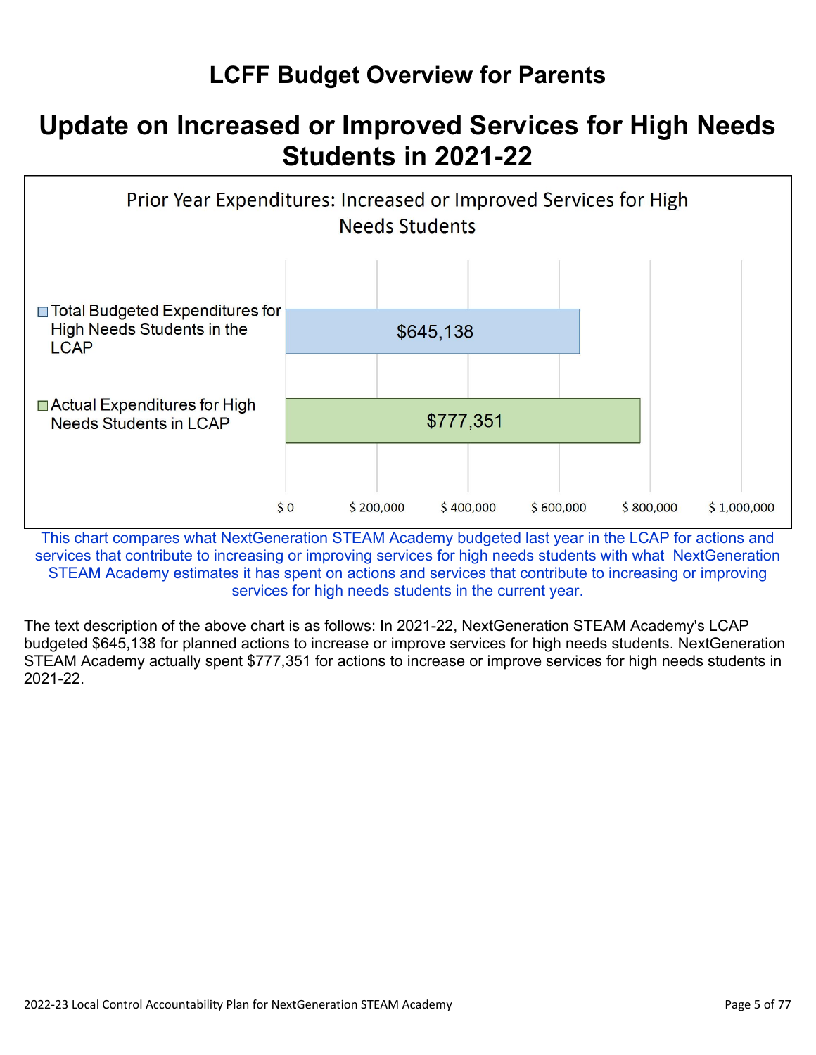# LCFF Budget Overview for Parents

## Update on Increased or Improved Services for High Needs Students in 2021-22

Prior Year Expenditures: Increased or Improved Services for High Needs Students

| | Amount |
| --- | --- |
| Total Budgeted Expenditures for High Needs Students in the LCAP | $645,138 |
| Actual Expenditures for High Needs Students in LCAP | $777,351 |

This chart compares what NextGeneration STEAM Academy budgeted last year in the LCAP for actions and services that contribute to increasing or improving services for high needs students with what NextGeneration STEAM Academy estimates it has spent on actions and services that contribute to increasing or improving services for high needs students in the current year.

The text description of the above chart is as follows: In 2021-22, NextGeneration STEAM Academy's LCAP budgeted $645,138 for planned actions to increase or improve services for high needs students. NextGeneration STEAM Academy actually spent $777,351 for actions to increase or improve services for high needs students in 2021-22.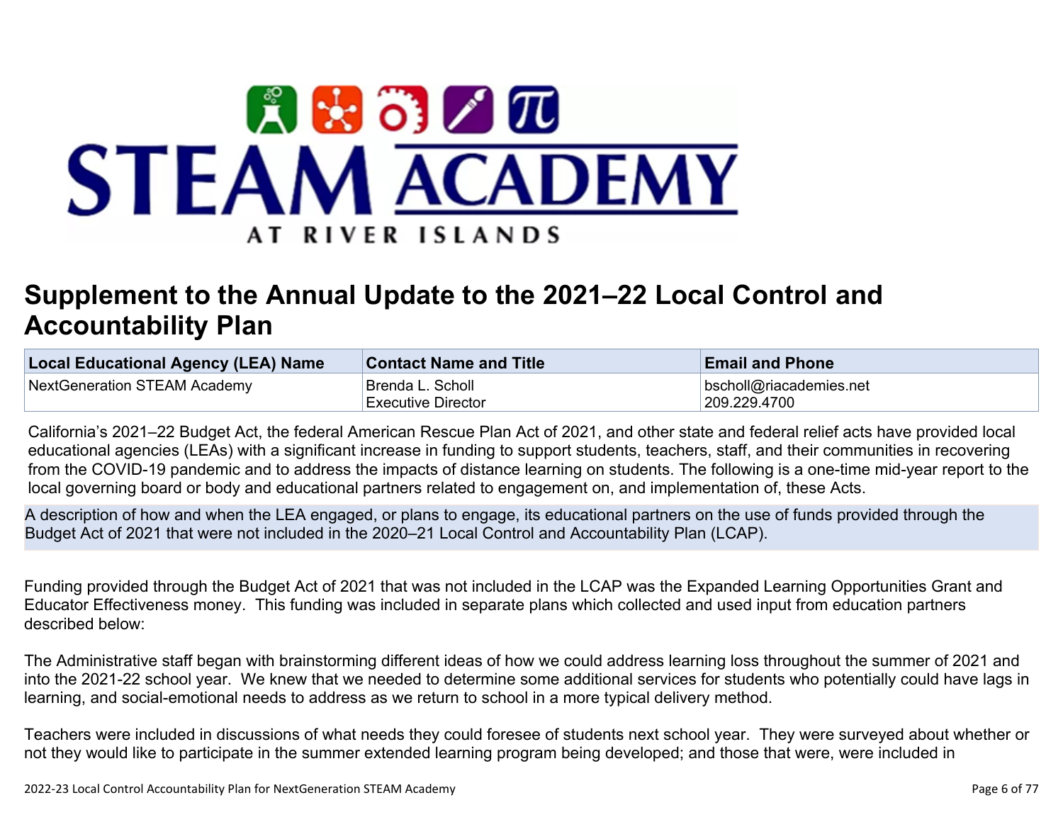# Supplement to the Annual Update to the 2021–22 Local Control and Accountability Plan

| Local Educational Agency (LEA) Name | Contact Name and Title | Email and Phone |
| --- | --- | --- |
| NextGeneration STEAM Academy | Brenda L. Scholl<br>Executive Director | bscholl@riacademies.net<br>209.229.4700 |

California's 2021–22 Budget Act, the federal American Rescue Plan Act of 2021, and other state and federal relief acts have provided local educational agencies (LEAs) with a significant increase in funding to support students, teachers, staff, and their communities in recovering from the COVID-19 pandemic and to address the impacts of distance learning on students. The following is a one-time mid-year report to the local governing board or body and educational partners related to engagement on, and implementation of, these Acts.

A description of how and when the LEA engaged, or plans to engage, its educational partners on the use of funds provided through the Budget Act of 2021 that were not included in the 2020–21 Local Control and Accountability Plan (LCAP).

Funding provided through the Budget Act of 2021 that was not included in the LCAP was the Expanded Learning Opportunities Grant and Educator Effectiveness money.  This funding was included in separate plans which collected and used input from education partners described below:

The Administrative staff began with brainstorming different ideas of how we could address learning loss throughout the summer of 2021 and into the 2021-22 school year.  We knew that we needed to determine some additional services for students who potentially could have lags in learning, and social-emotional needs to address as we return to school in a more typical delivery method.

Teachers were included in discussions of what needs they could foresee of students next school year.  They were surveyed about whether or not they would like to participate in the summer extended learning program being developed; and those that were, were included in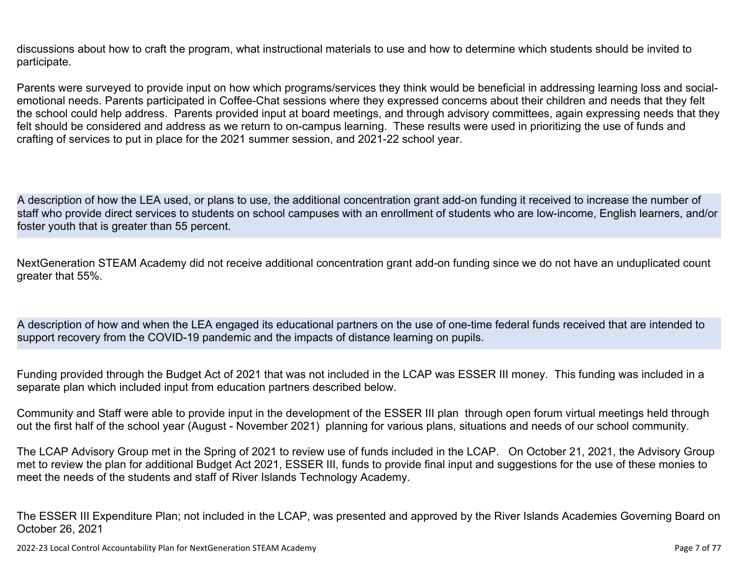discussions about how to craft the program, what instructional materials to use and how to determine which students should be invited to participate.

Parents were surveyed to provide input on how which programs/services they think would be beneficial in addressing learning loss and social-emotional needs. Parents participated in Coffee-Chat sessions where they expressed concerns about their children and needs that they felt the school could help address. Parents provided input at board meetings, and through advisory committees, again expressing needs that they felt should be considered and address as we return to on-campus learning. These results were used in prioritizing the use of funds and crafting of services to put in place for the 2021 summer session, and 2021-22 school year.

## A description of how the LEA used, or plans to use, the additional concentration grant add-on funding it received to increase the number of staff who provide direct services to students on school campuses with an enrollment of students who are low-income, English learners, and/or foster youth that is greater than 55 percent.

NextGeneration STEAM Academy did not receive additional concentration grant add-on funding since we do not have an unduplicated count greater that 55%.

## A description of how and when the LEA engaged its educational partners on the use of one-time federal funds received that are intended to support recovery from the COVID-19 pandemic and the impacts of distance learning on pupils.

Funding provided through the Budget Act of 2021 that was not included in the LCAP was ESSER III money. This funding was included in a separate plan which included input from education partners described below.

Community and Staff were able to provide input in the development of the ESSER III plan through open forum virtual meetings held through out the first half of the school year (August - November 2021) planning for various plans, situations and needs of our school community.

The LCAP Advisory Group met in the Spring of 2021 to review use of funds included in the LCAP. On October 21, 2021, the Advisory Group met to review the plan for additional Budget Act 2021, ESSER III, funds to provide final input and suggestions for the use of these monies to meet the needs of the students and staff of River Islands Technology Academy.

The ESSER III Expenditure Plan; not included in the LCAP, was presented and approved by the River Islands Academies Governing Board on October 26, 2021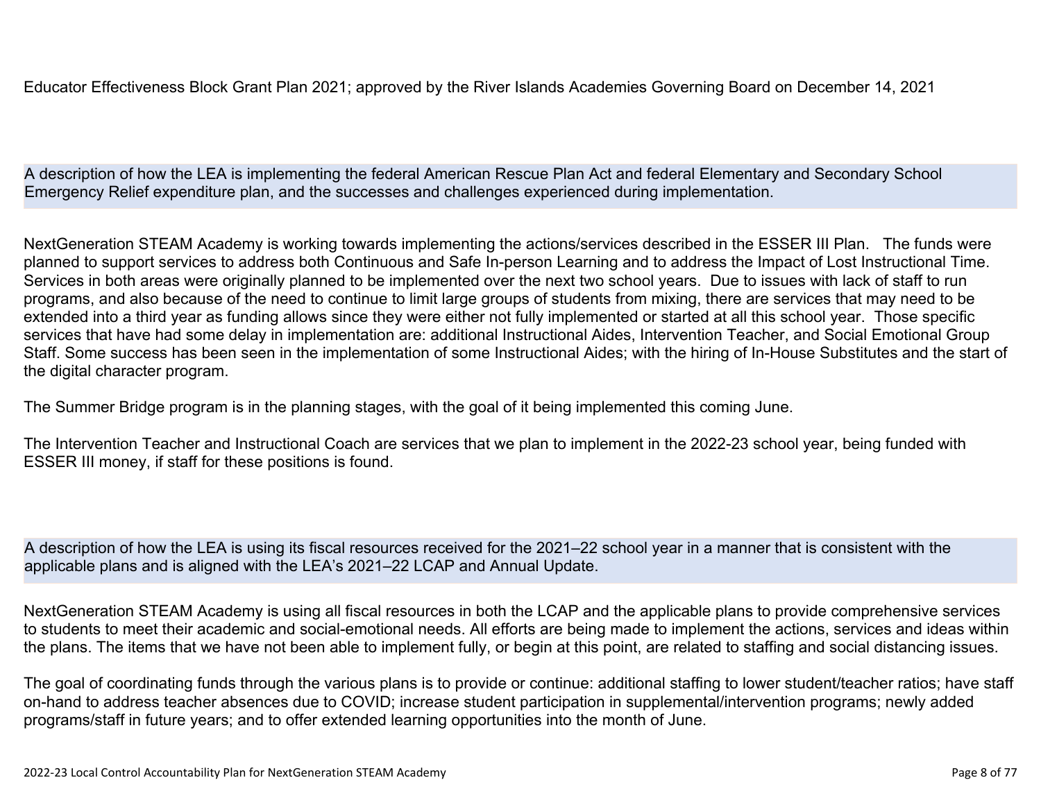Educator Effectiveness Block Grant Plan 2021; approved by the River Islands Academies Governing Board on December 14, 2021

**A description of how the LEA is implementing the federal American Rescue Plan Act and federal Elementary and Secondary School Emergency Relief expenditure plan, and the successes and challenges experienced during implementation.**

NextGeneration STEAM Academy is working towards implementing the actions/services described in the ESSER III Plan. The funds were planned to support services to address both Continuous and Safe In-person Learning and to address the Impact of Lost Instructional Time. Services in both areas were originally planned to be implemented over the next two school years. Due to issues with lack of staff to run programs, and also because of the need to continue to limit large groups of students from mixing, there are services that may need to be extended into a third year as funding allows since they were either not fully implemented or started at all this school year. Those specific services that have had some delay in implementation are: additional Instructional Aides, Intervention Teacher, and Social Emotional Group Staff. Some success has been seen in the implementation of some Instructional Aides; with the hiring of In-House Substitutes and the start of the digital character program.

The Summer Bridge program is in the planning stages, with the goal of it being implemented this coming June.

The Intervention Teacher and Instructional Coach are services that we plan to implement in the 2022-23 school year, being funded with ESSER III money, if staff for these positions is found.

**A description of how the LEA is using its fiscal resources received for the 2021–22 school year in a manner that is consistent with the applicable plans and is aligned with the LEA's 2021–22 LCAP and Annual Update.**

NextGeneration STEAM Academy is using all fiscal resources in both the LCAP and the applicable plans to provide comprehensive services to students to meet their academic and social-emotional needs. All efforts are being made to implement the actions, services and ideas within the plans. The items that we have not been able to implement fully, or begin at this point, are related to staffing and social distancing issues.

The goal of coordinating funds through the various plans is to provide or continue: additional staffing to lower student/teacher ratios; have staff on-hand to address teacher absences due to COVID; increase student participation in supplemental/intervention programs; newly added programs/staff in future years; and to offer extended learning opportunities into the month of June.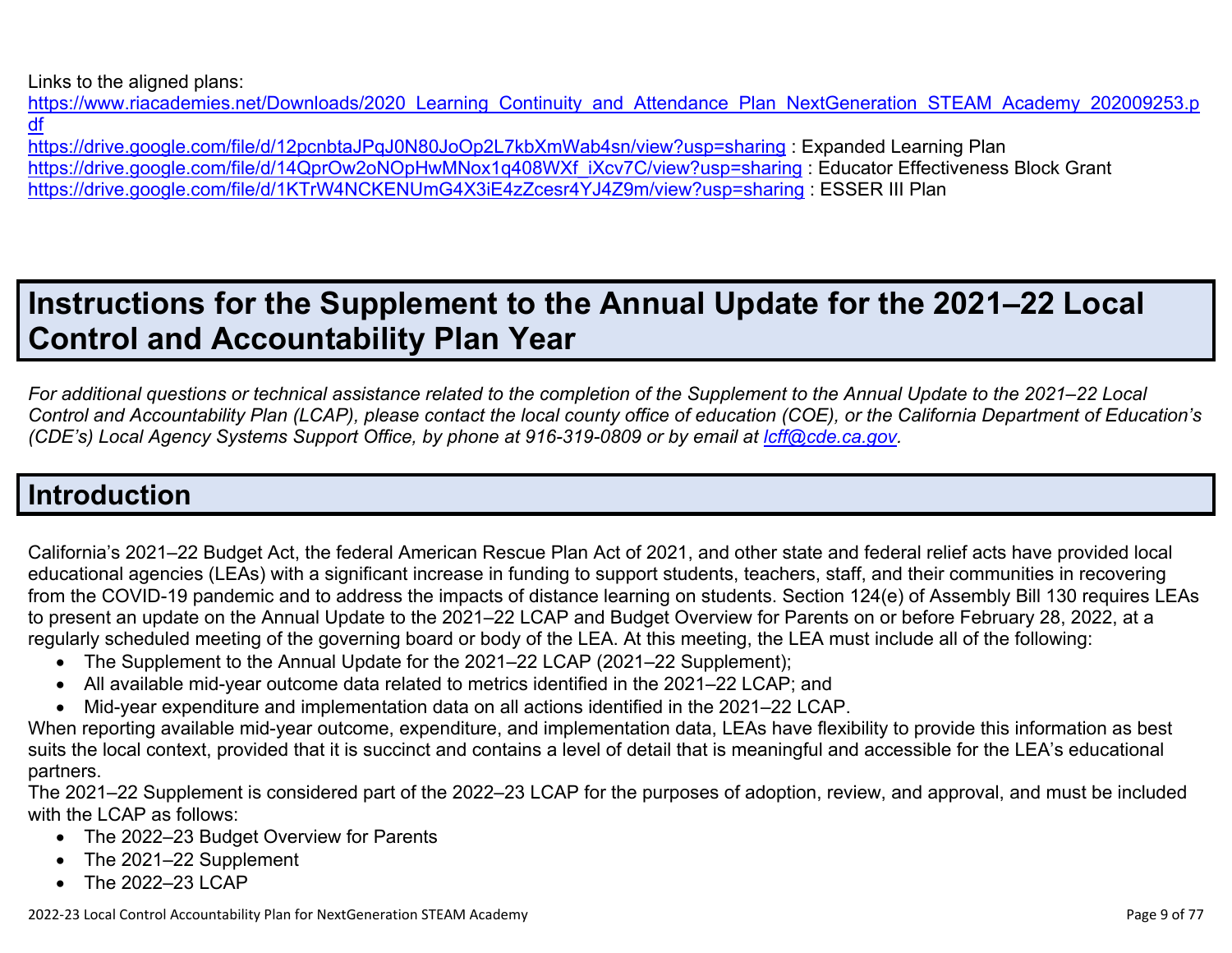Links to the aligned plans:
https://www.riacademies.net/Downloads/2020_Learning_Continuity_and_Attendance_Plan_NextGeneration_STEAM_Academy_202009253.pdf
https://drive.google.com/file/d/12pcnbtaJPqJ0N80JoOp2L7kbXmWab4sn/view?usp=sharing : Expanded Learning Plan
https://drive.google.com/file/d/14QprOw2oNOpHwMNox1q408WXf_iXcv7C/view?usp=sharing : Educator Effectiveness Block Grant
https://drive.google.com/file/d/1KTrW4NCKENUmG4X3iE4zZcesr4YJ4Z9m/view?usp=sharing : ESSER III Plan

# Instructions for the Supplement to the Annual Update for the 2021–22 Local Control and Accountability Plan Year

*For additional questions or technical assistance related to the completion of the Supplement to the Annual Update to the 2021–22 Local Control and Accountability Plan (LCAP), please contact the local county office of education (COE), or the California Department of Education's (CDE's) Local Agency Systems Support Office, by phone at 916-319-0809 or by email at lcff@cde.ca.gov.*

## Introduction

California's 2021–22 Budget Act, the federal American Rescue Plan Act of 2021, and other state and federal relief acts have provided local educational agencies (LEAs) with a significant increase in funding to support students, teachers, staff, and their communities in recovering from the COVID-19 pandemic and to address the impacts of distance learning on students. Section 124(e) of Assembly Bill 130 requires LEAs to present an update on the Annual Update to the 2021–22 LCAP and Budget Overview for Parents on or before February 28, 2022, at a regularly scheduled meeting of the governing board or body of the LEA. At this meeting, the LEA must include all of the following:

- The Supplement to the Annual Update for the 2021–22 LCAP (2021–22 Supplement);
- All available mid-year outcome data related to metrics identified in the 2021–22 LCAP; and
- Mid-year expenditure and implementation data on all actions identified in the 2021–22 LCAP.

When reporting available mid-year outcome, expenditure, and implementation data, LEAs have flexibility to provide this information as best suits the local context, provided that it is succinct and contains a level of detail that is meaningful and accessible for the LEA's educational partners.

The 2021–22 Supplement is considered part of the 2022–23 LCAP for the purposes of adoption, review, and approval, and must be included with the LCAP as follows:

- The 2022–23 Budget Overview for Parents
- The 2021–22 Supplement
- The 2022–23 LCAP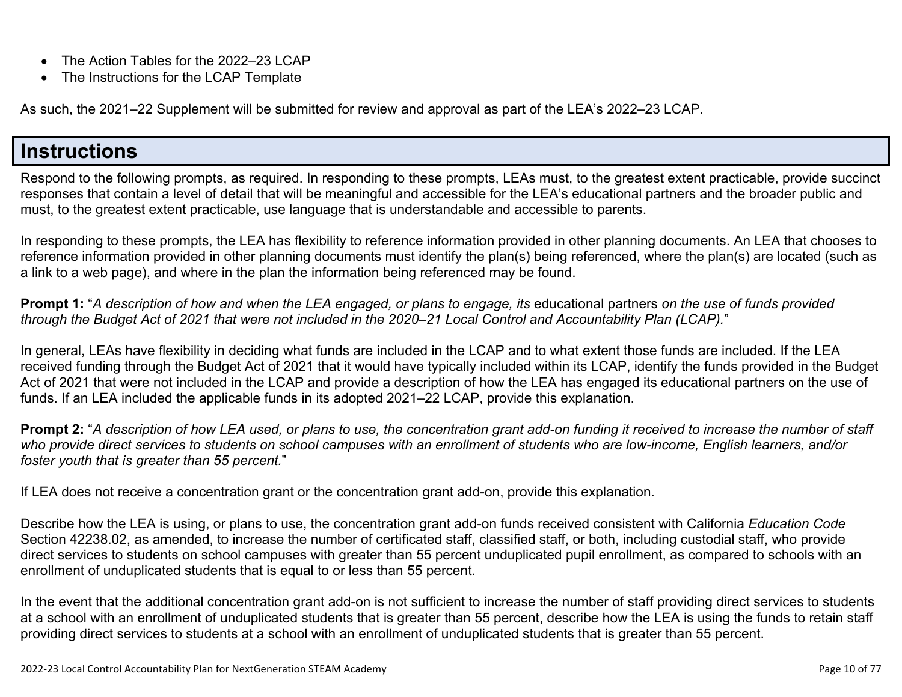- The Action Tables for the 2022–23 LCAP
- The Instructions for the LCAP Template

As such, the 2021–22 Supplement will be submitted for review and approval as part of the LEA's 2022–23 LCAP.

# Instructions

Respond to the following prompts, as required. In responding to these prompts, LEAs must, to the greatest extent practicable, provide succinct responses that contain a level of detail that will be meaningful and accessible for the LEA's educational partners and the broader public and must, to the greatest extent practicable, use language that is understandable and accessible to parents.

In responding to these prompts, the LEA has flexibility to reference information provided in other planning documents. An LEA that chooses to reference information provided in other planning documents must identify the plan(s) being referenced, where the plan(s) are located (such as a link to a web page), and where in the plan the information being referenced may be found.

**Prompt 1:** "*A description of how and when the LEA engaged, or plans to engage, its* educational partners *on the use of funds provided through the Budget Act of 2021 that were not included in the 2020–21 Local Control and Accountability Plan (LCAP).*"

In general, LEAs have flexibility in deciding what funds are included in the LCAP and to what extent those funds are included. If the LEA received funding through the Budget Act of 2021 that it would have typically included within its LCAP, identify the funds provided in the Budget Act of 2021 that were not included in the LCAP and provide a description of how the LEA has engaged its educational partners on the use of funds. If an LEA included the applicable funds in its adopted 2021–22 LCAP, provide this explanation.

**Prompt 2:** "*A description of how LEA used, or plans to use, the concentration grant add-on funding it received to increase the number of staff who provide direct services to students on school campuses with an enrollment of students who are low-income, English learners, and/or foster youth that is greater than 55 percent.*"

If LEA does not receive a concentration grant or the concentration grant add-on, provide this explanation.

Describe how the LEA is using, or plans to use, the concentration grant add-on funds received consistent with California *Education Code* Section 42238.02, as amended, to increase the number of certificated staff, classified staff, or both, including custodial staff, who provide direct services to students on school campuses with greater than 55 percent unduplicated pupil enrollment, as compared to schools with an enrollment of unduplicated students that is equal to or less than 55 percent.

In the event that the additional concentration grant add-on is not sufficient to increase the number of staff providing direct services to students at a school with an enrollment of unduplicated students that is greater than 55 percent, describe how the LEA is using the funds to retain staff providing direct services to students at a school with an enrollment of unduplicated students that is greater than 55 percent.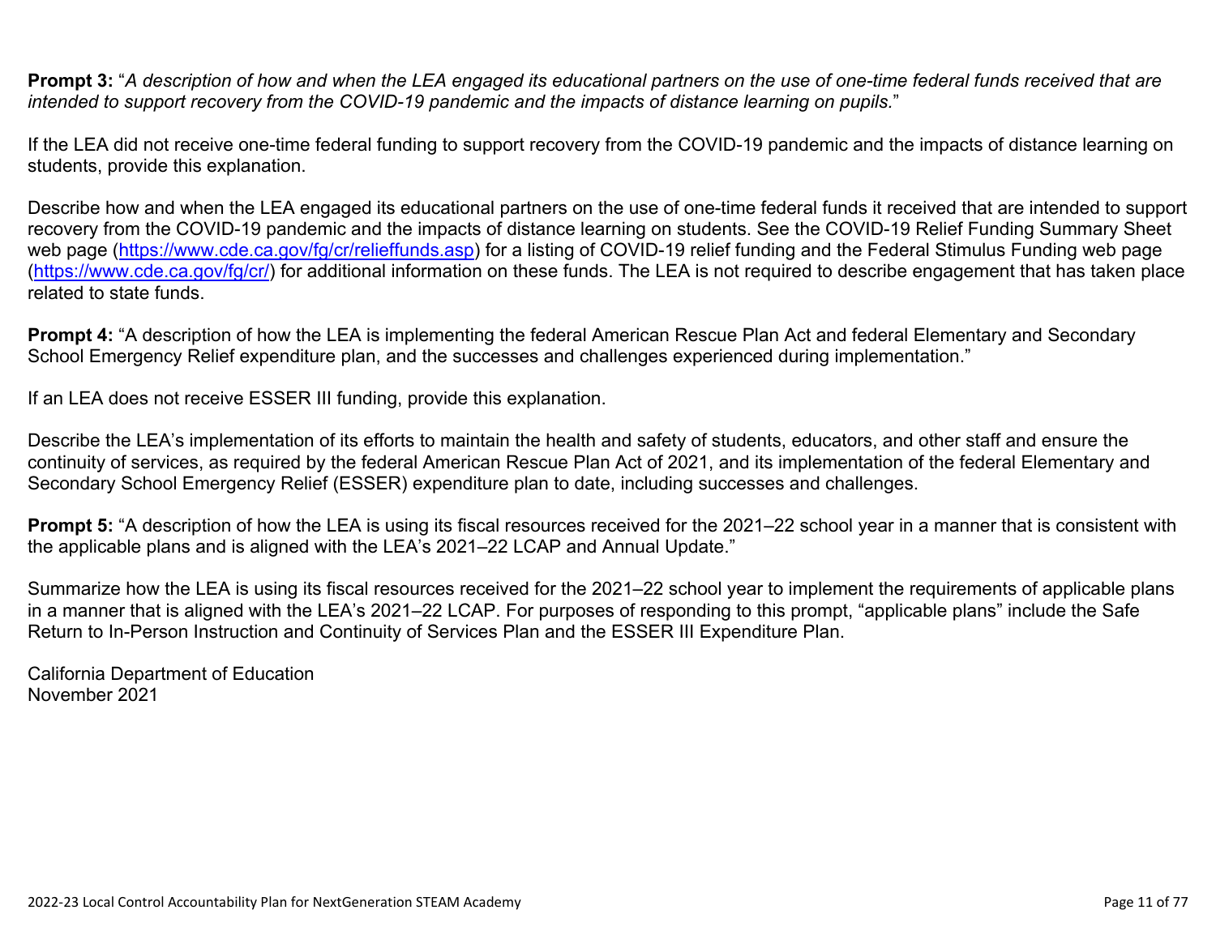**Prompt 3:** "*A description of how and when the LEA engaged its educational partners on the use of one-time federal funds received that are intended to support recovery from the COVID-19 pandemic and the impacts of distance learning on pupils.*"

If the LEA did not receive one-time federal funding to support recovery from the COVID-19 pandemic and the impacts of distance learning on students, provide this explanation.

Describe how and when the LEA engaged its educational partners on the use of one-time federal funds it received that are intended to support recovery from the COVID-19 pandemic and the impacts of distance learning on students. See the COVID-19 Relief Funding Summary Sheet web page (https://www.cde.ca.gov/fg/cr/relieffunds.asp) for a listing of COVID-19 relief funding and the Federal Stimulus Funding web page (https://www.cde.ca.gov/fg/cr/) for additional information on these funds. The LEA is not required to describe engagement that has taken place related to state funds.

**Prompt 4:** "A description of how the LEA is implementing the federal American Rescue Plan Act and federal Elementary and Secondary School Emergency Relief expenditure plan, and the successes and challenges experienced during implementation."

If an LEA does not receive ESSER III funding, provide this explanation.

Describe the LEA's implementation of its efforts to maintain the health and safety of students, educators, and other staff and ensure the continuity of services, as required by the federal American Rescue Plan Act of 2021, and its implementation of the federal Elementary and Secondary School Emergency Relief (ESSER) expenditure plan to date, including successes and challenges.

**Prompt 5:** "A description of how the LEA is using its fiscal resources received for the 2021–22 school year in a manner that is consistent with the applicable plans and is aligned with the LEA's 2021–22 LCAP and Annual Update."

Summarize how the LEA is using its fiscal resources received for the 2021–22 school year to implement the requirements of applicable plans in a manner that is aligned with the LEA's 2021–22 LCAP. For purposes of responding to this prompt, "applicable plans" include the Safe Return to In-Person Instruction and Continuity of Services Plan and the ESSER III Expenditure Plan.

California Department of Education
November 2021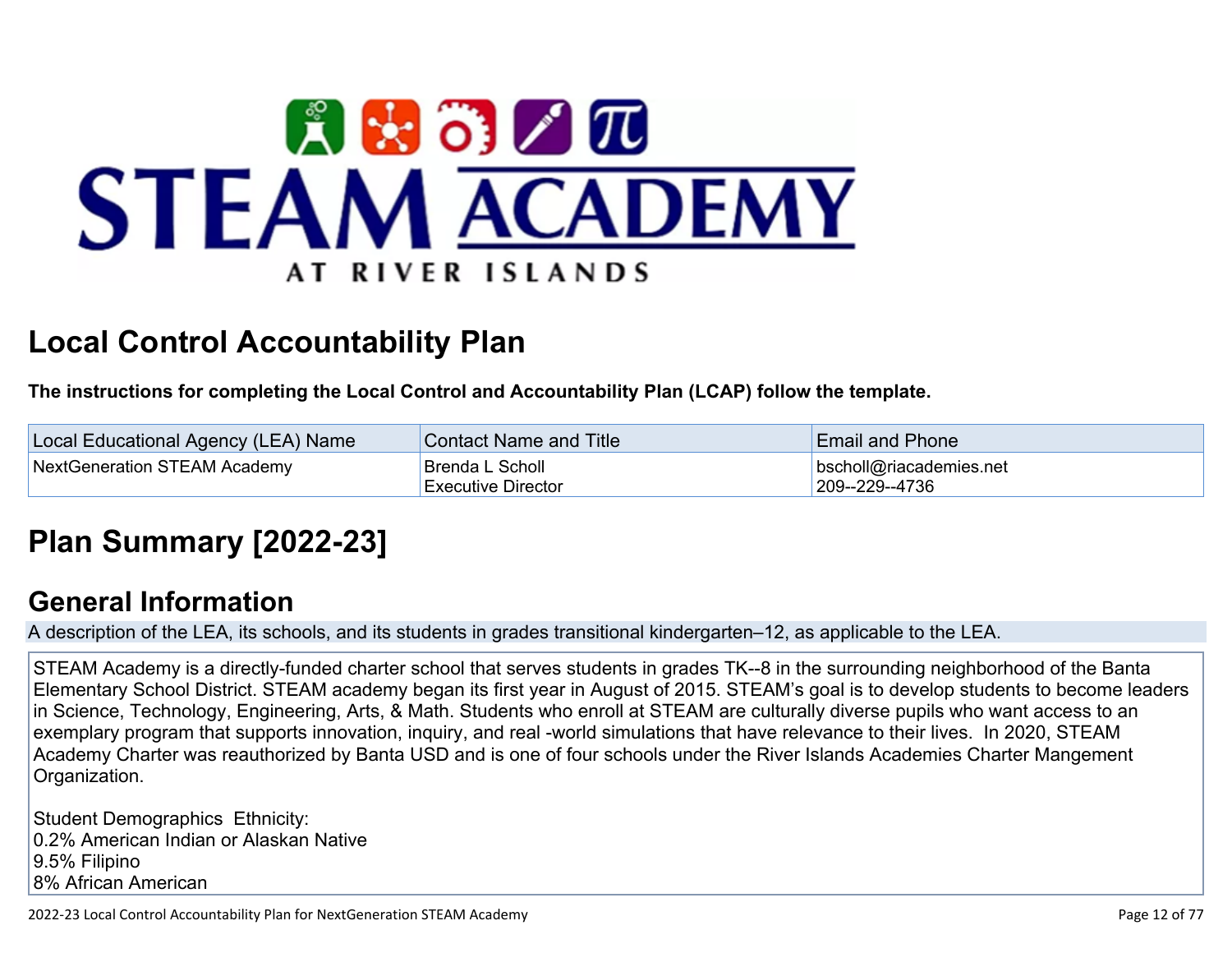# Local Control Accountability Plan

**The instructions for completing the Local Control and Accountability Plan (LCAP) follow the template.**

| Local Educational Agency (LEA) Name | Contact Name and Title | Email and Phone |
|---|---|---|
| NextGeneration STEAM Academy | Brenda L Scholl<br>Executive Director | bscholl@riacademies.net<br>209--229--4736 |

# Plan Summary [2022-23]

## General Information

A description of the LEA, its schools, and its students in grades transitional kindergarten–12, as applicable to the LEA.

STEAM Academy is a directly-funded charter school that serves students in grades TK--8 in the surrounding neighborhood of the Banta Elementary School District. STEAM academy began its first year in August of 2015. STEAM's goal is to develop students to become leaders in Science, Technology, Engineering, Arts, & Math. Students who enroll at STEAM are culturally diverse pupils who want access to an exemplary program that supports innovation, inquiry, and real -world simulations that have relevance to their lives. In 2020, STEAM Academy Charter was reauthorized by Banta USD and is one of four schools under the River Islands Academies Charter Mangement Organization.

Student Demographics Ethnicity:
0.2% American Indian or Alaskan Native
9.5% Filipino
8% African American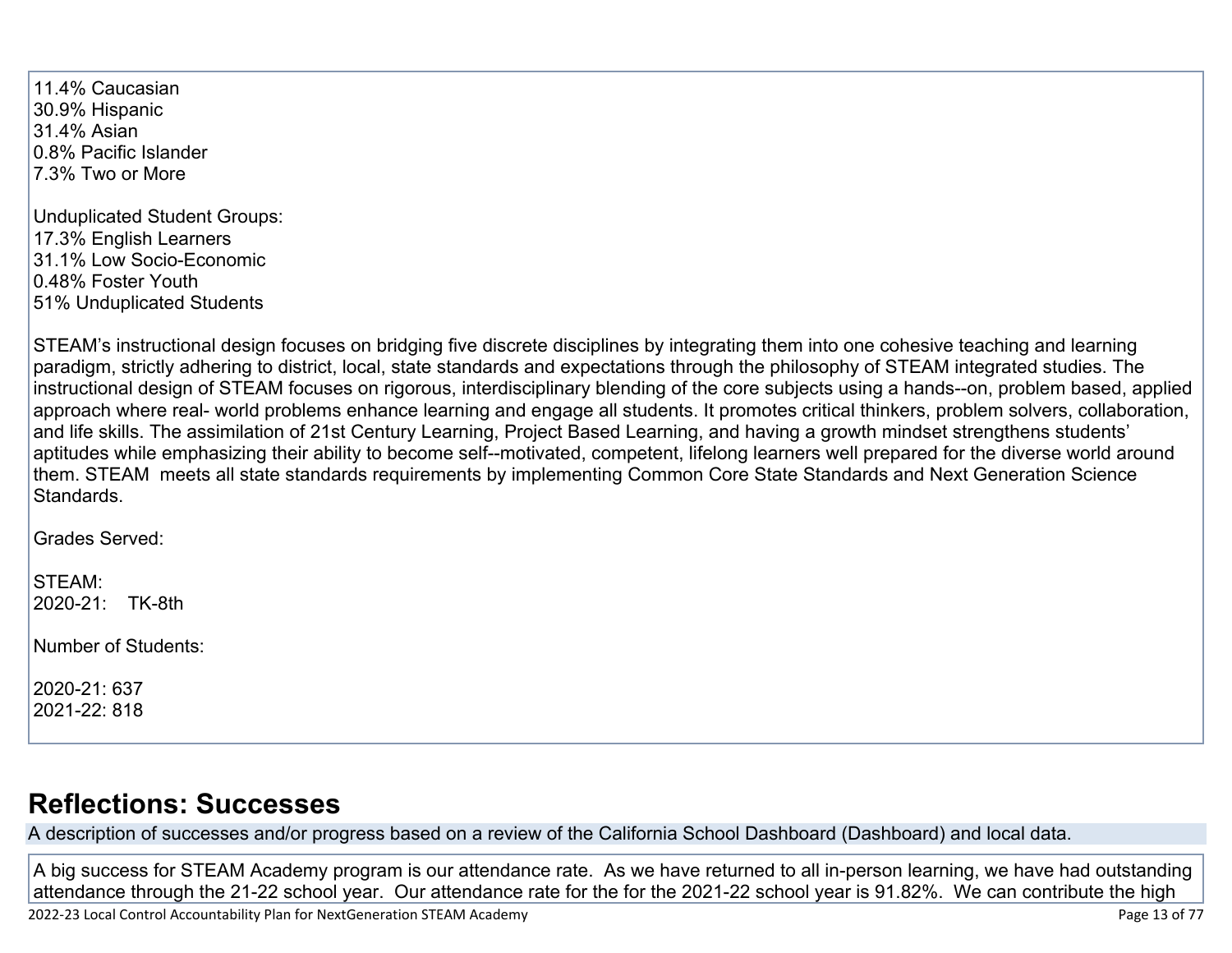11.4% Caucasian
30.9% Hispanic
31.4% Asian
0.8% Pacific Islander
7.3% Two or More

Unduplicated Student Groups:
17.3% English Learners
31.1% Low Socio-Economic
0.48% Foster Youth
51% Unduplicated Students

STEAM's instructional design focuses on bridging five discrete disciplines by integrating them into one cohesive teaching and learning paradigm, strictly adhering to district, local, state standards and expectations through the philosophy of STEAM integrated studies. The instructional design of STEAM focuses on rigorous, interdisciplinary blending of the core subjects using a hands--on, problem based, applied approach where real- world problems enhance learning and engage all students. It promotes critical thinkers, problem solvers, collaboration, and life skills. The assimilation of 21st Century Learning, Project Based Learning, and having a growth mindset strengthens students' aptitudes while emphasizing their ability to become self--motivated, competent, lifelong learners well prepared for the diverse world around them. STEAM meets all state standards requirements by implementing Common Core State Standards and Next Generation Science Standards.

Grades Served:

STEAM:
2020-21: TK-8th

Number of Students:

2020-21: 637
2021-22: 818

## Reflections: Successes

A description of successes and/or progress based on a review of the California School Dashboard (Dashboard) and local data.

A big success for STEAM Academy program is our attendance rate. As we have returned to all in-person learning, we have had outstanding attendance through the 21-22 school year. Our attendance rate for the for the 2021-22 school year is 91.82%. We can contribute the high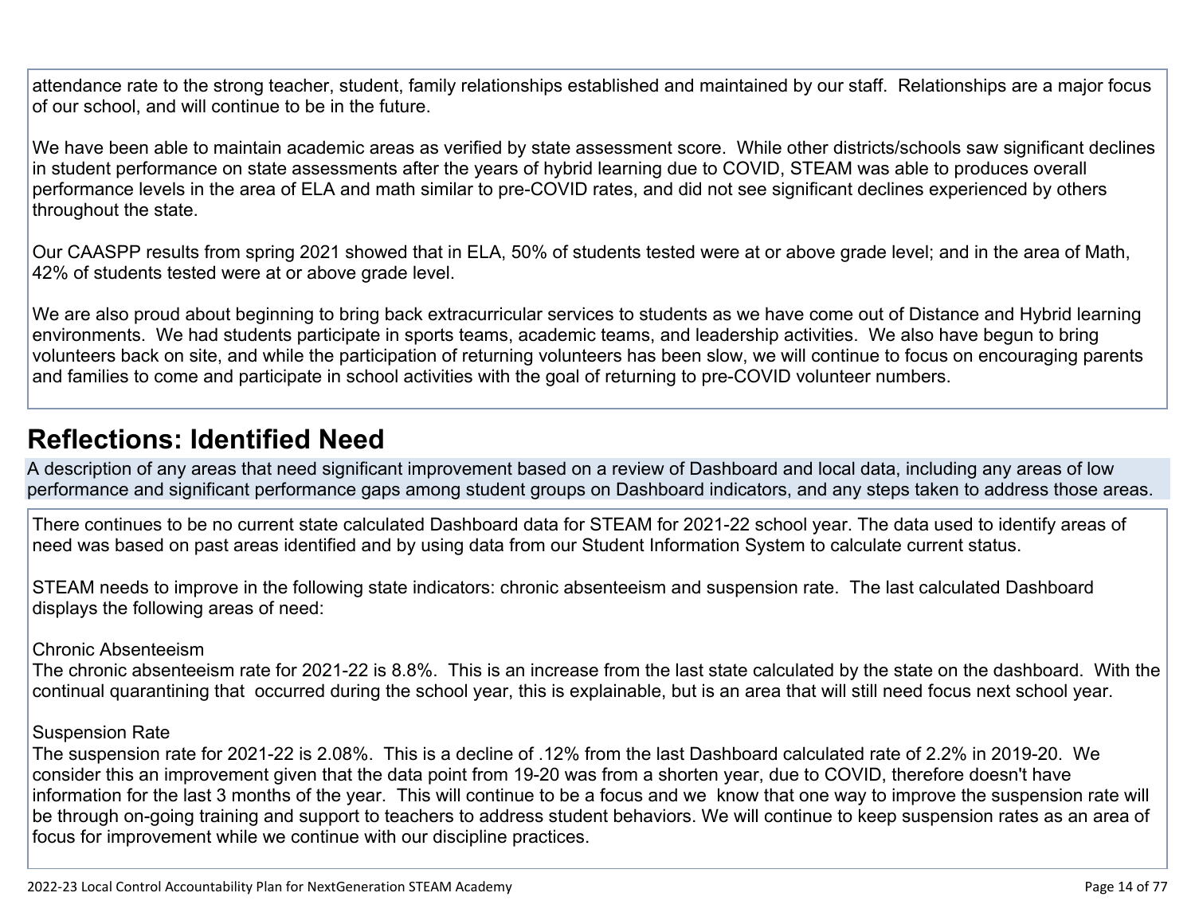attendance rate to the strong teacher, student, family relationships established and maintained by our staff. Relationships are a major focus of our school, and will continue to be in the future.

We have been able to maintain academic areas as verified by state assessment score. While other districts/schools saw significant declines in student performance on state assessments after the years of hybrid learning due to COVID, STEAM was able to produces overall performance levels in the area of ELA and math similar to pre-COVID rates, and did not see significant declines experienced by others throughout the state.

Our CAASPP results from spring 2021 showed that in ELA, 50% of students tested were at or above grade level; and in the area of Math, 42% of students tested were at or above grade level.

We are also proud about beginning to bring back extracurricular services to students as we have come out of Distance and Hybrid learning environments. We had students participate in sports teams, academic teams, and leadership activities. We also have begun to bring volunteers back on site, and while the participation of returning volunteers has been slow, we will continue to focus on encouraging parents and families to come and participate in school activities with the goal of returning to pre-COVID volunteer numbers.

## Reflections: Identified Need

A description of any areas that need significant improvement based on a review of Dashboard and local data, including any areas of low performance and significant performance gaps among student groups on Dashboard indicators, and any steps taken to address those areas.

There continues to be no current state calculated Dashboard data for STEAM for 2021-22 school year. The data used to identify areas of need was based on past areas identified and by using data from our Student Information System to calculate current status.

STEAM needs to improve in the following state indicators: chronic absenteeism and suspension rate. The last calculated Dashboard displays the following areas of need:

Chronic Absenteeism
The chronic absenteeism rate for 2021-22 is 8.8%. This is an increase from the last state calculated by the state on the dashboard. With the continual quarantining that occurred during the school year, this is explainable, but is an area that will still need focus next school year.

Suspension Rate
The suspension rate for 2021-22 is 2.08%. This is a decline of .12% from the last Dashboard calculated rate of 2.2% in 2019-20. We consider this an improvement given that the data point from 19-20 was from a shorten year, due to COVID, therefore doesn't have information for the last 3 months of the year. This will continue to be a focus and we know that one way to improve the suspension rate will be through on-going training and support to teachers to address student behaviors. We will continue to keep suspension rates as an area of focus for improvement while we continue with our discipline practices.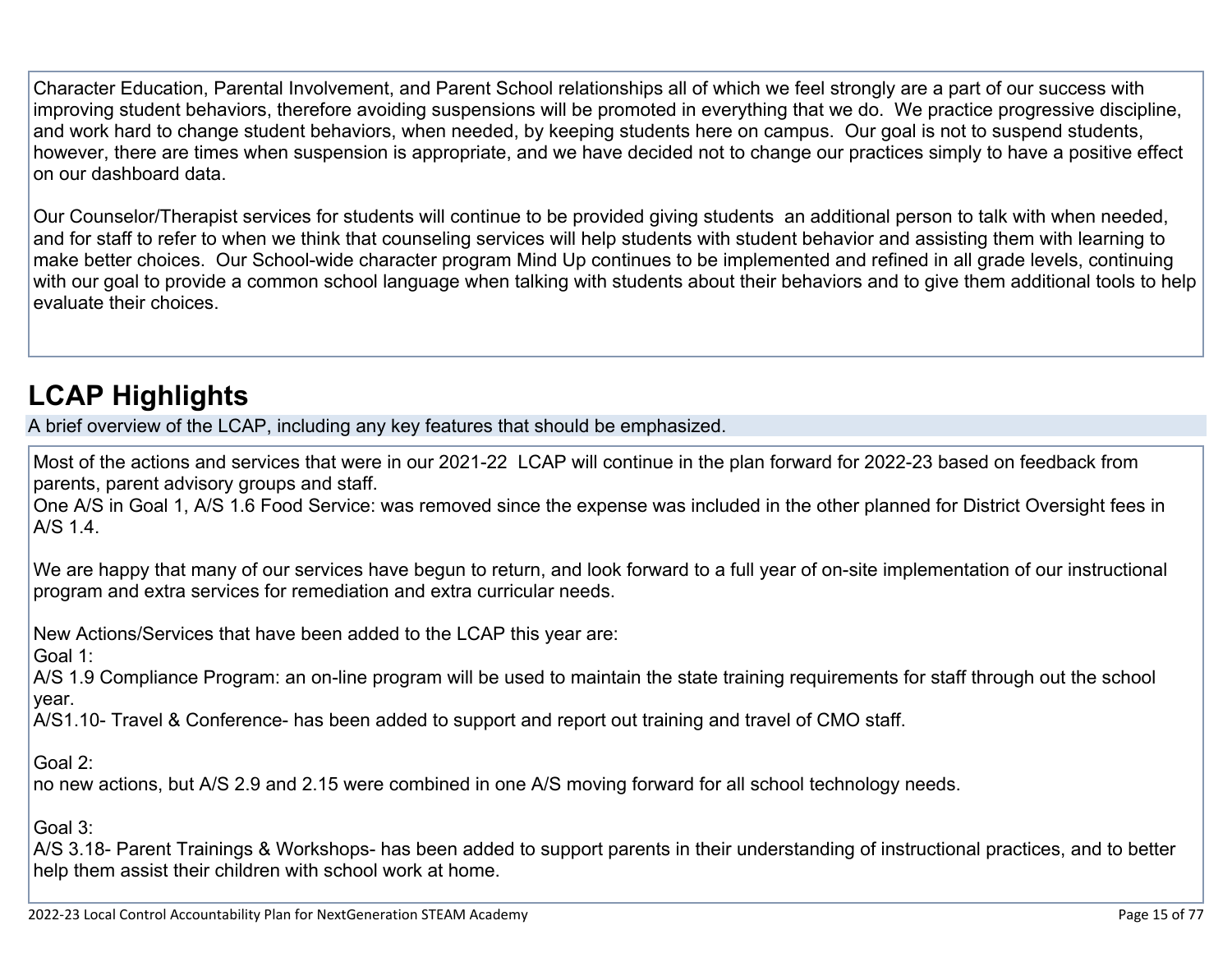Character Education, Parental Involvement, and Parent School relationships all of which we feel strongly are a part of our success with improving student behaviors, therefore avoiding suspensions will be promoted in everything that we do. We practice progressive discipline, and work hard to change student behaviors, when needed, by keeping students here on campus. Our goal is not to suspend students, however, there are times when suspension is appropriate, and we have decided not to change our practices simply to have a positive effect on our dashboard data.

Our Counselor/Therapist services for students will continue to be provided giving students an additional person to talk with when needed, and for staff to refer to when we think that counseling services will help students with student behavior and assisting them with learning to make better choices. Our School-wide character program Mind Up continues to be implemented and refined in all grade levels, continuing with our goal to provide a common school language when talking with students about their behaviors and to give them additional tools to help evaluate their choices.

# LCAP Highlights

A brief overview of the LCAP, including any key features that should be emphasized.

Most of the actions and services that were in our 2021-22 LCAP will continue in the plan forward for 2022-23 based on feedback from parents, parent advisory groups and staff.
One A/S in Goal 1, A/S 1.6 Food Service: was removed since the expense was included in the other planned for District Oversight fees in A/S 1.4.

We are happy that many of our services have begun to return, and look forward to a full year of on-site implementation of our instructional program and extra services for remediation and extra curricular needs.

New Actions/Services that have been added to the LCAP this year are:
Goal 1:
A/S 1.9 Compliance Program: an on-line program will be used to maintain the state training requirements for staff through out the school year.
A/S1.10- Travel & Conference- has been added to support and report out training and travel of CMO staff.

Goal 2:
no new actions, but A/S 2.9 and 2.15 were combined in one A/S moving forward for all school technology needs.

Goal 3:
A/S 3.18- Parent Trainings & Workshops- has been added to support parents in their understanding of instructional practices, and to better help them assist their children with school work at home.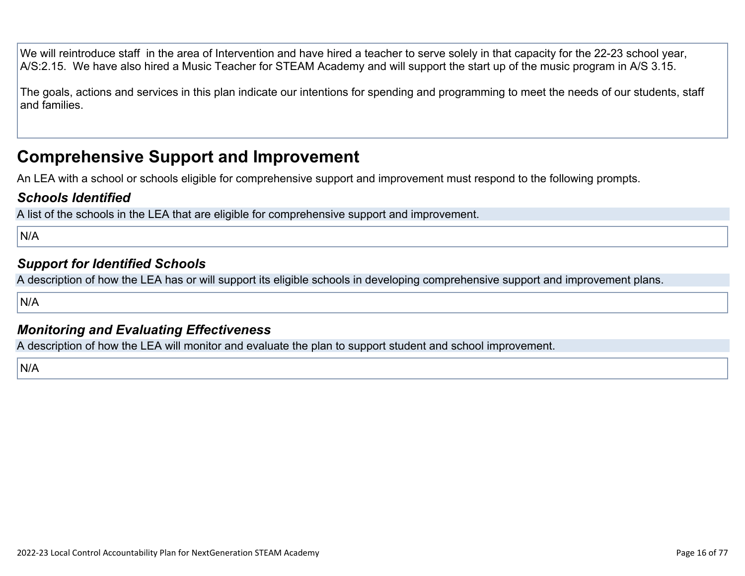We will reintroduce staff  in the area of Intervention and have hired a teacher to serve solely in that capacity for the 22-23 school year, A/S:2.15.  We have also hired a Music Teacher for STEAM Academy and will support the start up of the music program in A/S 3.15.

The goals, actions and services in this plan indicate our intentions for spending and programming to meet the needs of our students, staff and families.

## Comprehensive Support and Improvement

An LEA with a school or schools eligible for comprehensive support and improvement must respond to the following prompts.

### *Schools Identified*

A list of the schools in the LEA that are eligible for comprehensive support and improvement.

N/A

### *Support for Identified Schools*

A description of how the LEA has or will support its eligible schools in developing comprehensive support and improvement plans.

N/A

### *Monitoring and Evaluating Effectiveness*

A description of how the LEA will monitor and evaluate the plan to support student and school improvement.

N/A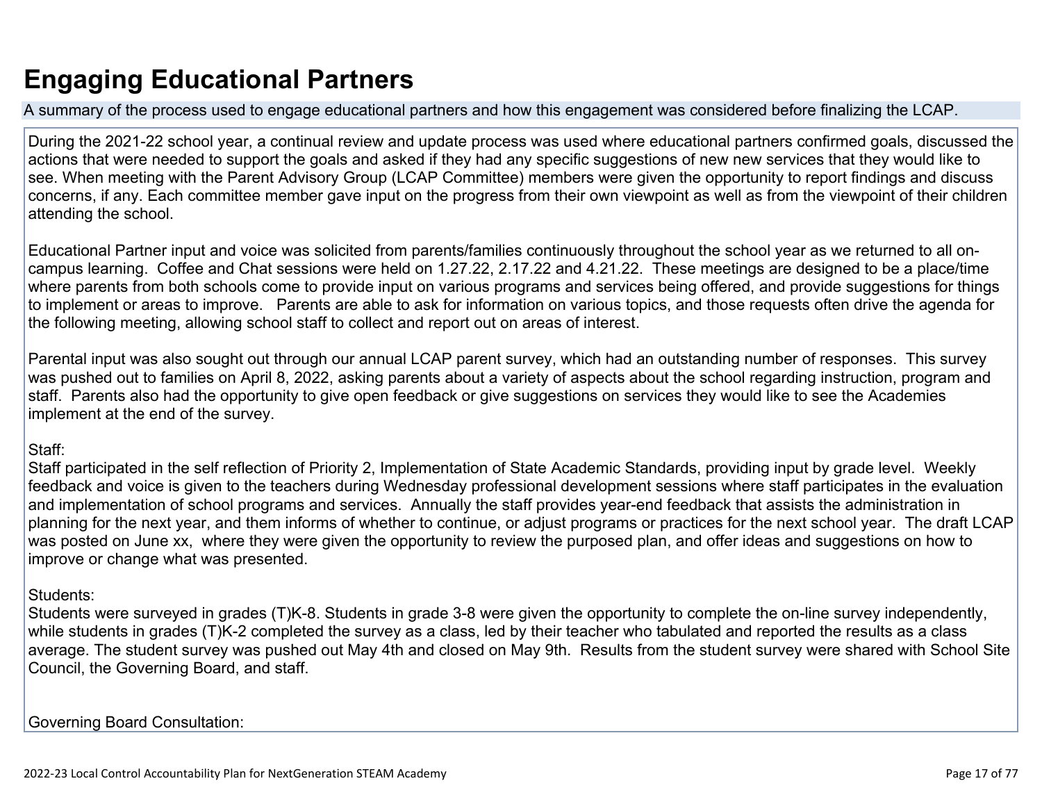# Engaging Educational Partners

A summary of the process used to engage educational partners and how this engagement was considered before finalizing the LCAP.

During the 2021-22 school year, a continual review and update process was used where educational partners confirmed goals, discussed the actions that were needed to support the goals and asked if they had any specific suggestions of new new services that they would like to see. When meeting with the Parent Advisory Group (LCAP Committee) members were given the opportunity to report findings and discuss concerns, if any. Each committee member gave input on the progress from their own viewpoint as well as from the viewpoint of their children attending the school.

Educational Partner input and voice was solicited from parents/families continuously throughout the school year as we returned to all on-campus learning. Coffee and Chat sessions were held on 1.27.22, 2.17.22 and 4.21.22. These meetings are designed to be a place/time where parents from both schools come to provide input on various programs and services being offered, and provide suggestions for things to implement or areas to improve. Parents are able to ask for information on various topics, and those requests often drive the agenda for the following meeting, allowing school staff to collect and report out on areas of interest.

Parental input was also sought out through our annual LCAP parent survey, which had an outstanding number of responses. This survey was pushed out to families on April 8, 2022, asking parents about a variety of aspects about the school regarding instruction, program and staff. Parents also had the opportunity to give open feedback or give suggestions on services they would like to see the Academies implement at the end of the survey.

Staff:
Staff participated in the self reflection of Priority 2, Implementation of State Academic Standards, providing input by grade level. Weekly feedback and voice is given to the teachers during Wednesday professional development sessions where staff participates in the evaluation and implementation of school programs and services. Annually the staff provides year-end feedback that assists the administration in planning for the next year, and them informs of whether to continue, or adjust programs or practices for the next school year. The draft LCAP was posted on June xx, where they were given the opportunity to review the purposed plan, and offer ideas and suggestions on how to improve or change what was presented.

Students:
Students were surveyed in grades (T)K-8. Students in grade 3-8 were given the opportunity to complete the on-line survey independently, while students in grades (T)K-2 completed the survey as a class, led by their teacher who tabulated and reported the results as a class average. The student survey was pushed out May 4th and closed on May 9th. Results from the student survey were shared with School Site Council, the Governing Board, and staff.

Governing Board Consultation: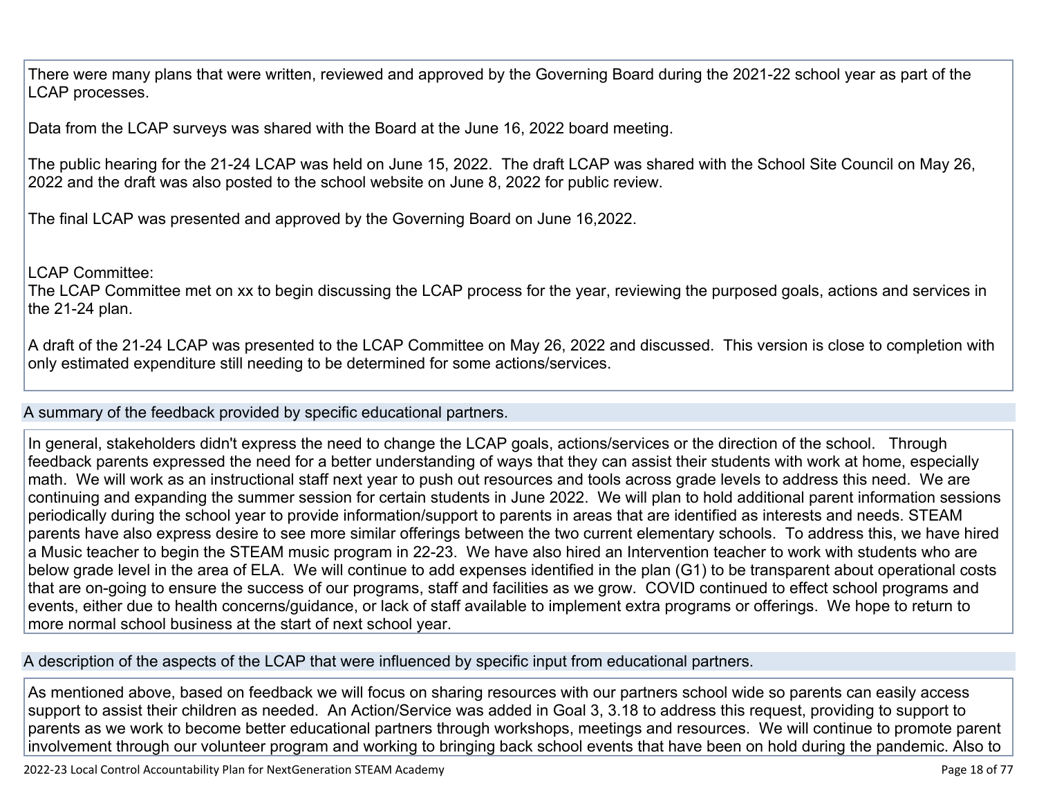There were many plans that were written, reviewed and approved by the Governing Board during the 2021-22 school year as part of the LCAP processes.

Data from the LCAP surveys was shared with the Board at the June 16, 2022 board meeting.

The public hearing for the 21-24 LCAP was held on June 15, 2022. The draft LCAP was shared with the School Site Council on May 26, 2022 and the draft was also posted to the school website on June 8, 2022 for public review.

The final LCAP was presented and approved by the Governing Board on June 16,2022.

LCAP Committee:
The LCAP Committee met on xx to begin discussing the LCAP process for the year, reviewing the purposed goals, actions and services in the 21-24 plan.

A draft of the 21-24 LCAP was presented to the LCAP Committee on May 26, 2022 and discussed. This version is close to completion with only estimated expenditure still needing to be determined for some actions/services.

## A summary of the feedback provided by specific educational partners.

In general, stakeholders didn't express the need to change the LCAP goals, actions/services or the direction of the school. Through feedback parents expressed the need for a better understanding of ways that they can assist their students with work at home, especially math. We will work as an instructional staff next year to push out resources and tools across grade levels to address this need. We are continuing and expanding the summer session for certain students in June 2022. We will plan to hold additional parent information sessions periodically during the school year to provide information/support to parents in areas that are identified as interests and needs. STEAM parents have also express desire to see more similar offerings between the two current elementary schools. To address this, we have hired a Music teacher to begin the STEAM music program in 22-23. We have also hired an Intervention teacher to work with students who are below grade level in the area of ELA. We will continue to add expenses identified in the plan (G1) to be transparent about operational costs that are on-going to ensure the success of our programs, staff and facilities as we grow. COVID continued to effect school programs and events, either due to health concerns/guidance, or lack of staff available to implement extra programs or offerings. We hope to return to more normal school business at the start of next school year.

## A description of the aspects of the LCAP that were influenced by specific input from educational partners.

As mentioned above, based on feedback we will focus on sharing resources with our partners school wide so parents can easily access support to assist their children as needed. An Action/Service was added in Goal 3, 3.18 to address this request, providing to support to parents as we work to become better educational partners through workshops, meetings and resources. We will continue to promote parent involvement through our volunteer program and working to bringing back school events that have been on hold during the pandemic. Also to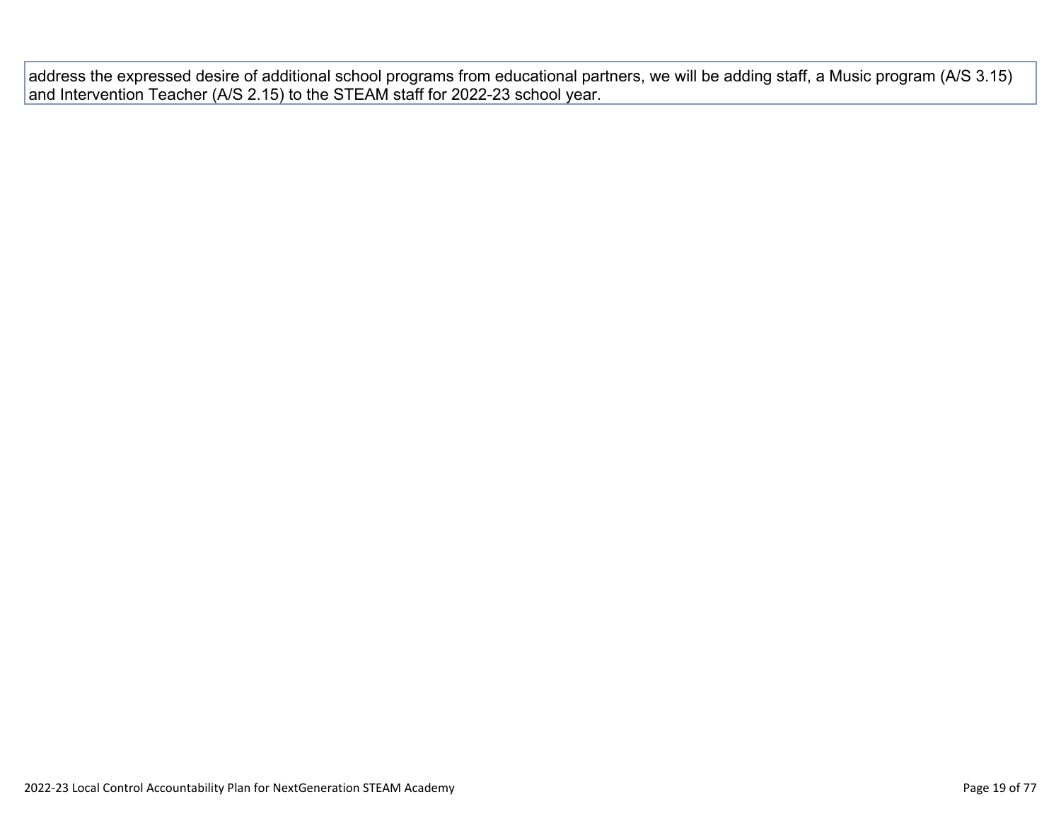address the expressed desire of additional school programs from educational partners, we will be adding staff, a Music program (A/S 3.15) and Intervention Teacher (A/S 2.15) to the STEAM staff for 2022-23 school year.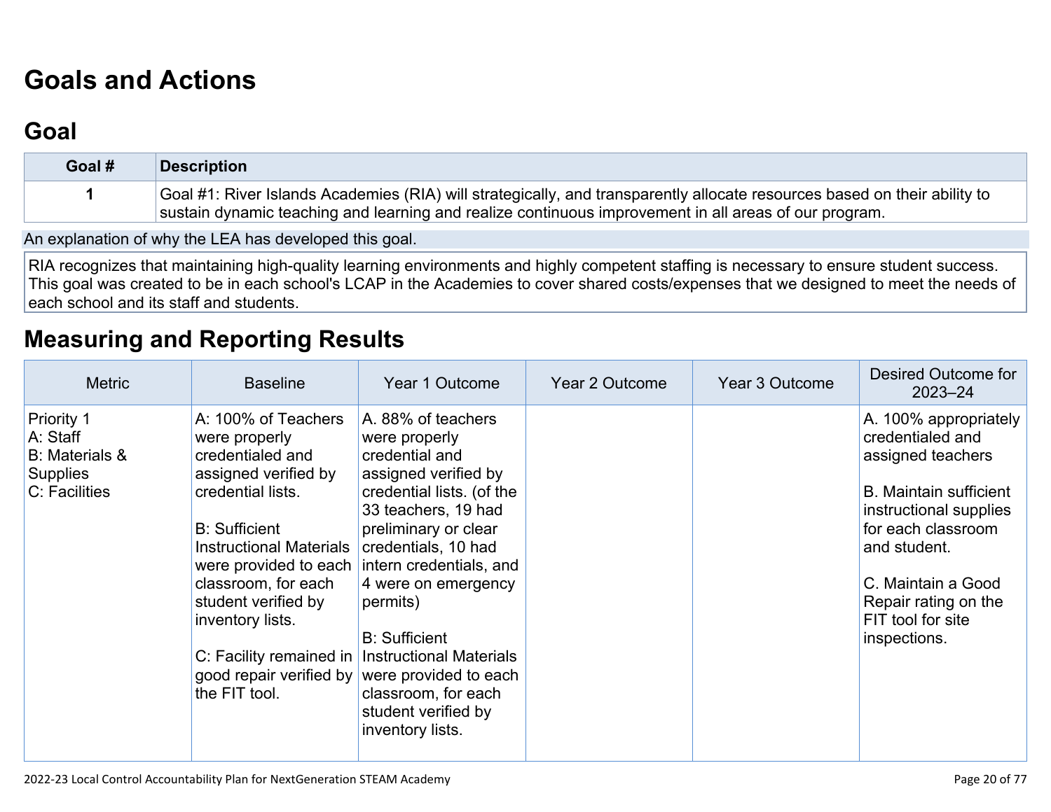# Goals and Actions

## Goal

| Goal # | Description |
|---|---|
| 1 | Goal #1: River Islands Academies (RIA) will strategically, and transparently allocate resources based on their ability to sustain dynamic teaching and learning and realize continuous improvement in all areas of our program. |

An explanation of why the LEA has developed this goal.

RIA recognizes that maintaining high-quality learning environments and highly competent staffing is necessary to ensure student success. This goal was created to be in each school's LCAP in the Academies to cover shared costs/expenses that we designed to meet the needs of each school and its staff and students.

## Measuring and Reporting Results

| Metric | Baseline | Year 1 Outcome | Year 2 Outcome | Year 3 Outcome | Desired Outcome for 2023–24 |
|---|---|---|---|---|---|
| Priority 1<br>A: Staff<br>B: Materials & Supplies<br>C: Facilities | A: 100% of Teachers were properly credentialed and assigned verified by credential lists.<br><br>B: Sufficient Instructional Materials were provided to each classroom, for each student verified by inventory lists.<br><br>C: Facility remained in good repair verified by the FIT tool. | A. 88% of teachers were properly credential and assigned verified by credential lists. (of the 33 teachers, 19 had preliminary or clear credentials, 10 had intern credentials, and 4 were on emergency permits)<br><br>B: Sufficient Instructional Materials were provided to each classroom, for each student verified by inventory lists. | | | A. 100% appropriately credentialed and assigned teachers<br><br>B. Maintain sufficient instructional supplies for each classroom and student.<br><br>C. Maintain a Good Repair rating on the FIT tool for site inspections. |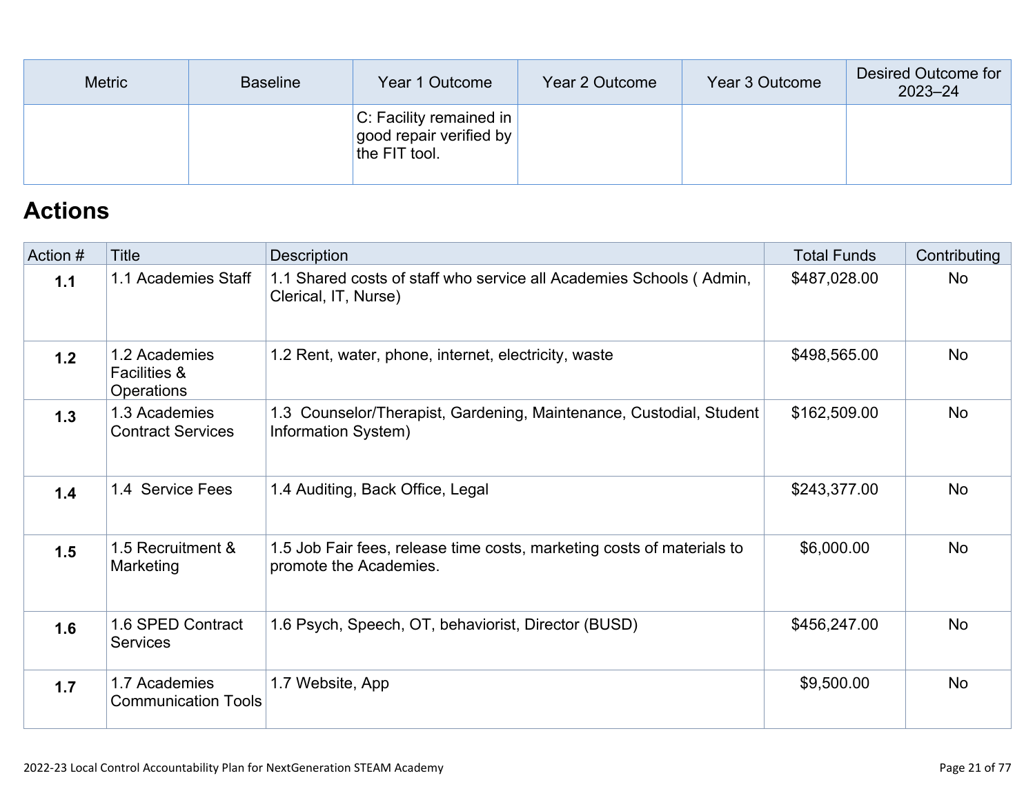| Metric | Baseline | Year 1 Outcome | Year 2 Outcome | Year 3 Outcome | Desired Outcome for 2023–24 |
|---|---|---|---|---|---|
| | | C: Facility remained in good repair verified by the FIT tool. | | | |

## Actions

| Action # | Title | Description | Total Funds | Contributing |
|---|---|---|---|---|
| **1.1** | 1.1 Academies Staff | 1.1 Shared costs of staff who service all Academies Schools ( Admin, Clerical, IT, Nurse) | $487,028.00 | No |
| **1.2** | 1.2 Academies Facilities & Operations | 1.2 Rent, water, phone, internet, electricity, waste | $498,565.00 | No |
| **1.3** | 1.3 Academies Contract Services | 1.3 Counselor/Therapist, Gardening, Maintenance, Custodial, Student Information System) | $162,509.00 | No |
| **1.4** | 1.4 Service Fees | 1.4 Auditing, Back Office, Legal | $243,377.00 | No |
| **1.5** | 1.5 Recruitment & Marketing | 1.5 Job Fair fees, release time costs, marketing costs of materials to promote the Academies. | $6,000.00 | No |
| **1.6** | 1.6 SPED Contract Services | 1.6 Psych, Speech, OT, behaviorist, Director (BUSD) | $456,247.00 | No |
| **1.7** | 1.7 Academies Communication Tools | 1.7 Website, App | $9,500.00 | No |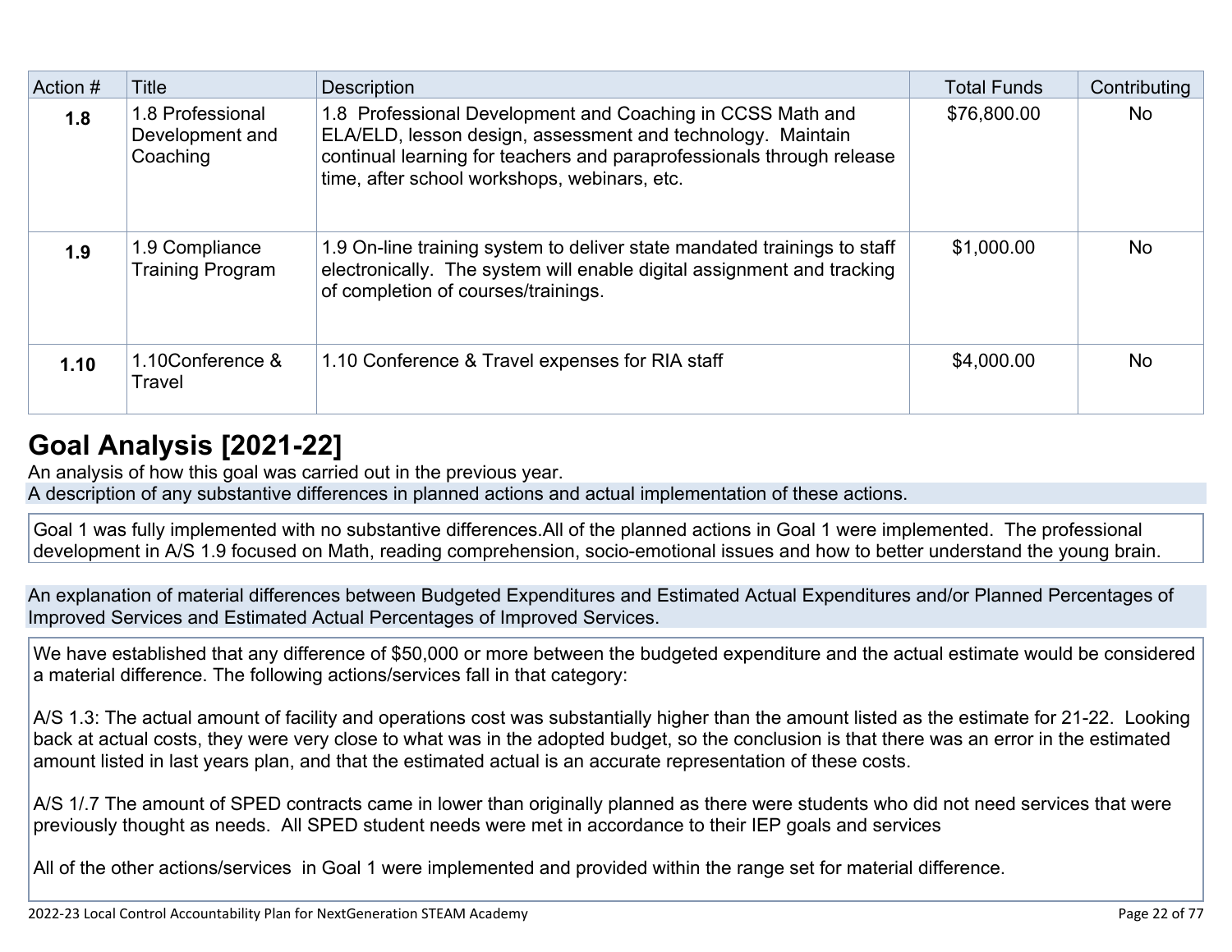| Action # | Title | Description | Total Funds | Contributing |
|---|---|---|---|---|
| **1.8** | 1.8 Professional Development and Coaching | 1.8 Professional Development and Coaching in CCSS Math and ELA/ELD, lesson design, assessment and technology. Maintain continual learning for teachers and paraprofessionals through release time, after school workshops, webinars, etc. | $76,800.00 | No |
| **1.9** | 1.9 Compliance Training Program | 1.9 On-line training system to deliver state mandated trainings to staff electronically. The system will enable digital assignment and tracking of completion of courses/trainings. | $1,000.00 | No |
| **1.10** | 1.10Conference & Travel | 1.10 Conference & Travel expenses for RIA staff | $4,000.00 | No |

# Goal Analysis [2021-22]

An analysis of how this goal was carried out in the previous year.

A description of any substantive differences in planned actions and actual implementation of these actions.

Goal 1 was fully implemented with no substantive differences.All of the planned actions in Goal 1 were implemented. The professional development in A/S 1.9 focused on Math, reading comprehension, socio-emotional issues and how to better understand the young brain.

An explanation of material differences between Budgeted Expenditures and Estimated Actual Expenditures and/or Planned Percentages of Improved Services and Estimated Actual Percentages of Improved Services.

We have established that any difference of $50,000 or more between the budgeted expenditure and the actual estimate would be considered a material difference. The following actions/services fall in that category:

A/S 1.3: The actual amount of facility and operations cost was substantially higher than the amount listed as the estimate for 21-22. Looking back at actual costs, they were very close to what was in the adopted budget, so the conclusion is that there was an error in the estimated amount listed in last years plan, and that the estimated actual is an accurate representation of these costs.

A/S 1/.7 The amount of SPED contracts came in lower than originally planned as there were students who did not need services that were previously thought as needs. All SPED student needs were met in accordance to their IEP goals and services

All of the other actions/services in Goal 1 were implemented and provided within the range set for material difference.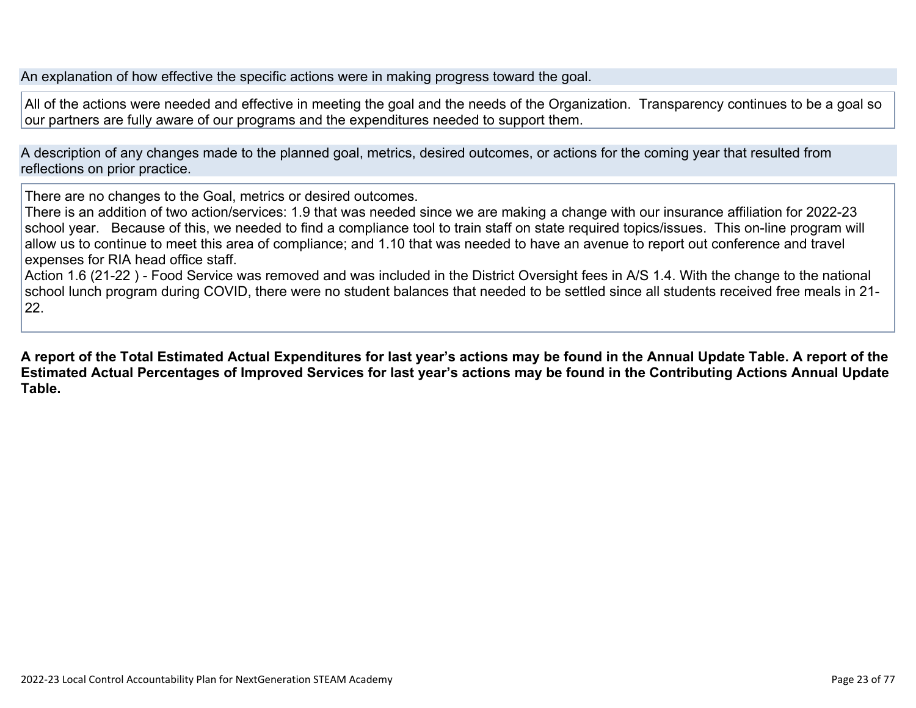An explanation of how effective the specific actions were in making progress toward the goal.

All of the actions were needed and effective in meeting the goal and the needs of the Organization. Transparency continues to be a goal so our partners are fully aware of our programs and the expenditures needed to support them.

A description of any changes made to the planned goal, metrics, desired outcomes, or actions for the coming year that resulted from reflections on prior practice.

There are no changes to the Goal, metrics or desired outcomes.
There is an addition of two action/services: 1.9 that was needed since we are making a change with our insurance affiliation for 2022-23 school year. Because of this, we needed to find a compliance tool to train staff on state required topics/issues. This on-line program will allow us to continue to meet this area of compliance; and 1.10 that was needed to have an avenue to report out conference and travel expenses for RIA head office staff.
Action 1.6 (21-22 ) - Food Service was removed and was included in the District Oversight fees in A/S 1.4. With the change to the national school lunch program during COVID, there were no student balances that needed to be settled since all students received free meals in 21-22.

**A report of the Total Estimated Actual Expenditures for last year's actions may be found in the Annual Update Table. A report of the Estimated Actual Percentages of Improved Services for last year's actions may be found in the Contributing Actions Annual Update Table.**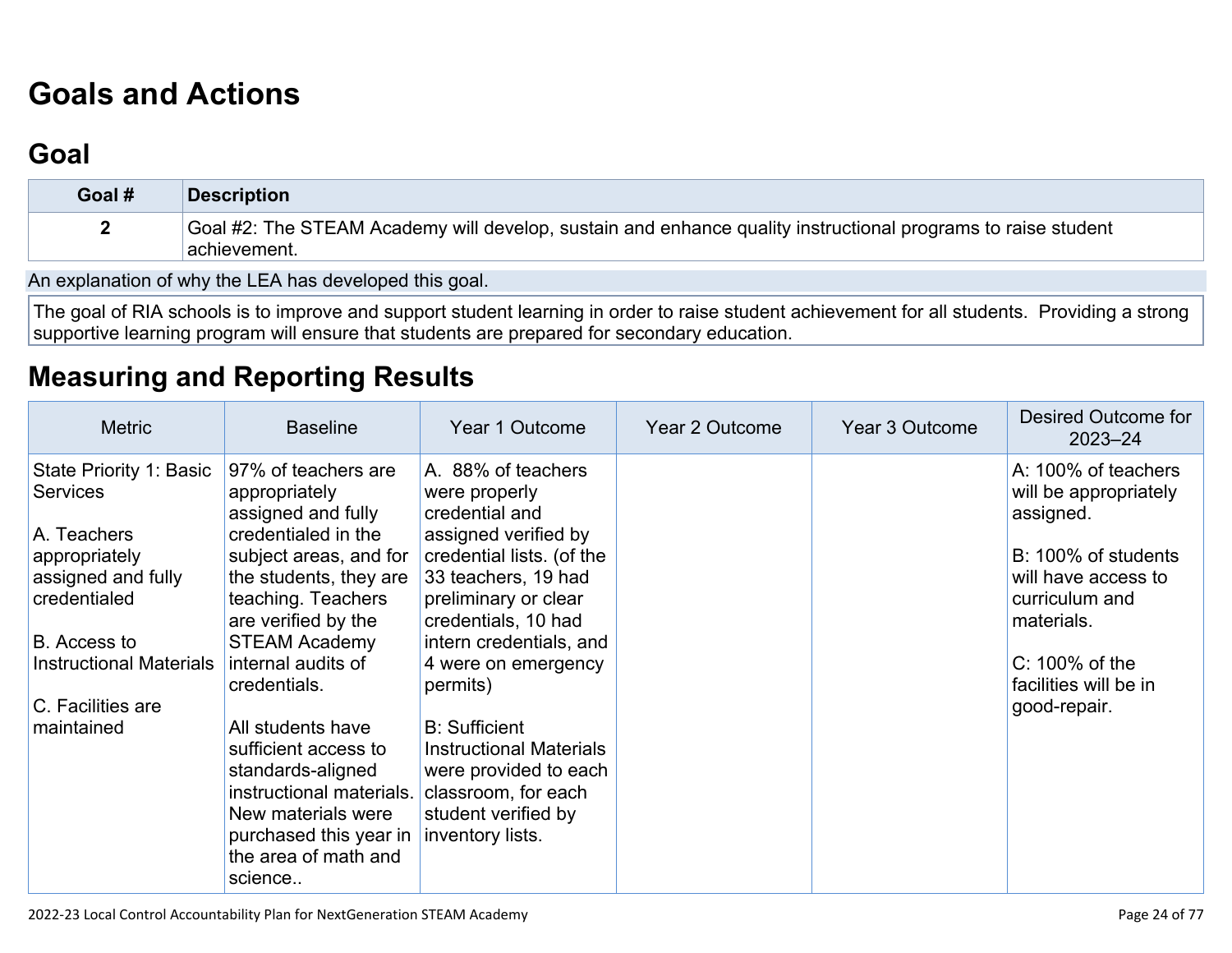# Goals and Actions

## Goal

| Goal # | Description |
|---|---|
| 2 | Goal #2: The STEAM Academy will develop, sustain and enhance quality instructional programs to raise student achievement. |

An explanation of why the LEA has developed this goal.

The goal of RIA schools is to improve and support student learning in order to raise student achievement for all students. Providing a strong supportive learning program will ensure that students are prepared for secondary education.

## Measuring and Reporting Results

| Metric | Baseline | Year 1 Outcome | Year 2 Outcome | Year 3 Outcome | Desired Outcome for 2023–24 |
|---|---|---|---|---|---|
| State Priority 1: Basic Services<br><br>A. Teachers appropriately assigned and fully credentialed<br><br>B. Access to Instructional Materials<br><br>C. Facilities are maintained | 97% of teachers are appropriately assigned and fully credentialed in the subject areas, and for the students, they are teaching. Teachers are verified by the STEAM Academy internal audits of credentials.<br><br>All students have sufficient access to standards-aligned instructional materials. New materials were purchased this year in the area of math and science.. | A. 88% of teachers were properly credential and assigned verified by credential lists. (of the 33 teachers, 19 had preliminary or clear credentials, 10 had intern credentials, and 4 were on emergency permits)<br><br>B: Sufficient Instructional Materials were provided to each classroom, for each student verified by inventory lists. | | | A: 100% of teachers will be appropriately assigned.<br><br>B: 100% of students will have access to curriculum and materials.<br><br>C: 100% of the facilities will be in good-repair. |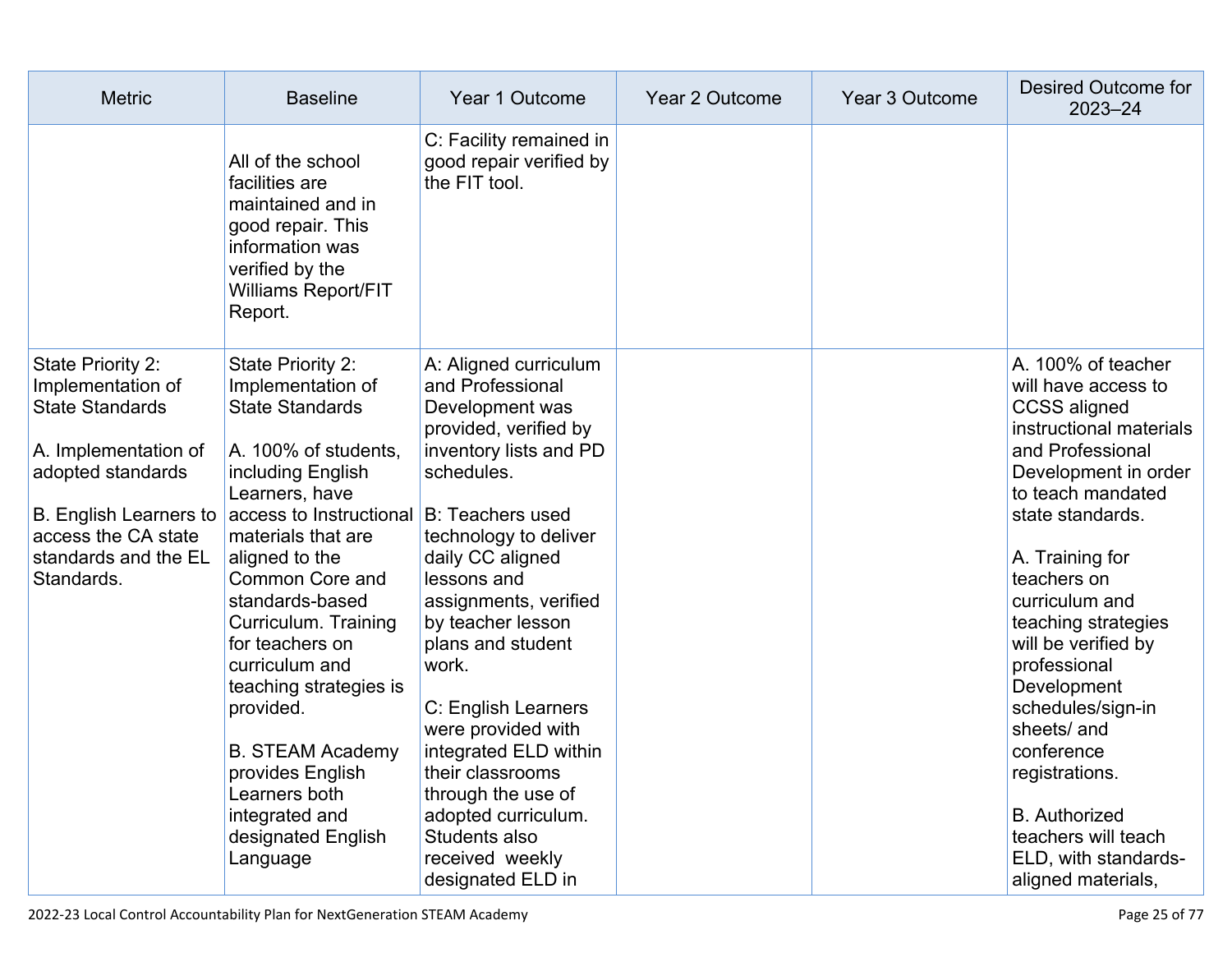| Metric | Baseline | Year 1 Outcome | Year 2 Outcome | Year 3 Outcome | Desired Outcome for 2023–24 |
|---|---|---|---|---|---|
| | All of the school facilities are maintained and in good repair. This information was verified by the Williams Report/FIT Report. | C: Facility remained in good repair verified by the FIT tool. | | | |
| State Priority 2: Implementation of State Standards<br><br>A. Implementation of adopted standards<br><br>B. English Learners to access the CA state standards and the EL Standards. | State Priority 2: Implementation of State Standards<br><br>A. 100% of students, including English Learners, have access to Instructional materials that are aligned to the Common Core and standards-based Curriculum. Training for teachers on curriculum and teaching strategies is provided.<br><br>B. STEAM Academy provides English Learners both integrated and designated English Language | A: Aligned curriculum and Professional Development was provided, verified by inventory lists and PD schedules.<br><br>B: Teachers used technology to deliver daily CC aligned lessons and assignments, verified by teacher lesson plans and student work.<br><br>C: English Learners were provided with integrated ELD within their classrooms through the use of adopted curriculum. Students also received weekly designated ELD in | | | A. 100% of teacher will have access to CCSS aligned instructional materials and Professional Development in order to teach mandated state standards.<br><br>A. Training for teachers on curriculum and teaching strategies will be verified by professional Development schedules/sign-in sheets/ and conference registrations.<br><br>B. Authorized teachers will teach ELD, with standards-aligned materials, |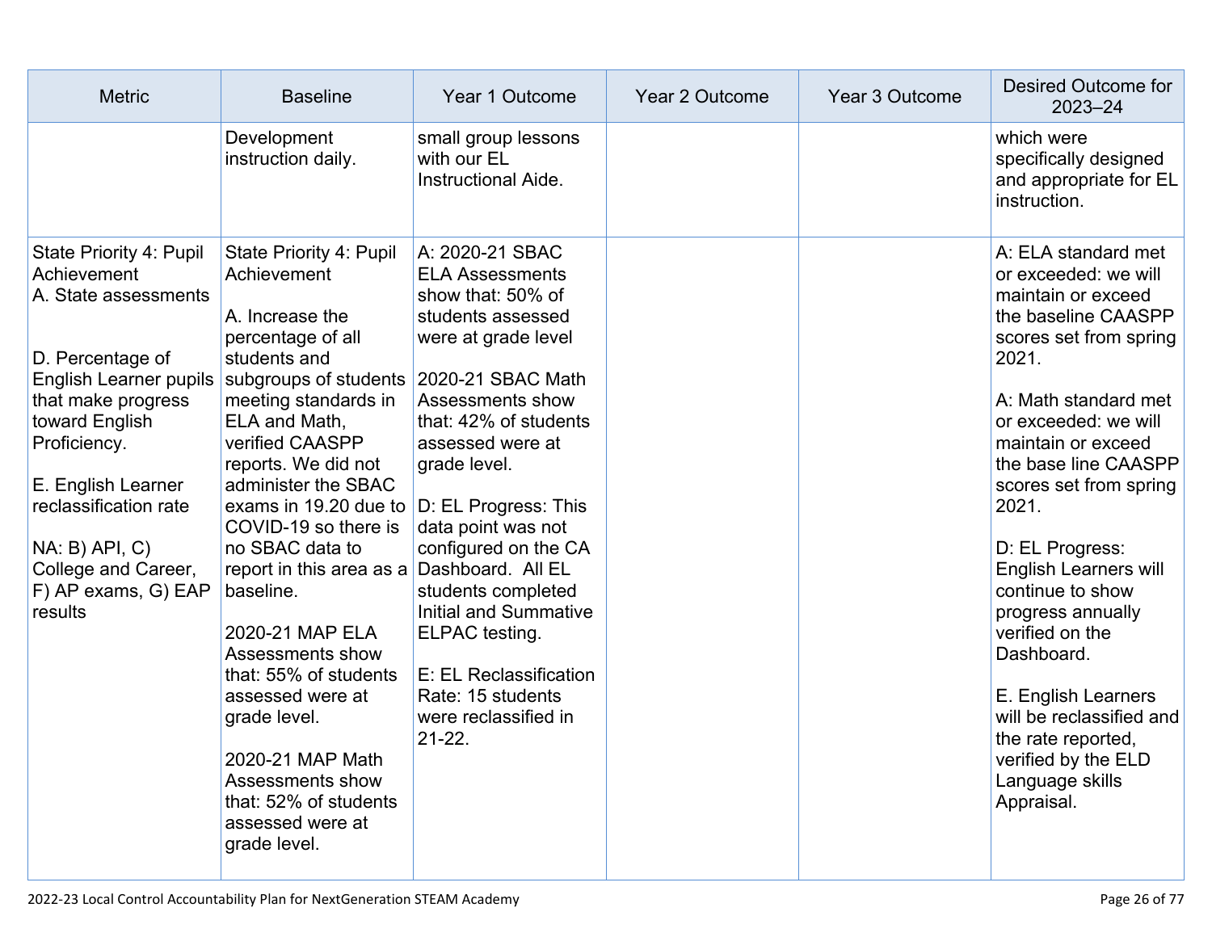| Metric | Baseline | Year 1 Outcome | Year 2 Outcome | Year 3 Outcome | Desired Outcome for 2023–24 |
|---|---|---|---|---|---|
| | Development instruction daily. | small group lessons with our EL Instructional Aide. | | | which were specifically designed and appropriate for EL instruction. |
| State Priority 4: Pupil Achievement<br>A. State assessments<br><br>D. Percentage of English Learner pupils that make progress toward English Proficiency.<br><br>E. English Learner reclassification rate<br><br>NA: B) API, C) College and Career, F) AP exams, G) EAP results | State Priority 4: Pupil Achievement<br><br>A. Increase the percentage of all students and subgroups of students meeting standards in ELA and Math, verified CAASPP reports. We did not administer the SBAC exams in 19.20 due to COVID-19 so there is no SBAC data to report in this area as a baseline.<br><br>2020-21 MAP ELA Assessments show that: 55% of students assessed were at grade level.<br><br>2020-21 MAP Math Assessments show that: 52% of students assessed were at grade level. | A: 2020-21 SBAC ELA Assessments show that: 50% of students assessed were at grade level<br><br>2020-21 SBAC Math Assessments show that: 42% of students assessed were at grade level.<br><br>D: EL Progress: This data point was not configured on the CA Dashboard. All EL students completed Initial and Summative ELPAC testing.<br><br>E: EL Reclassification Rate: 15 students were reclassified in 21-22. | | | A: ELA standard met or exceeded: we will maintain or exceed the baseline CAASPP scores set from spring 2021.<br><br>A: Math standard met or exceeded: we will maintain or exceed the base line CAASPP scores set from spring 2021.<br><br>D: EL Progress: English Learners will continue to show progress annually verified on the Dashboard.<br><br>E. English Learners will be reclassified and the rate reported, verified by the ELD Language skills Appraisal. |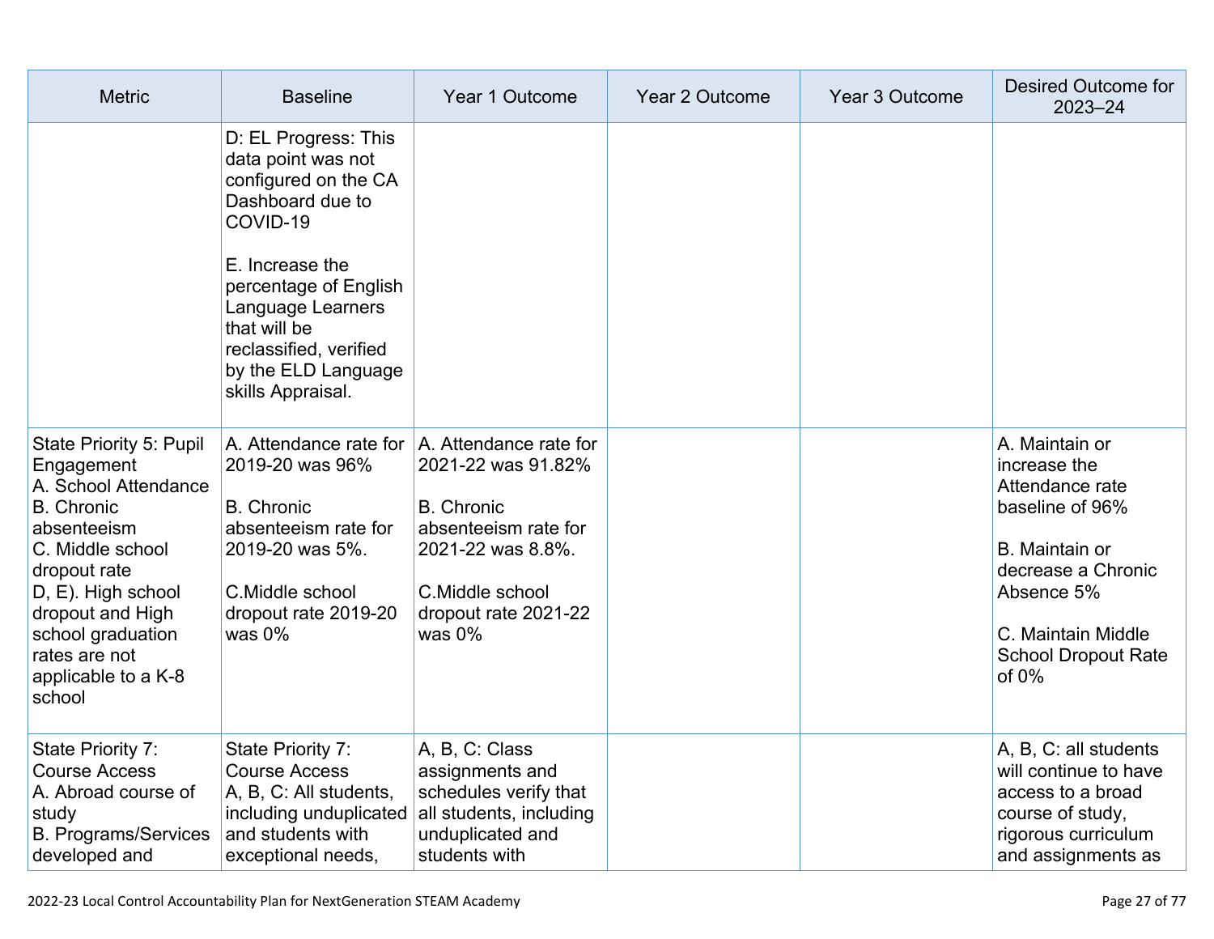| Metric | Baseline | Year 1 Outcome | Year 2 Outcome | Year 3 Outcome | Desired Outcome for 2023–24 |
|---|---|---|---|---|---|
| | D: EL Progress: This data point was not configured on the CA Dashboard due to COVID-19<br><br>E. Increase the percentage of English Language Learners that will be reclassified, verified by the ELD Language skills Appraisal. | | | | |
| State Priority 5: Pupil Engagement<br>A. School Attendance<br>B. Chronic absenteeism<br>C. Middle school dropout rate<br>D, E). High school dropout and High school graduation rates are not applicable to a K-8 school | A. Attendance rate for 2019-20 was 96%<br><br>B. Chronic absenteeism rate for 2019-20 was 5%.<br><br>C.Middle school dropout rate 2019-20 was 0% | A. Attendance rate for 2021-22 was 91.82%<br><br>B. Chronic absenteeism rate for 2021-22 was 8.8%.<br><br>C.Middle school dropout rate 2021-22 was 0% | | | A. Maintain or increase the Attendance rate baseline of 96%<br><br>B. Maintain or decrease a Chronic Absence 5%<br><br>C. Maintain Middle School Dropout Rate of 0% |
| State Priority 7: Course Access<br>A. Abroad course of study<br>B. Programs/Services developed and | State Priority 7: Course Access<br>A, B, C: All students, including unduplicated and students with exceptional needs, | A, B, C: Class assignments and schedules verify that all students, including unduplicated and students with | | | A, B, C: all students will continue to have access to a broad course of study, rigorous curriculum and assignments as |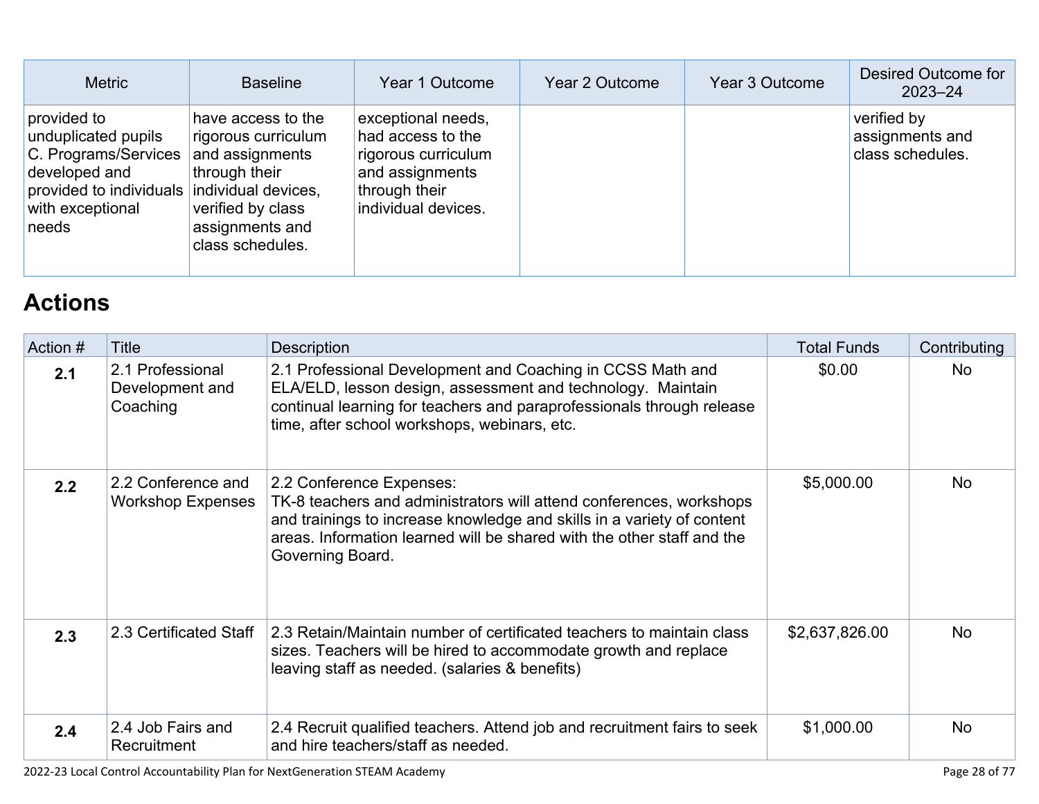| Metric | Baseline | Year 1 Outcome | Year 2 Outcome | Year 3 Outcome | Desired Outcome for 2023–24 |
|---|---|---|---|---|---|
| provided to unduplicated pupils C. Programs/Services developed and provided to individuals with exceptional needs | have access to the rigorous curriculum and assignments through their individual devices, verified by class assignments and class schedules. | exceptional needs, had access to the rigorous curriculum and assignments through their individual devices. | | | verified by assignments and class schedules. |

# Actions

| Action # | Title | Description | Total Funds | Contributing |
|---|---|---|---|---|
| **2.1** | 2.1 Professional Development and Coaching | 2.1 Professional Development and Coaching in CCSS Math and ELA/ELD, lesson design, assessment and technology. Maintain continual learning for teachers and paraprofessionals through release time, after school workshops, webinars, etc. | $0.00 | No |
| **2.2** | 2.2 Conference and Workshop Expenses | 2.2 Conference Expenses:<br>TK-8 teachers and administrators will attend conferences, workshops and trainings to increase knowledge and skills in a variety of content areas. Information learned will be shared with the other staff and the Governing Board. | $5,000.00 | No |
| **2.3** | 2.3 Certificated Staff | 2.3 Retain/Maintain number of certificated teachers to maintain class sizes. Teachers will be hired to accommodate growth and replace leaving staff as needed. (salaries & benefits) | $2,637,826.00 | No |
| **2.4** | 2.4 Job Fairs and Recruitment | 2.4 Recruit qualified teachers. Attend job and recruitment fairs to seek and hire teachers/staff as needed. | $1,000.00 | No |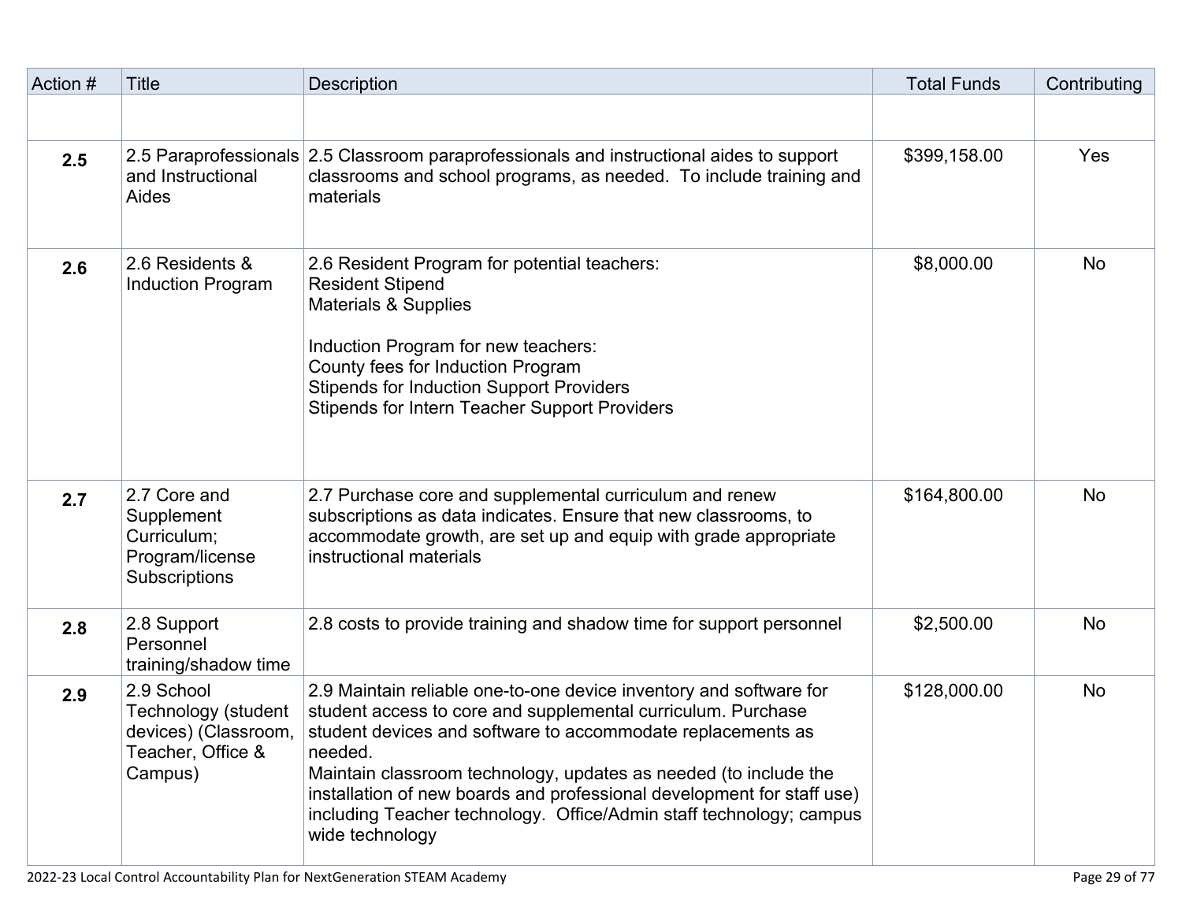| Action # | Title | Description | Total Funds | Contributing |
|---|---|---|---|---|
| | | | | |
| **2.5** | 2.5 Paraprofessionals and Instructional Aides | 2.5 Classroom paraprofessionals and instructional aides to support classrooms and school programs, as needed. To include training and materials | $399,158.00 | Yes |
| **2.6** | 2.6 Residents & Induction Program | 2.6 Resident Program for potential teachers:<br>Resident Stipend<br>Materials & Supplies<br><br>Induction Program for new teachers:<br>County fees for Induction Program<br>Stipends for Induction Support Providers<br>Stipends for Intern Teacher Support Providers | $8,000.00 | No |
| **2.7** | 2.7 Core and Supplement Curriculum; Program/license Subscriptions | 2.7 Purchase core and supplemental curriculum and renew subscriptions as data indicates. Ensure that new classrooms, to accommodate growth, are set up and equip with grade appropriate instructional materials | $164,800.00 | No |
| **2.8** | 2.8 Support Personnel training/shadow time | 2.8 costs to provide training and shadow time for support personnel | $2,500.00 | No |
| **2.9** | 2.9 School Technology (student devices) (Classroom, Teacher, Office & Campus) | 2.9 Maintain reliable one-to-one device inventory and software for student access to core and supplemental curriculum. Purchase student devices and software to accommodate replacements as needed.<br>Maintain classroom technology, updates as needed (to include the installation of new boards and professional development for staff use) including Teacher technology. Office/Admin staff technology; campus wide technology | $128,000.00 | No |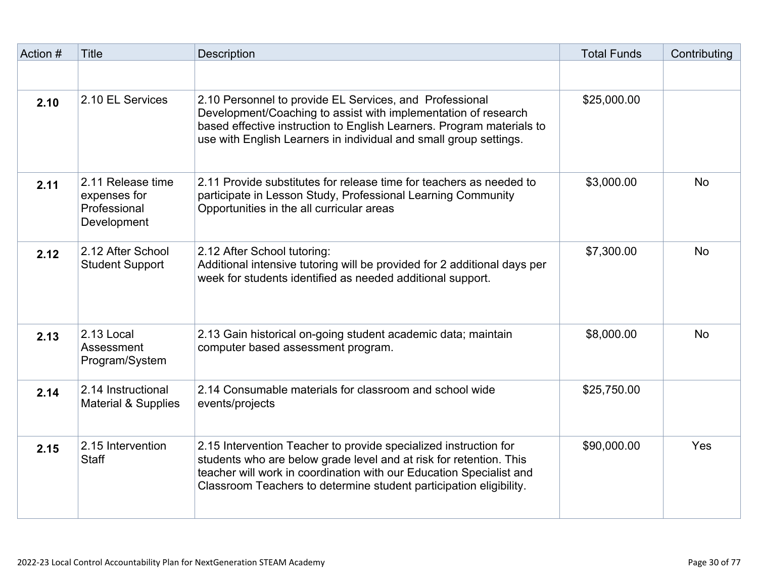| Action # | Title | Description | Total Funds | Contributing |
|---|---|---|---|---|
| | | | | |
| **2.10** | 2.10 EL Services | 2.10 Personnel to provide EL Services, and Professional Development/Coaching to assist with implementation of research based effective instruction to English Learners. Program materials to use with English Learners in individual and small group settings. | $25,000.00 | |
| **2.11** | 2.11 Release time expenses for Professional Development | 2.11 Provide substitutes for release time for teachers as needed to participate in Lesson Study, Professional Learning Community Opportunities in the all curricular areas | $3,000.00 | No |
| **2.12** | 2.12 After School Student Support | 2.12 After School tutoring:<br>Additional intensive tutoring will be provided for 2 additional days per week for students identified as needed additional support. | $7,300.00 | No |
| **2.13** | 2.13 Local Assessment Program/System | 2.13 Gain historical on-going student academic data; maintain computer based assessment program. | $8,000.00 | No |
| **2.14** | 2.14 Instructional Material & Supplies | 2.14 Consumable materials for classroom and school wide events/projects | $25,750.00 | |
| **2.15** | 2.15 Intervention Staff | 2.15 Intervention Teacher to provide specialized instruction for students who are below grade level and at risk for retention. This teacher will work in coordination with our Education Specialist and Classroom Teachers to determine student participation eligibility. | $90,000.00 | Yes |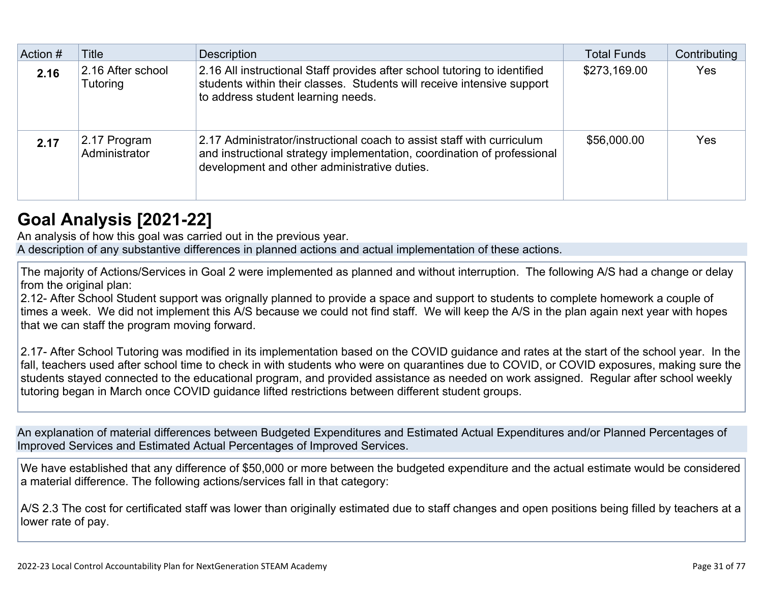| Action # | Title | Description | Total Funds | Contributing |
|---|---|---|---|---|
| **2.16** | 2.16 After school Tutoring | 2.16 All instructional Staff provides after school tutoring to identified students within their classes. Students will receive intensive support to address student learning needs. | $273,169.00 | Yes |
| **2.17** | 2.17 Program Administrator | 2.17 Administrator/instructional coach to assist staff with curriculum and instructional strategy implementation, coordination of professional development and other administrative duties. | $56,000.00 | Yes |

## Goal Analysis [2021-22]

An analysis of how this goal was carried out in the previous year.

A description of any substantive differences in planned actions and actual implementation of these actions.

The majority of Actions/Services in Goal 2 were implemented as planned and without interruption. The following A/S had a change or delay from the original plan:
2.12- After School Student support was orignally planned to provide a space and support to students to complete homework a couple of times a week. We did not implement this A/S because we could not find staff. We will keep the A/S in the plan again next year with hopes that we can staff the program moving forward.

2.17- After School Tutoring was modified in its implementation based on the COVID guidance and rates at the start of the school year. In the fall, teachers used after school time to check in with students who were on quarantines due to COVID, or COVID exposures, making sure the students stayed connected to the educational program, and provided assistance as needed on work assigned. Regular after school weekly tutoring began in March once COVID guidance lifted restrictions between different student groups.

An explanation of material differences between Budgeted Expenditures and Estimated Actual Expenditures and/or Planned Percentages of Improved Services and Estimated Actual Percentages of Improved Services.

We have established that any difference of $50,000 or more between the budgeted expenditure and the actual estimate would be considered a material difference. The following actions/services fall in that category:

A/S 2.3 The cost for certificated staff was lower than originally estimated due to staff changes and open positions being filled by teachers at a lower rate of pay.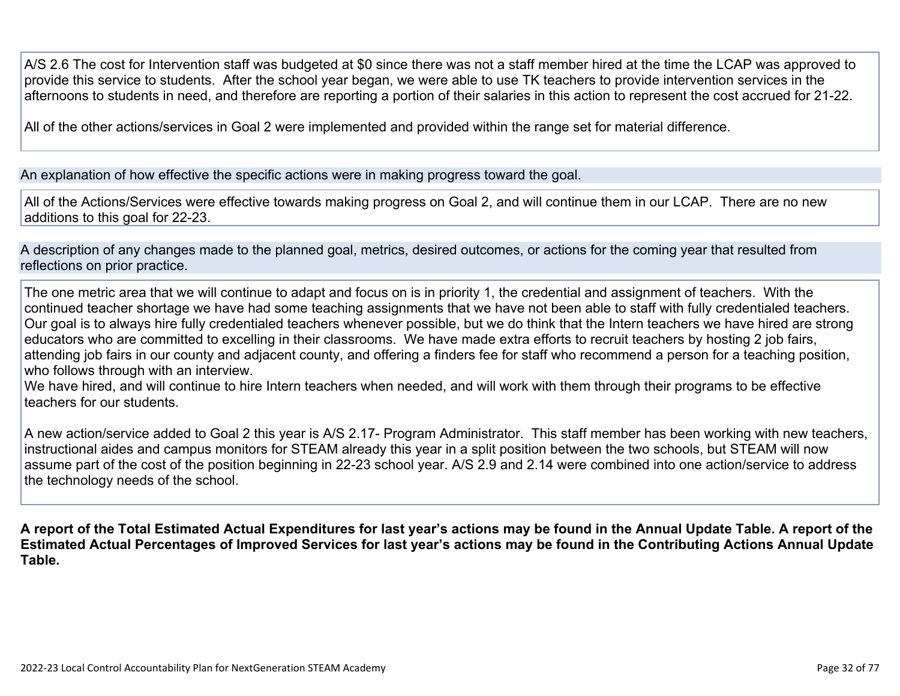A/S 2.6 The cost for Intervention staff was budgeted at $0 since there was not a staff member hired at the time the LCAP was approved to provide this service to students. After the school year began, we were able to use TK teachers to provide intervention services in the afternoons to students in need, and therefore are reporting a portion of their salaries in this action to represent the cost accrued for 21-22.

All of the other actions/services in Goal 2 were implemented and provided within the range set for material difference.

An explanation of how effective the specific actions were in making progress toward the goal.

All of the Actions/Services were effective towards making progress on Goal 2, and will continue them in our LCAP. There are no new additions to this goal for 22-23.

A description of any changes made to the planned goal, metrics, desired outcomes, or actions for the coming year that resulted from reflections on prior practice.

The one metric area that we will continue to adapt and focus on is in priority 1, the credential and assignment of teachers. With the continued teacher shortage we have had some teaching assignments that we have not been able to staff with fully credentialed teachers. Our goal is to always hire fully credentialed teachers whenever possible, but we do think that the Intern teachers we have hired are strong educators who are committed to excelling in their classrooms. We have made extra efforts to recruit teachers by hosting 2 job fairs, attending job fairs in our county and adjacent county, and offering a finders fee for staff who recommend a person for a teaching position, who follows through with an interview.
We have hired, and will continue to hire Intern teachers when needed, and will work with them through their programs to be effective teachers for our students.

A new action/service added to Goal 2 this year is A/S 2.17- Program Administrator. This staff member has been working with new teachers, instructional aides and campus monitors for STEAM already this year in a split position between the two schools, but STEAM will now assume part of the cost of the position beginning in 22-23 school year. A/S 2.9 and 2.14 were combined into one action/service to address the technology needs of the school.

**A report of the Total Estimated Actual Expenditures for last year's actions may be found in the Annual Update Table. A report of the Estimated Actual Percentages of Improved Services for last year's actions may be found in the Contributing Actions Annual Update Table.**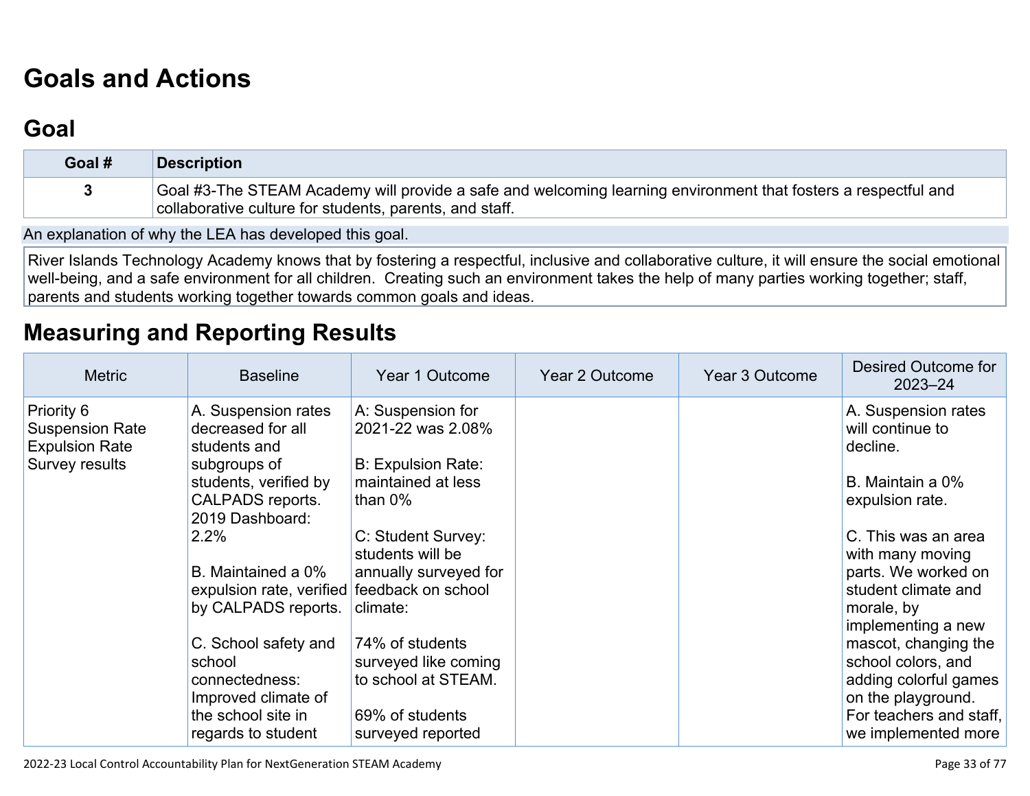# Goals and Actions

## Goal

| Goal # | Description |
| --- | --- |
| 3 | Goal #3-The STEAM Academy will provide a safe and welcoming learning environment that fosters a respectful and collaborative culture for students, parents, and staff. |

An explanation of why the LEA has developed this goal.

River Islands Technology Academy knows that by fostering a respectful, inclusive and collaborative culture, it will ensure the social emotional well-being, and a safe environment for all children. Creating such an environment takes the help of many parties working together; staff, parents and students working together towards common goals and ideas.

## Measuring and Reporting Results

| Metric | Baseline | Year 1 Outcome | Year 2 Outcome | Year 3 Outcome | Desired Outcome for 2023–24 |
| --- | --- | --- | --- | --- | --- |
| Priority 6<br>Suspension Rate<br>Expulsion Rate<br>Survey results | A. Suspension rates decreased for all students and subgroups of students, verified by CALPADS reports. 2019 Dashboard: 2.2%<br><br>B. Maintained a 0% expulsion rate, verified by CALPADS reports.<br><br>C. School safety and school connectedness: Improved climate of the school site in regards to student | A: Suspension for 2021-22 was 2.08%<br><br>B: Expulsion Rate: maintained at less than 0%<br><br>C: Student Survey: students will be annually surveyed for feedback on school climate:<br><br>74% of students surveyed like coming to school at STEAM.<br><br>69% of students surveyed reported | | | A. Suspension rates will continue to decline.<br><br>B. Maintain a 0% expulsion rate.<br><br>C. This was an area with many moving parts. We worked on student climate and morale, by implementing a new mascot, changing the school colors, and adding colorful games on the playground. For teachers and staff, we implemented more |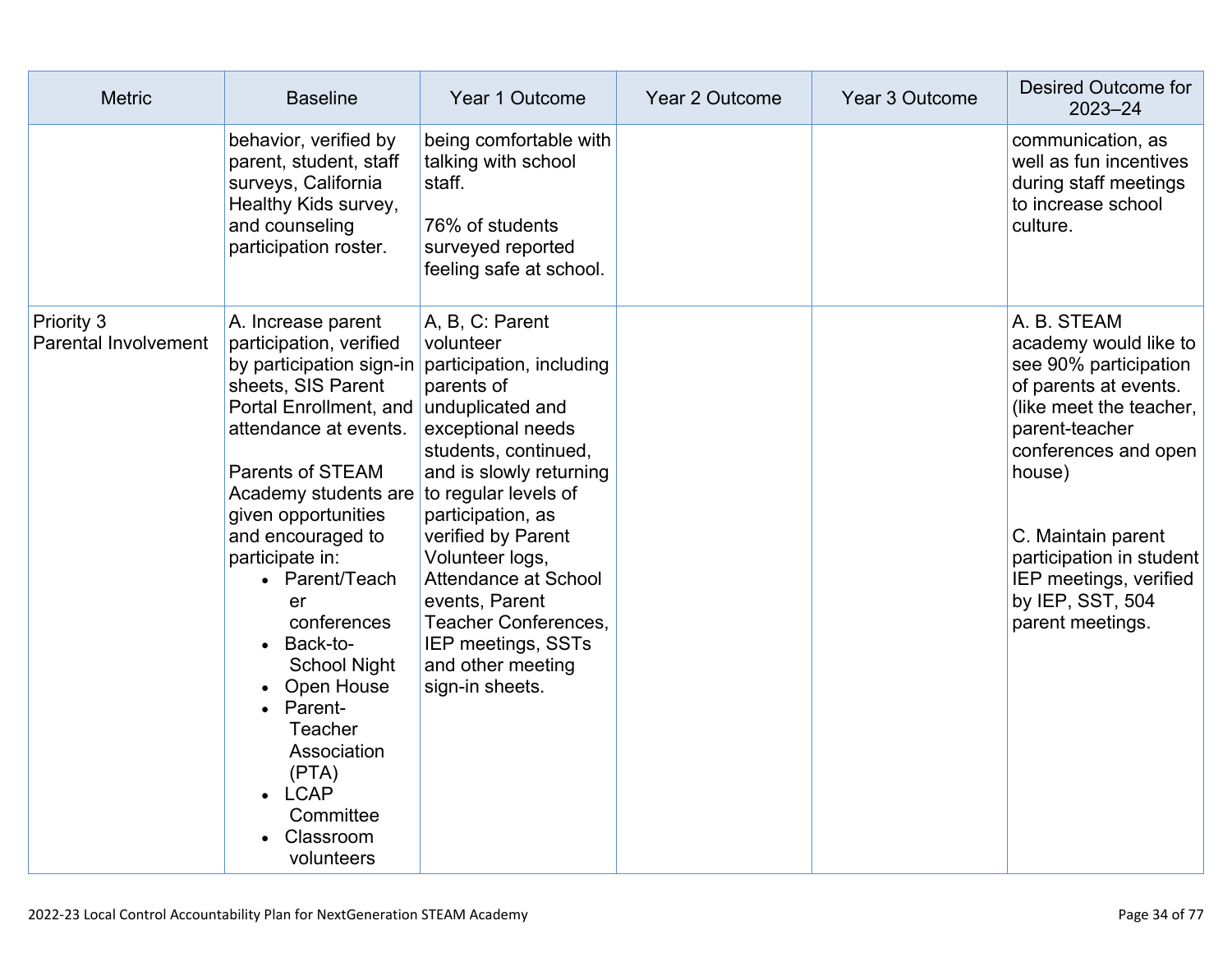| Metric | Baseline | Year 1 Outcome | Year 2 Outcome | Year 3 Outcome | Desired Outcome for 2023–24 |
|---|---|---|---|---|---|
| | behavior, verified by parent, student, staff surveys, California Healthy Kids survey, and counseling participation roster. | being comfortable with talking with school staff.<br><br>76% of students surveyed reported feeling safe at school. | | | communication, as well as fun incentives during staff meetings to increase school culture. |
| Priority 3<br>Parental Involvement | A. Increase parent participation, verified by participation sign-in sheets, SIS Parent Portal Enrollment, and attendance at events.<br><br>Parents of STEAM Academy students are given opportunities and encouraged to participate in:<br>• Parent/Teacher conferences<br>• Back-to-School Night<br>• Open House<br>• Parent-Teacher Association (PTA)<br>• LCAP Committee<br>• Classroom volunteers | A, B, C: Parent volunteer participation, including parents of unduplicated and exceptional needs students, continued, and is slowly returning to regular levels of participation, as verified by Parent Volunteer logs, Attendance at School events, Parent Teacher Conferences, IEP meetings, SSTs and other meeting sign-in sheets. | | | A. B. STEAM academy would like to see 90% participation of parents at events. (like meet the teacher, parent-teacher conferences and open house)<br><br>C. Maintain parent participation in student IEP meetings, verified by IEP, SST, 504 parent meetings. |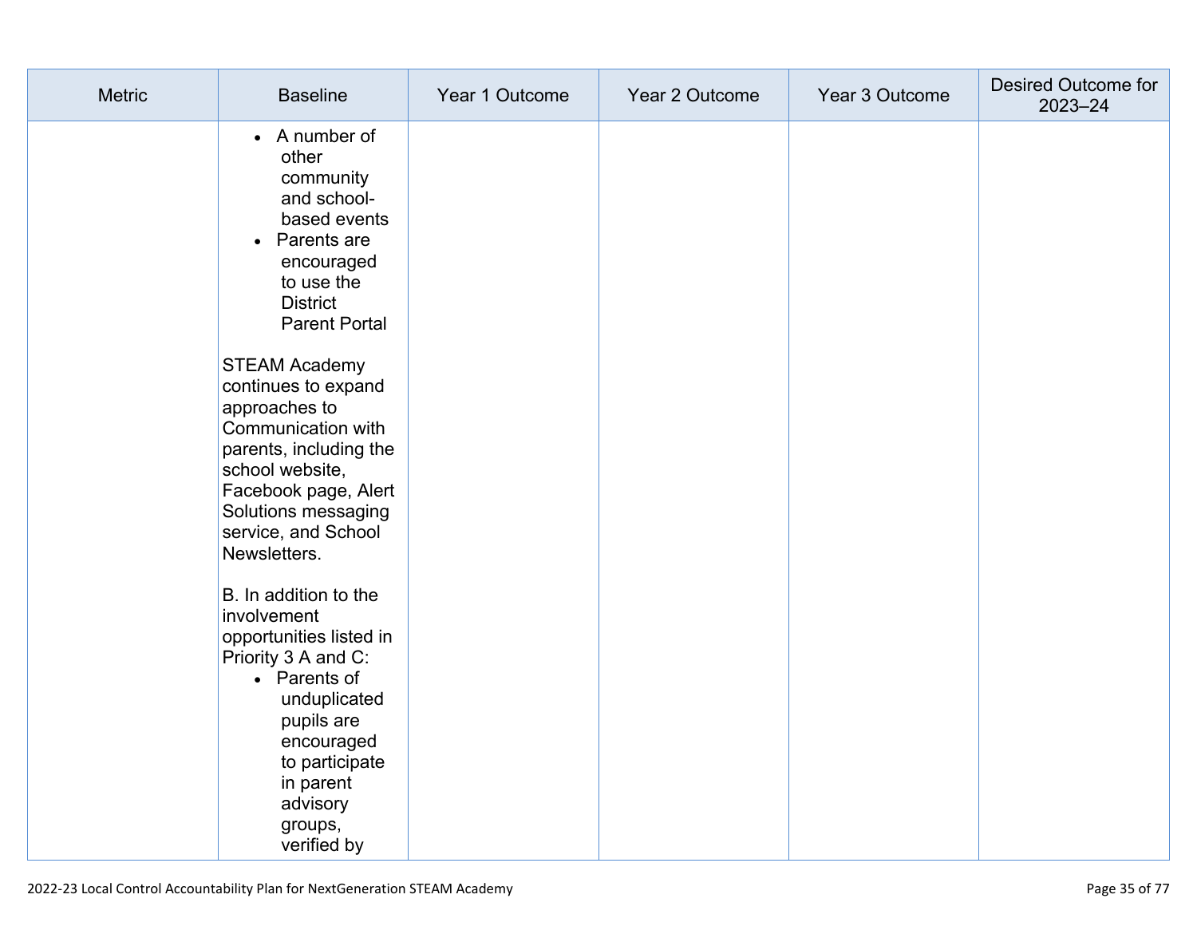| Metric | Baseline | Year 1 Outcome | Year 2 Outcome | Year 3 Outcome | Desired Outcome for 2023–24 |
|---|---|---|---|---|---|
| | <ul><li>A number of other community and school-based events</li><li>Parents are encouraged to use the District Parent Portal</li></ul><br>STEAM Academy continues to expand approaches to Communication with parents, including the school website, Facebook page, Alert Solutions messaging service, and School Newsletters.<br><br>B. In addition to the involvement opportunities listed in Priority 3 A and C:<ul><li>Parents of unduplicated pupils are encouraged to participate in parent advisory groups, verified by</li></ul> | | | | |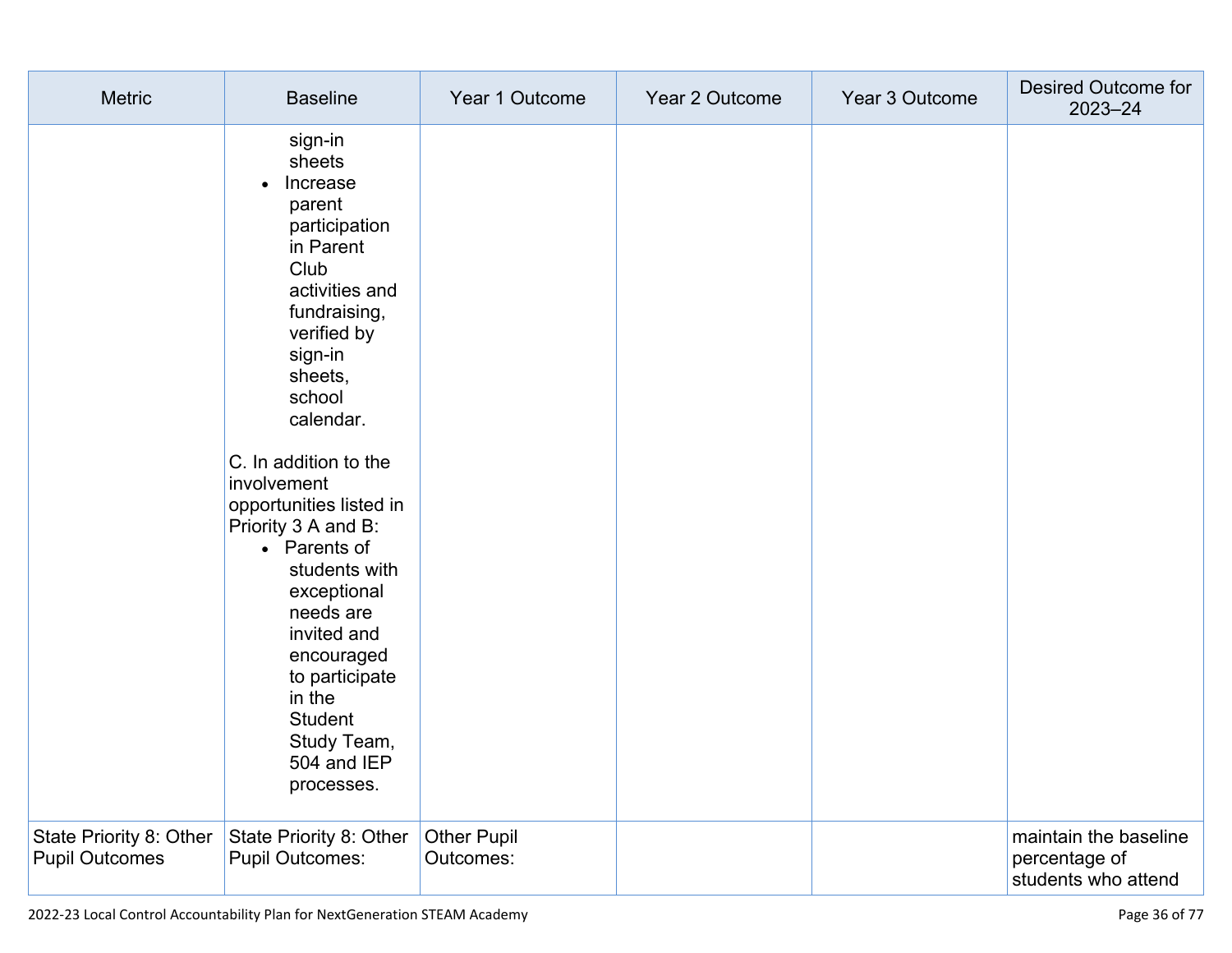| Metric | Baseline | Year 1 Outcome | Year 2 Outcome | Year 3 Outcome | Desired Outcome for 2023–24 |
|---|---|---|---|---|---|
| | sign-in sheets<br>• Increase parent participation in Parent Club activities and fundraising, verified by sign-in sheets, school calendar.<br><br>C. In addition to the involvement opportunities listed in Priority 3 A and B:<br>• Parents of students with exceptional needs are invited and encouraged to participate in the Student Study Team, 504 and IEP processes. | | | | |
| State Priority 8: Other Pupil Outcomes | State Priority 8: Other Pupil Outcomes: | Other Pupil Outcomes: | | | maintain the baseline percentage of students who attend |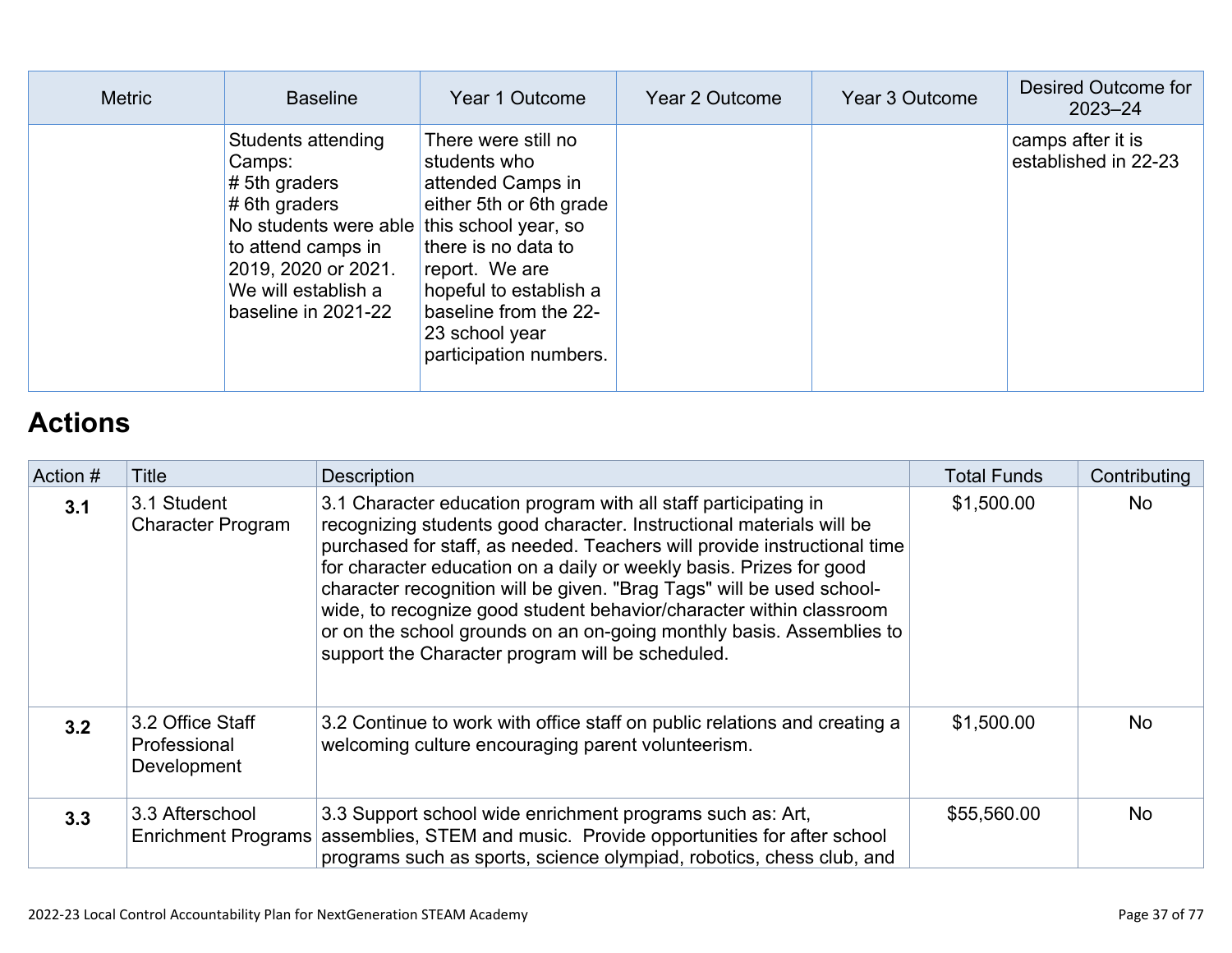| Metric | Baseline | Year 1 Outcome | Year 2 Outcome | Year 3 Outcome | Desired Outcome for 2023–24 |
|---|---|---|---|---|---|
| | Students attending Camps:<br># 5th graders<br># 6th graders<br>No students were able to attend camps in 2019, 2020 or 2021. We will establish a baseline in 2021-22 | There were still no students who attended Camps in either 5th or 6th grade this school year, so there is no data to report. We are hopeful to establish a baseline from the 22-23 school year participation numbers. | | | camps after it is established in 22-23 |

## Actions

| Action # | Title | Description | Total Funds | Contributing |
|---|---|---|---|---|
| **3.1** | 3.1 Student Character Program | 3.1 Character education program with all staff participating in recognizing students good character. Instructional materials will be purchased for staff, as needed. Teachers will provide instructional time for character education on a daily or weekly basis. Prizes for good character recognition will be given. "Brag Tags" will be used school-wide, to recognize good student behavior/character within classroom or on the school grounds on an on-going monthly basis. Assemblies to support the Character program will be scheduled. | $1,500.00 | No |
| **3.2** | 3.2 Office Staff Professional Development | 3.2 Continue to work with office staff on public relations and creating a welcoming culture encouraging parent volunteerism. | $1,500.00 | No |
| **3.3** | 3.3 Afterschool Enrichment Programs | 3.3 Support school wide enrichment programs such as: Art, assemblies, STEM and music. Provide opportunities for after school programs such as sports, science olympiad, robotics, chess club, and | $55,560.00 | No |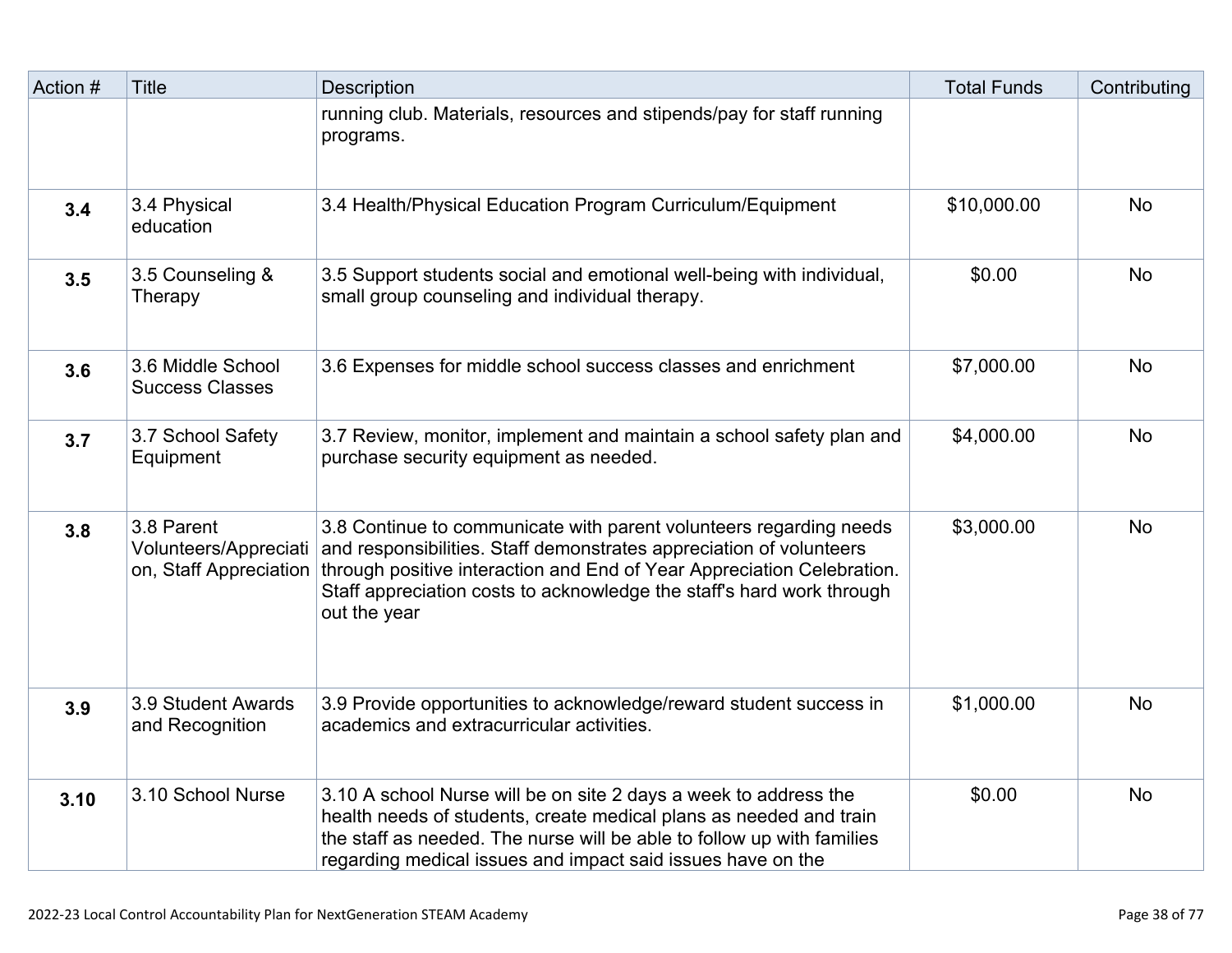| Action # | Title | Description | Total Funds | Contributing |
|---|---|---|---|---|
| | | running club. Materials, resources and stipends/pay for staff running programs. | | |
| **3.4** | 3.4 Physical education | 3.4 Health/Physical Education Program Curriculum/Equipment | $10,000.00 | No |
| **3.5** | 3.5 Counseling & Therapy | 3.5 Support students social and emotional well-being with individual, small group counseling and individual therapy. | $0.00 | No |
| **3.6** | 3.6 Middle School Success Classes | 3.6 Expenses for middle school success classes and enrichment | $7,000.00 | No |
| **3.7** | 3.7 School Safety Equipment | 3.7 Review, monitor, implement and maintain a school safety plan and purchase security equipment as needed. | $4,000.00 | No |
| **3.8** | 3.8 Parent Volunteers/Appreciation, Staff Appreciation | 3.8 Continue to communicate with parent volunteers regarding needs and responsibilities. Staff demonstrates appreciation of volunteers through positive interaction and End of Year Appreciation Celebration. Staff appreciation costs to acknowledge the staff's hard work through out the year | $3,000.00 | No |
| **3.9** | 3.9 Student Awards and Recognition | 3.9 Provide opportunities to acknowledge/reward student success in academics and extracurricular activities. | $1,000.00 | No |
| **3.10** | 3.10 School Nurse | 3.10 A school Nurse will be on site 2 days a week to address the health needs of students, create medical plans as needed and train the staff as needed. The nurse will be able to follow up with families regarding medical issues and impact said issues have on the | $0.00 | No |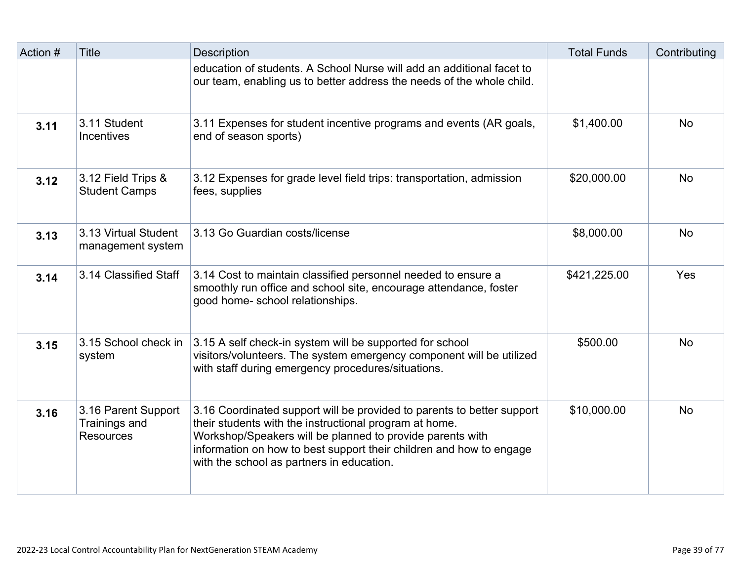| Action # | Title | Description | Total Funds | Contributing |
|---|---|---|---|---|
| | | education of students. A School Nurse will add an additional facet to our team, enabling us to better address the needs of the whole child. | | |
| **3.11** | 3.11 Student Incentives | 3.11 Expenses for student incentive programs and events (AR goals, end of season sports) | $1,400.00 | No |
| **3.12** | 3.12 Field Trips & Student Camps | 3.12 Expenses for grade level field trips: transportation, admission fees, supplies | $20,000.00 | No |
| **3.13** | 3.13 Virtual Student management system | 3.13 Go Guardian costs/license | $8,000.00 | No |
| **3.14** | 3.14 Classified Staff | 3.14 Cost to maintain classified personnel needed to ensure a smoothly run office and school site, encourage attendance, foster good home- school relationships. | $421,225.00 | Yes |
| **3.15** | 3.15 School check in system | 3.15 A self check-in system will be supported for school visitors/volunteers. The system emergency component will be utilized with staff during emergency procedures/situations. | $500.00 | No |
| **3.16** | 3.16 Parent Support Trainings and Resources | 3.16 Coordinated support will be provided to parents to better support their students with the instructional program at home. Workshop/Speakers will be planned to provide parents with information on how to best support their children and how to engage with the school as partners in education. | $10,000.00 | No |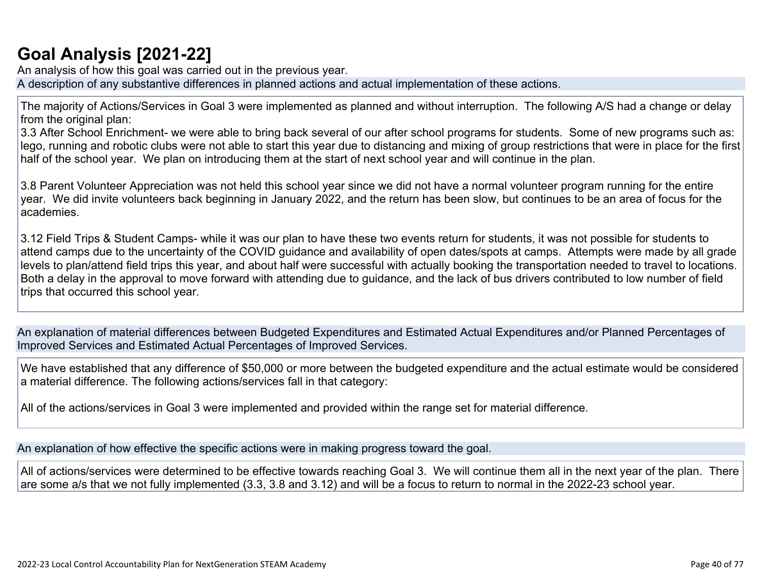# Goal Analysis [2021-22]

An analysis of how this goal was carried out in the previous year.

A description of any substantive differences in planned actions and actual implementation of these actions.

The majority of Actions/Services in Goal 3 were implemented as planned and without interruption.  The following A/S had a change or delay from the original plan:

3.3 After School Enrichment- we were able to bring back several of our after school programs for students.  Some of new programs such as: lego, running and robotic clubs were not able to start this year due to distancing and mixing of group restrictions that were in place for the first half of the school year.  We plan on introducing them at the start of next school year and will continue in the plan.

3.8 Parent Volunteer Appreciation was not held this school year since we did not have a normal volunteer program running for the entire year.  We did invite volunteers back beginning in January 2022, and the return has been slow, but continues to be an area of focus for the academies.

3.12 Field Trips & Student Camps- while it was our plan to have these two events return for students, it was not possible for students to attend camps due to the uncertainty of the COVID guidance and availability of open dates/spots at camps.  Attempts were made by all grade levels to plan/attend field trips this year, and about half were successful with actually booking the transportation needed to travel to locations.  Both a delay in the approval to move forward with attending due to guidance, and the lack of bus drivers contributed to low number of field trips that occurred this school year.

An explanation of material differences between Budgeted Expenditures and Estimated Actual Expenditures and/or Planned Percentages of Improved Services and Estimated Actual Percentages of Improved Services.

We have established that any difference of $50,000 or more between the budgeted expenditure and the actual estimate would be considered a material difference. The following actions/services fall in that category:

All of the actions/services in Goal 3 were implemented and provided within the range set for material difference.

An explanation of how effective the specific actions were in making progress toward the goal.

All of actions/services were determined to be effective towards reaching Goal 3.  We will continue them all in the next year of the plan.  There are some a/s that we not fully implemented (3.3, 3.8 and 3.12) and will be a focus to return to normal in the 2022-23 school year.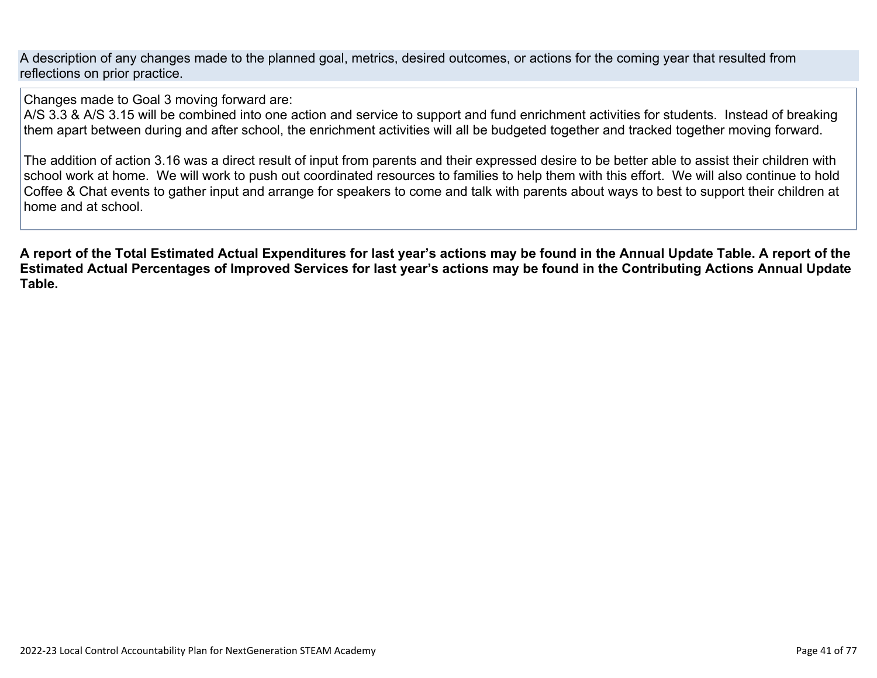| A description of any changes made to the planned goal, metrics, desired outcomes, or actions for the coming year that resulted from reflections on prior practice. |
| --- |
| Changes made to Goal 3 moving forward are:<br>A/S 3.3 & A/S 3.15 will be combined into one action and service to support and fund enrichment activities for students. Instead of breaking them apart between during and after school, the enrichment activities will all be budgeted together and tracked together moving forward.<br><br>The addition of action 3.16 was a direct result of input from parents and their expressed desire to be better able to assist their children with school work at home. We will work to push out coordinated resources to families to help them with this effort. We will also continue to hold Coffee & Chat events to gather input and arrange for speakers to come and talk with parents about ways to best to support their children at home and at school. |

**A report of the Total Estimated Actual Expenditures for last year's actions may be found in the Annual Update Table. A report of the Estimated Actual Percentages of Improved Services for last year's actions may be found in the Contributing Actions Annual Update Table.**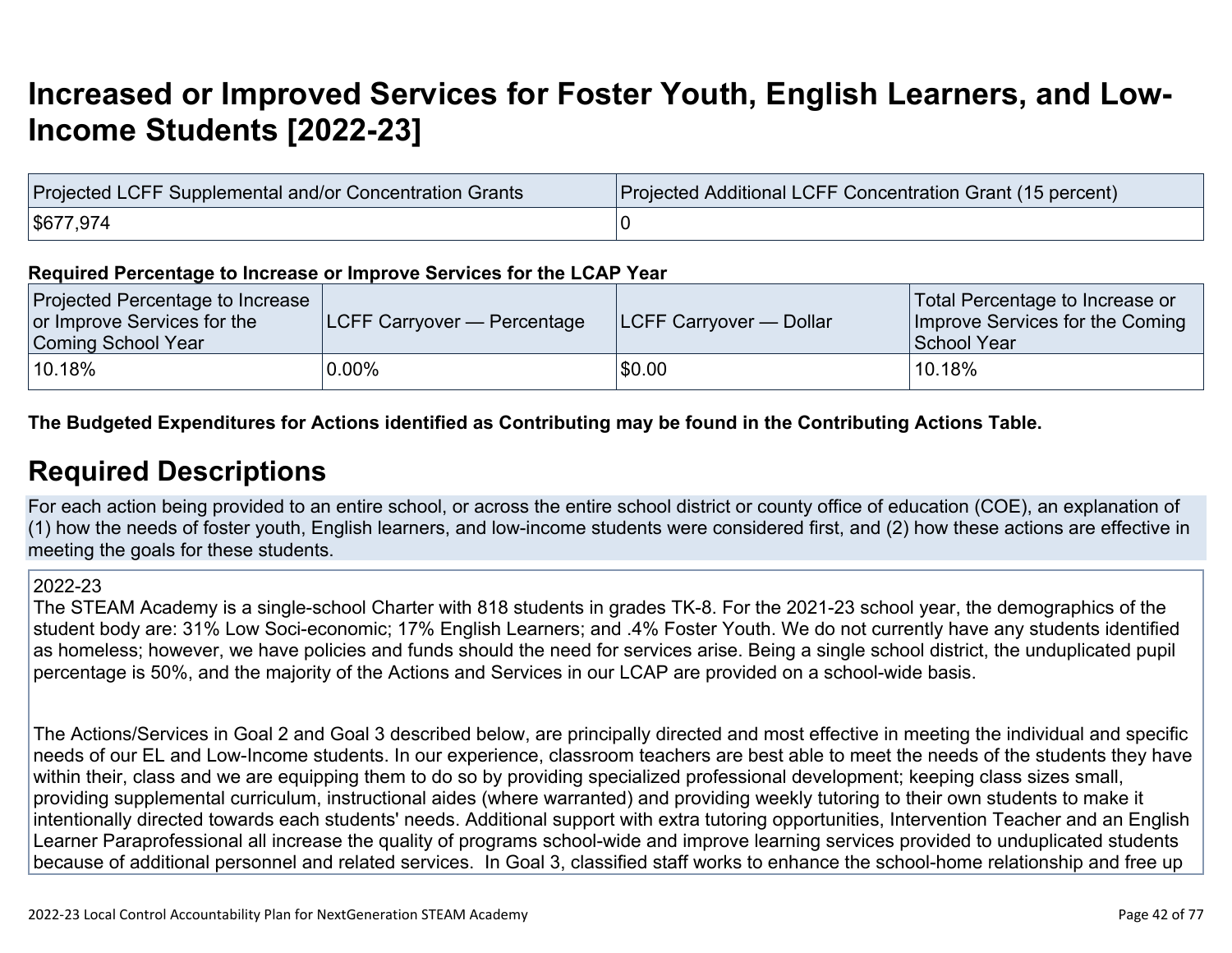# Increased or Improved Services for Foster Youth, English Learners, and Low-Income Students [2022-23]

| Projected LCFF Supplemental and/or Concentration Grants | Projected Additional LCFF Concentration Grant (15 percent) |
| --- | --- |
| $677,974 | 0 |

**Required Percentage to Increase or Improve Services for the LCAP Year**

| Projected Percentage to Increase or Improve Services for the Coming School Year | LCFF Carryover — Percentage | LCFF Carryover — Dollar | Total Percentage to Increase or Improve Services for the Coming School Year |
| --- | --- | --- | --- |
| 10.18% | 0.00% | $0.00 | 10.18% |

**The Budgeted Expenditures for Actions identified as Contributing may be found in the Contributing Actions Table.**

## Required Descriptions

For each action being provided to an entire school, or across the entire school district or county office of education (COE), an explanation of (1) how the needs of foster youth, English learners, and low-income students were considered first, and (2) how these actions are effective in meeting the goals for these students.

2022-23
The STEAM Academy is a single-school Charter with 818 students in grades TK-8. For the 2021-23 school year, the demographics of the student body are: 31% Low Soci-economic; 17% English Learners; and .4% Foster Youth. We do not currently have any students identified as homeless; however, we have policies and funds should the need for services arise. Being a single school district, the unduplicated pupil percentage is 50%, and the majority of the Actions and Services in our LCAP are provided on a school-wide basis.

The Actions/Services in Goal 2 and Goal 3 described below, are principally directed and most effective in meeting the individual and specific needs of our EL and Low-Income students. In our experience, classroom teachers are best able to meet the needs of the students they have within their, class and we are equipping them to do so by providing specialized professional development; keeping class sizes small, providing supplemental curriculum, instructional aides (where warranted) and providing weekly tutoring to their own students to make it intentionally directed towards each students' needs. Additional support with extra tutoring opportunities, Intervention Teacher and an English Learner Paraprofessional all increase the quality of programs school-wide and improve learning services provided to unduplicated students because of additional personnel and related services. In Goal 3, classified staff works to enhance the school-home relationship and free up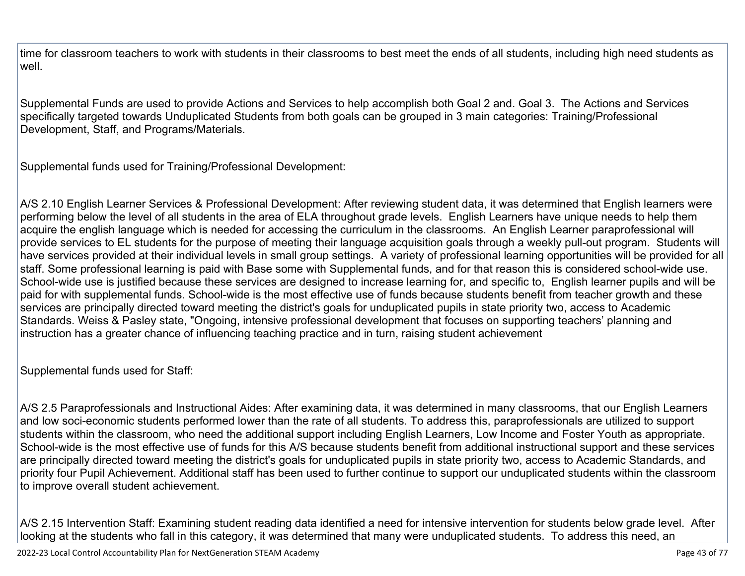time for classroom teachers to work with students in their classrooms to best meet the ends of all students, including high need students as well.

Supplemental Funds are used to provide Actions and Services to help accomplish both Goal 2 and. Goal 3. The Actions and Services specifically targeted towards Unduplicated Students from both goals can be grouped in 3 main categories: Training/Professional Development, Staff, and Programs/Materials.

Supplemental funds used for Training/Professional Development:

A/S 2.10 English Learner Services & Professional Development: After reviewing student data, it was determined that English learners were performing below the level of all students in the area of ELA throughout grade levels. English Learners have unique needs to help them acquire the english language which is needed for accessing the curriculum in the classrooms. An English Learner paraprofessional will provide services to EL students for the purpose of meeting their language acquisition goals through a weekly pull-out program. Students will have services provided at their individual levels in small group settings. A variety of professional learning opportunities will be provided for all staff. Some professional learning is paid with Base some with Supplemental funds, and for that reason this is considered school-wide use. School-wide use is justified because these services are designed to increase learning for, and specific to, English learner pupils and will be paid for with supplemental funds. School-wide is the most effective use of funds because students benefit from teacher growth and these services are principally directed toward meeting the district's goals for unduplicated pupils in state priority two, access to Academic Standards. Weiss & Pasley state, "Ongoing, intensive professional development that focuses on supporting teachers' planning and instruction has a greater chance of influencing teaching practice and in turn, raising student achievement

Supplemental funds used for Staff:

A/S 2.5 Paraprofessionals and Instructional Aides: After examining data, it was determined in many classrooms, that our English Learners and low soci-economic students performed lower than the rate of all students. To address this, paraprofessionals are utilized to support students within the classroom, who need the additional support including English Learners, Low Income and Foster Youth as appropriate. School-wide is the most effective use of funds for this A/S because students benefit from additional instructional support and these services are principally directed toward meeting the district's goals for unduplicated pupils in state priority two, access to Academic Standards, and priority four Pupil Achievement. Additional staff has been used to further continue to support our unduplicated students within the classroom to improve overall student achievement.

A/S 2.15 Intervention Staff: Examining student reading data identified a need for intensive intervention for students below grade level. After looking at the students who fall in this category, it was determined that many were unduplicated students. To address this need, an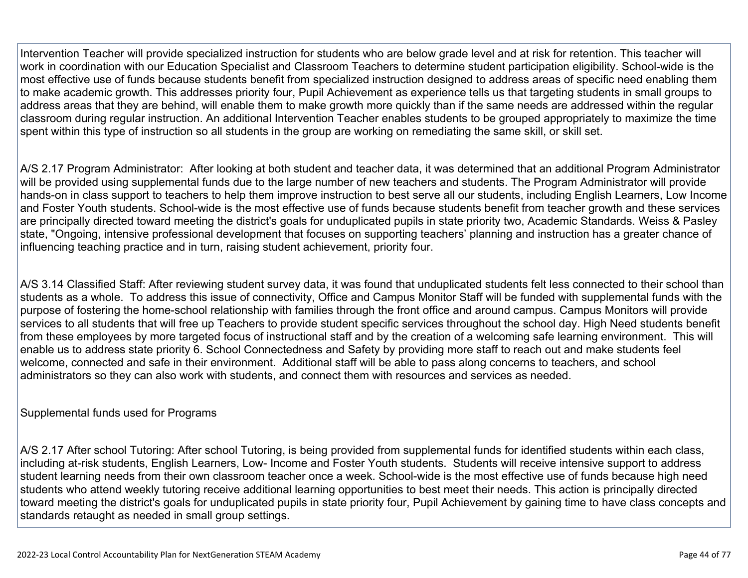Intervention Teacher will provide specialized instruction for students who are below grade level and at risk for retention. This teacher will work in coordination with our Education Specialist and Classroom Teachers to determine student participation eligibility. School-wide is the most effective use of funds because students benefit from specialized instruction designed to address areas of specific need enabling them to make academic growth. This addresses priority four, Pupil Achievement as experience tells us that targeting students in small groups to address areas that they are behind, will enable them to make growth more quickly than if the same needs are addressed within the regular classroom during regular instruction. An additional Intervention Teacher enables students to be grouped appropriately to maximize the time spent within this type of instruction so all students in the group are working on remediating the same skill, or skill set.

A/S 2.17 Program Administrator: After looking at both student and teacher data, it was determined that an additional Program Administrator will be provided using supplemental funds due to the large number of new teachers and students. The Program Administrator will provide hands-on in class support to teachers to help them improve instruction to best serve all our students, including English Learners, Low Income and Foster Youth students. School-wide is the most effective use of funds because students benefit from teacher growth and these services are principally directed toward meeting the district's goals for unduplicated pupils in state priority two, Academic Standards. Weiss & Pasley state, "Ongoing, intensive professional development that focuses on supporting teachers' planning and instruction has a greater chance of influencing teaching practice and in turn, raising student achievement, priority four.

A/S 3.14 Classified Staff: After reviewing student survey data, it was found that unduplicated students felt less connected to their school than students as a whole. To address this issue of connectivity, Office and Campus Monitor Staff will be funded with supplemental funds with the purpose of fostering the home-school relationship with families through the front office and around campus. Campus Monitors will provide services to all students that will free up Teachers to provide student specific services throughout the school day. High Need students benefit from these employees by more targeted focus of instructional staff and by the creation of a welcoming safe learning environment. This will enable us to address state priority 6. School Connectedness and Safety by providing more staff to reach out and make students feel welcome, connected and safe in their environment. Additional staff will be able to pass along concerns to teachers, and school administrators so they can also work with students, and connect them with resources and services as needed.

Supplemental funds used for Programs

A/S 2.17 After school Tutoring: After school Tutoring, is being provided from supplemental funds for identified students within each class, including at-risk students, English Learners, Low- Income and Foster Youth students. Students will receive intensive support to address student learning needs from their own classroom teacher once a week. School-wide is the most effective use of funds because high need students who attend weekly tutoring receive additional learning opportunities to best meet their needs. This action is principally directed toward meeting the district's goals for unduplicated pupils in state priority four, Pupil Achievement by gaining time to have class concepts and standards retaught as needed in small group settings.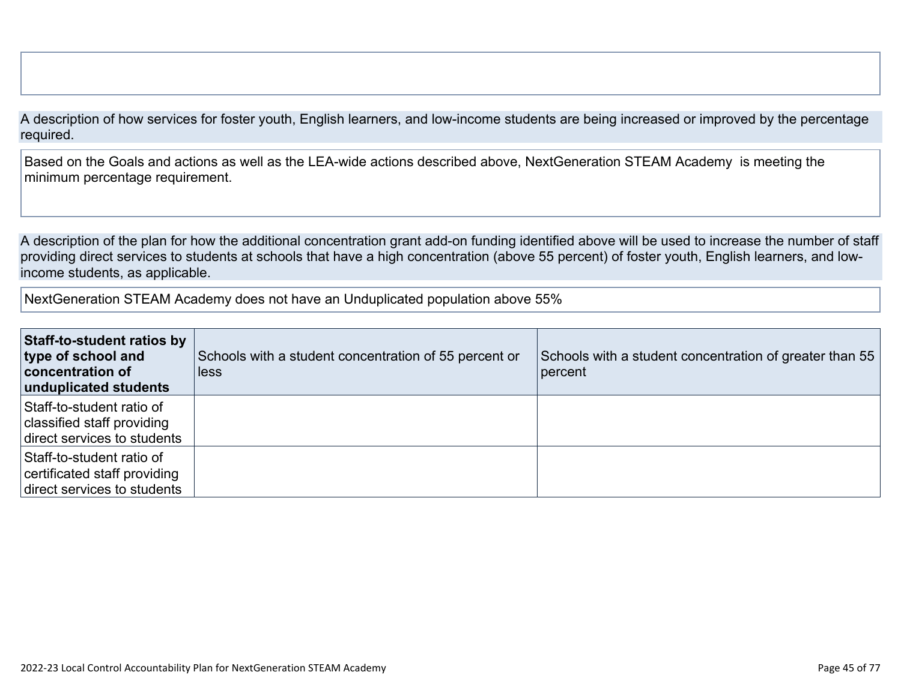A description of how services for foster youth, English learners, and low-income students are being increased or improved by the percentage required.

Based on the Goals and actions as well as the LEA-wide actions described above, NextGeneration STEAM Academy  is meeting the minimum percentage requirement.

A description of the plan for how the additional concentration grant add-on funding identified above will be used to increase the number of staff providing direct services to students at schools that have a high concentration (above 55 percent) of foster youth, English learners, and low-income students, as applicable.

NextGeneration STEAM Academy does not have an Unduplicated population above 55%

| **Staff-to-student ratios by type of school and concentration of unduplicated students** | Schools with a student concentration of 55 percent or less | Schools with a student concentration of greater than 55 percent |
|---|---|---|
| Staff-to-student ratio of classified staff providing direct services to students | | |
| Staff-to-student ratio of certificated staff providing direct services to students | | |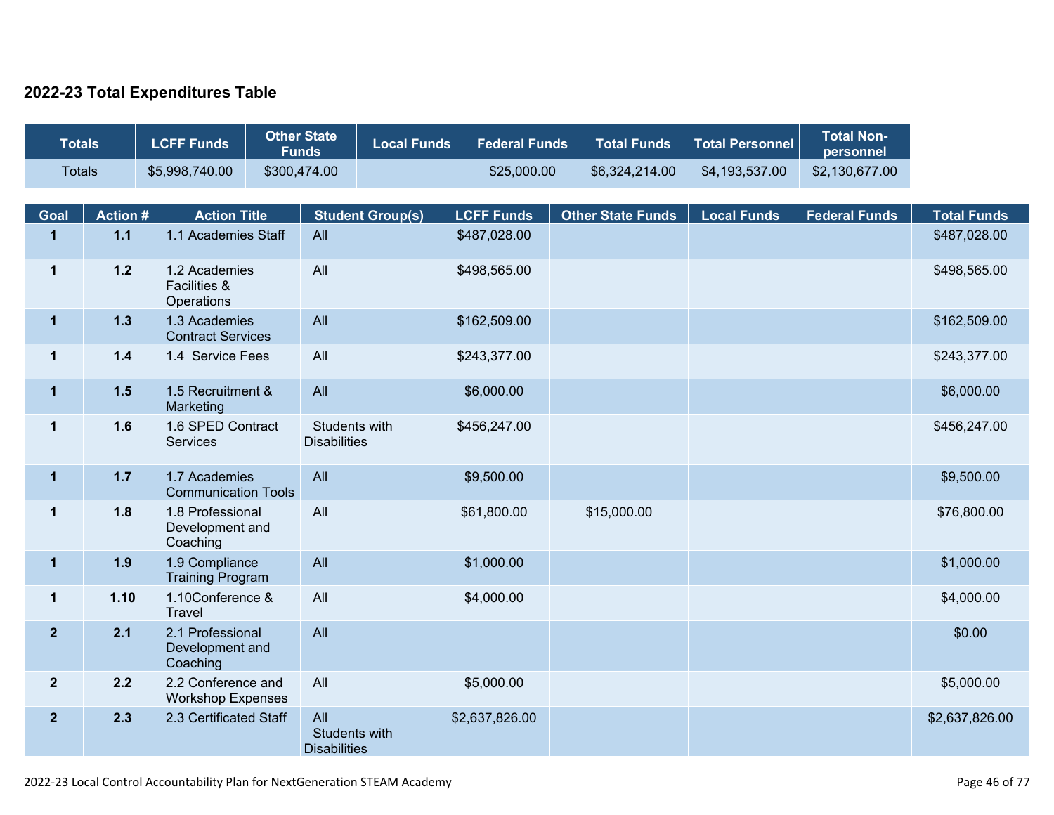## 2022-23 Total Expenditures Table

| Totals | LCFF Funds | Other State Funds | Local Funds | Federal Funds | Total Funds | Total Personnel | Total Non-personnel |
|---|---|---|---|---|---|---|---|
| Totals | $5,998,740.00 | $300,474.00 | | $25,000.00 | $6,324,214.00 | $4,193,537.00 | $2,130,677.00 |

| Goal | Action # | Action Title | Student Group(s) | LCFF Funds | Other State Funds | Local Funds | Federal Funds | Total Funds |
|---|---|---|---|---|---|---|---|---|
| 1 | 1.1 | 1.1 Academies Staff | All | $487,028.00 | | | | $487,028.00 |
| 1 | 1.2 | 1.2 Academies Facilities & Operations | All | $498,565.00 | | | | $498,565.00 |
| 1 | 1.3 | 1.3 Academies Contract Services | All | $162,509.00 | | | | $162,509.00 |
| 1 | 1.4 | 1.4 Service Fees | All | $243,377.00 | | | | $243,377.00 |
| 1 | 1.5 | 1.5 Recruitment & Marketing | All | $6,000.00 | | | | $6,000.00 |
| 1 | 1.6 | 1.6 SPED Contract Services | Students with Disabilities | $456,247.00 | | | | $456,247.00 |
| 1 | 1.7 | 1.7 Academies Communication Tools | All | $9,500.00 | | | | $9,500.00 |
| 1 | 1.8 | 1.8 Professional Development and Coaching | All | $61,800.00 | $15,000.00 | | | $76,800.00 |
| 1 | 1.9 | 1.9 Compliance Training Program | All | $1,000.00 | | | | $1,000.00 |
| 1 | 1.10 | 1.10Conference & Travel | All | $4,000.00 | | | | $4,000.00 |
| 2 | 2.1 | 2.1 Professional Development and Coaching | All | | | | | $0.00 |
| 2 | 2.2 | 2.2 Conference and Workshop Expenses | All | $5,000.00 | | | | $5,000.00 |
| 2 | 2.3 | 2.3 Certificated Staff | All<br>Students with Disabilities | $2,637,826.00 | | | | $2,637,826.00 |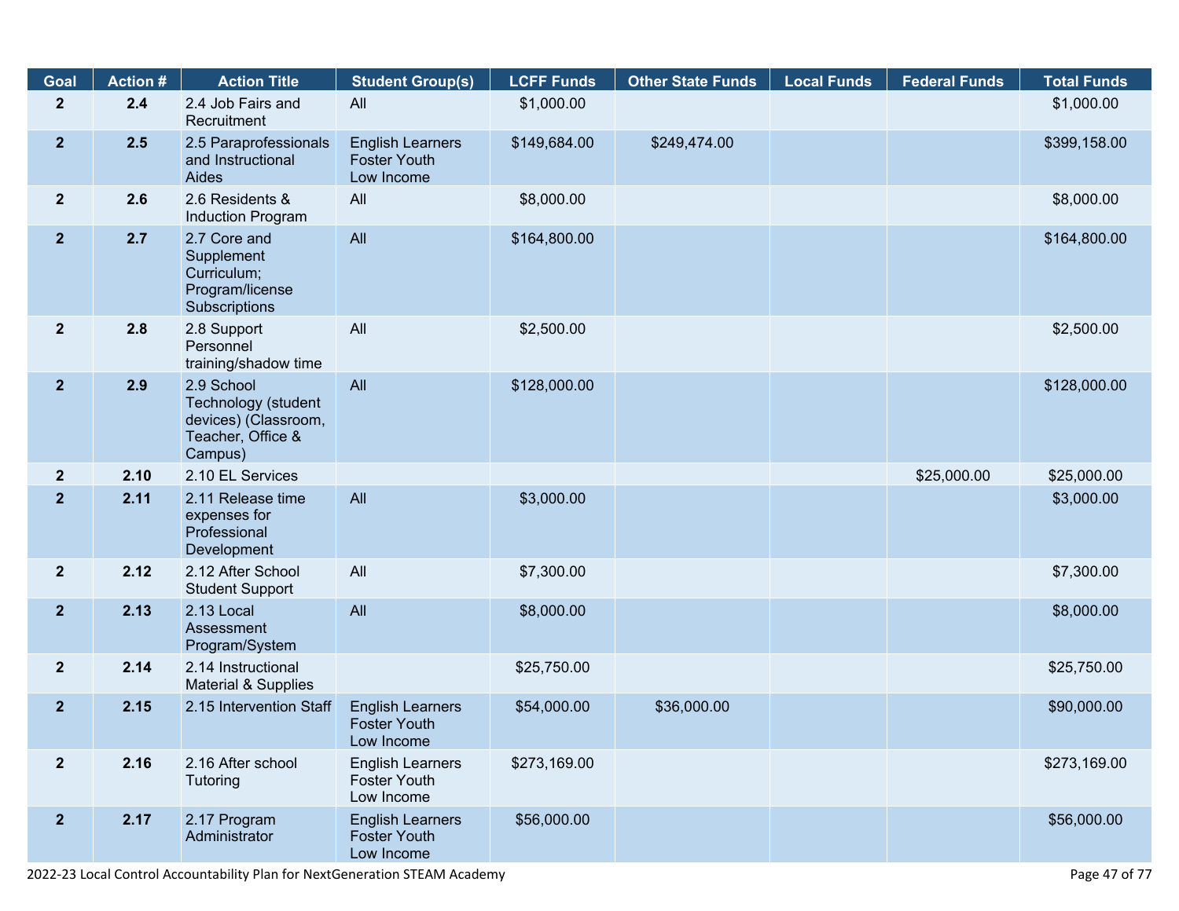| Goal | Action # | Action Title | Student Group(s) | LCFF Funds | Other State Funds | Local Funds | Federal Funds | Total Funds |
|---|---|---|---|---|---|---|---|---|
| 2 | 2.4 | 2.4 Job Fairs and Recruitment | All | $1,000.00 | | | | $1,000.00 |
| 2 | 2.5 | 2.5 Paraprofessionals and Instructional Aides | English Learners Foster Youth Low Income | $149,684.00 | $249,474.00 | | | $399,158.00 |
| 2 | 2.6 | 2.6 Residents & Induction Program | All | $8,000.00 | | | | $8,000.00 |
| 2 | 2.7 | 2.7 Core and Supplement Curriculum; Program/license Subscriptions | All | $164,800.00 | | | | $164,800.00 |
| 2 | 2.8 | 2.8 Support Personnel training/shadow time | All | $2,500.00 | | | | $2,500.00 |
| 2 | 2.9 | 2.9 School Technology (student devices) (Classroom, Teacher, Office & Campus) | All | $128,000.00 | | | | $128,000.00 |
| 2 | 2.10 | 2.10 EL Services | | | | | $25,000.00 | $25,000.00 |
| 2 | 2.11 | 2.11 Release time expenses for Professional Development | All | $3,000.00 | | | | $3,000.00 |
| 2 | 2.12 | 2.12 After School Student Support | All | $7,300.00 | | | | $7,300.00 |
| 2 | 2.13 | 2.13 Local Assessment Program/System | All | $8,000.00 | | | | $8,000.00 |
| 2 | 2.14 | 2.14 Instructional Material & Supplies | | $25,750.00 | | | | $25,750.00 |
| 2 | 2.15 | 2.15 Intervention Staff | English Learners Foster Youth Low Income | $54,000.00 | $36,000.00 | | | $90,000.00 |
| 2 | 2.16 | 2.16 After school Tutoring | English Learners Foster Youth Low Income | $273,169.00 | | | | $273,169.00 |
| 2 | 2.17 | 2.17 Program Administrator | English Learners Foster Youth Low Income | $56,000.00 | | | | $56,000.00 |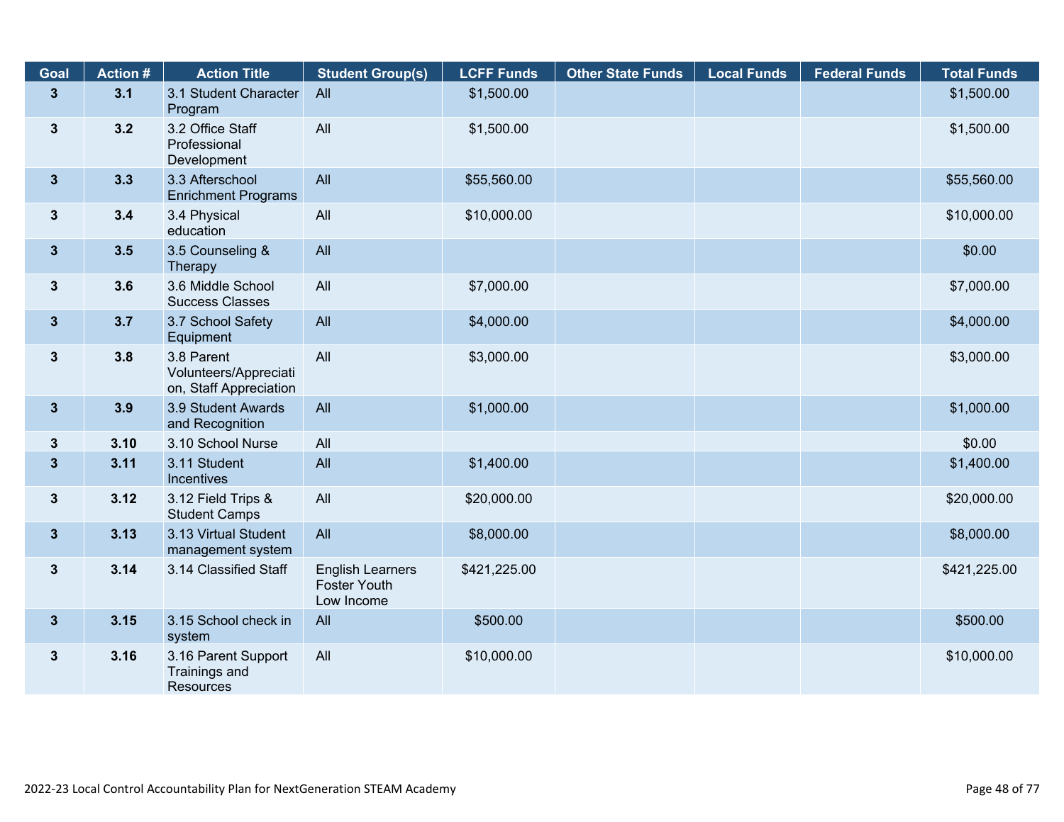| Goal | Action # | Action Title | Student Group(s) | LCFF Funds | Other State Funds | Local Funds | Federal Funds | Total Funds |
|---|---|---|---|---|---|---|---|---|
| 3 | 3.1 | 3.1 Student Character Program | All | $1,500.00 | | | | $1,500.00 |
| 3 | 3.2 | 3.2 Office Staff Professional Development | All | $1,500.00 | | | | $1,500.00 |
| 3 | 3.3 | 3.3 Afterschool Enrichment Programs | All | $55,560.00 | | | | $55,560.00 |
| 3 | 3.4 | 3.4 Physical education | All | $10,000.00 | | | | $10,000.00 |
| 3 | 3.5 | 3.5 Counseling & Therapy | All | | | | | $0.00 |
| 3 | 3.6 | 3.6 Middle School Success Classes | All | $7,000.00 | | | | $7,000.00 |
| 3 | 3.7 | 3.7 School Safety Equipment | All | $4,000.00 | | | | $4,000.00 |
| 3 | 3.8 | 3.8 Parent Volunteers/Appreciation, Staff Appreciation | All | $3,000.00 | | | | $3,000.00 |
| 3 | 3.9 | 3.9 Student Awards and Recognition | All | $1,000.00 | | | | $1,000.00 |
| 3 | 3.10 | 3.10 School Nurse | All | | | | | $0.00 |
| 3 | 3.11 | 3.11 Student Incentives | All | $1,400.00 | | | | $1,400.00 |
| 3 | 3.12 | 3.12 Field Trips & Student Camps | All | $20,000.00 | | | | $20,000.00 |
| 3 | 3.13 | 3.13 Virtual Student management system | All | $8,000.00 | | | | $8,000.00 |
| 3 | 3.14 | 3.14 Classified Staff | English Learners Foster Youth Low Income | $421,225.00 | | | | $421,225.00 |
| 3 | 3.15 | 3.15 School check in system | All | $500.00 | | | | $500.00 |
| 3 | 3.16 | 3.16 Parent Support Trainings and Resources | All | $10,000.00 | | | | $10,000.00 |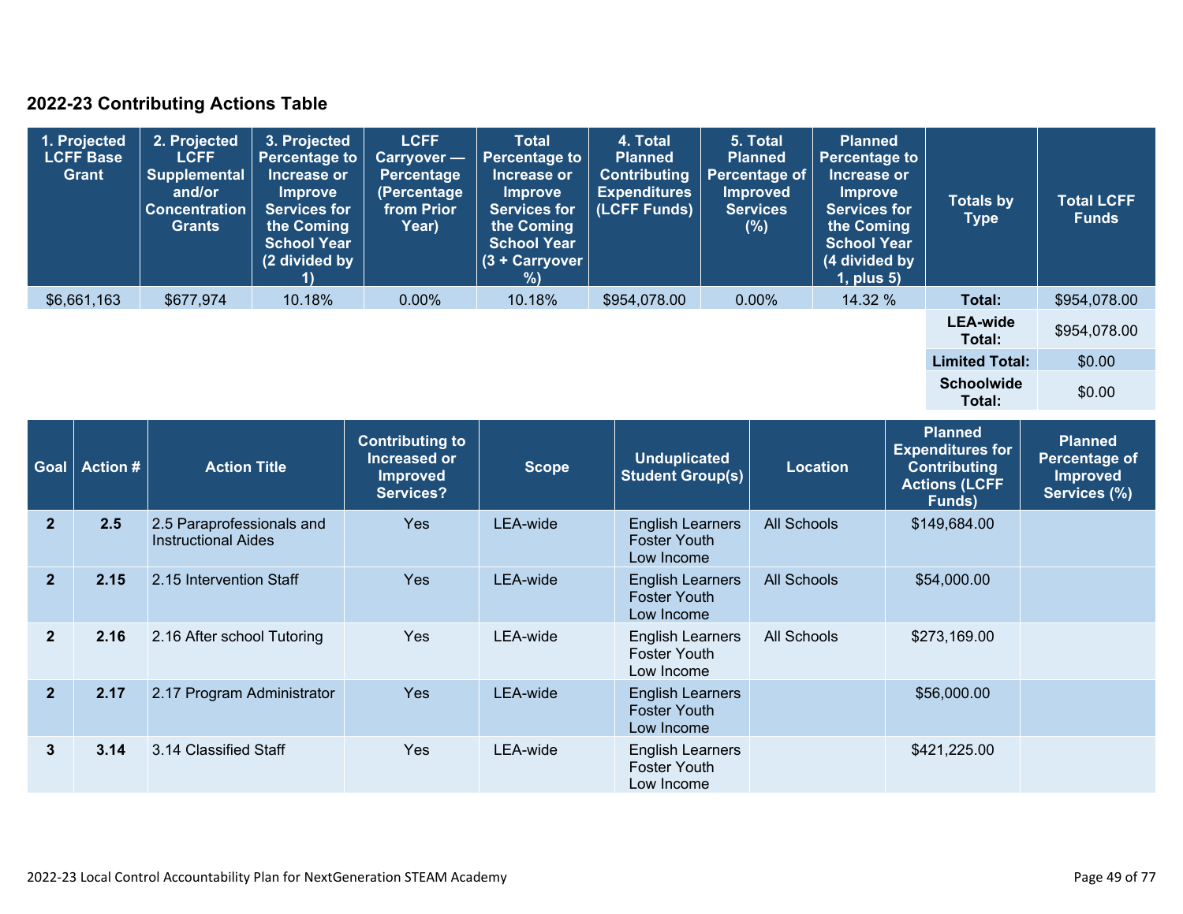## 2022-23 Contributing Actions Table

| 1. Projected LCFF Base Grant | 2. Projected LCFF Supplemental and/or Concentration Grants | 3. Projected Percentage to Increase or Improve Services for the Coming School Year (2 divided by 1) | LCFF Carryover — Percentage (Percentage from Prior Year) | Total Percentage to Increase or Improve Services for the Coming School Year (3 + Carryover %) | 4. Total Planned Contributing Expenditures (LCFF Funds) | 5. Total Planned Percentage of Improved Services (%) | Planned Percentage to Increase or Improve Services for the Coming School Year (4 divided by 1, plus 5) | Totals by Type | Total LCFF Funds |
|---|---|---|---|---|---|---|---|---|---|
| $6,661,163 | $677,974 | 10.18% | 0.00% | 10.18% | $954,078.00 | 0.00% | 14.32 % | **Total:** | $954,078.00 |
| | | | | | | | | **LEA-wide Total:** | $954,078.00 |
| | | | | | | | | **Limited Total:** | $0.00 |
| | | | | | | | | **Schoolwide Total:** | $0.00 |

| Goal | Action # | Action Title | Contributing to Increased or Improved Services? | Scope | Unduplicated Student Group(s) | Location | Planned Expenditures for Contributing Actions (LCFF Funds) | Planned Percentage of Improved Services (%) |
|---|---|---|---|---|---|---|---|---|
| 2 | 2.5 | 2.5 Paraprofessionals and Instructional Aides | Yes | LEA-wide | English Learners Foster Youth Low Income | All Schools | $149,684.00 | |
| 2 | 2.15 | 2.15 Intervention Staff | Yes | LEA-wide | English Learners Foster Youth Low Income | All Schools | $54,000.00 | |
| 2 | 2.16 | 2.16 After school Tutoring | Yes | LEA-wide | English Learners Foster Youth Low Income | All Schools | $273,169.00 | |
| 2 | 2.17 | 2.17 Program Administrator | Yes | LEA-wide | English Learners Foster Youth Low Income | | $56,000.00 | |
| 3 | 3.14 | 3.14 Classified Staff | Yes | LEA-wide | English Learners Foster Youth Low Income | | $421,225.00 | |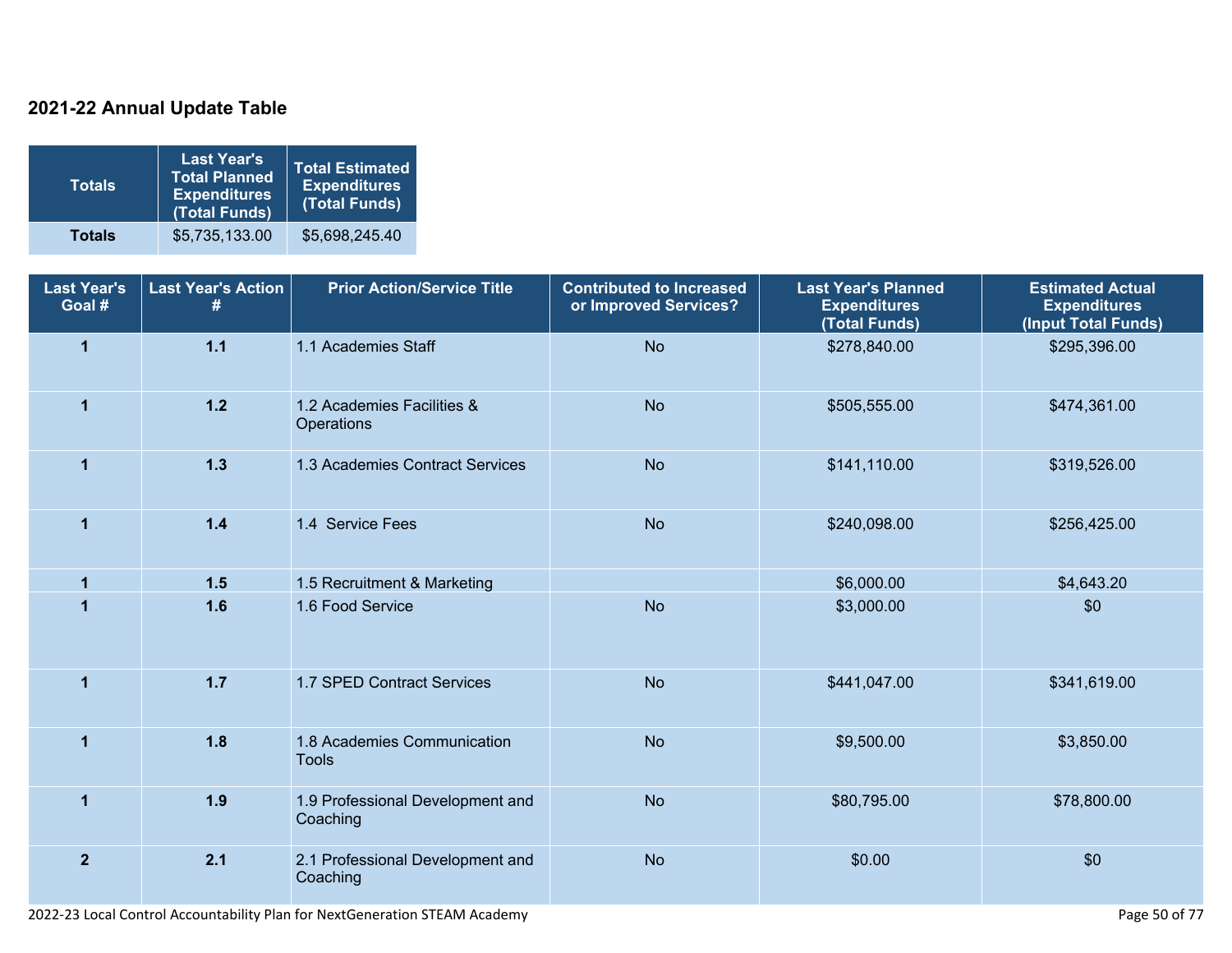## 2021-22 Annual Update Table

| Totals | Last Year's Total Planned Expenditures (Total Funds) | Total Estimated Expenditures (Total Funds) |
|---|---|---|
| **Totals** | $5,735,133.00 | $5,698,245.40 |

| Last Year's Goal # | Last Year's Action # | Prior Action/Service Title | Contributed to Increased or Improved Services? | Last Year's Planned Expenditures (Total Funds) | Estimated Actual Expenditures (Input Total Funds) |
|---|---|---|---|---|---|
| **1** | **1.1** | 1.1 Academies Staff | No | $278,840.00 | $295,396.00 |
| **1** | **1.2** | 1.2 Academies Facilities & Operations | No | $505,555.00 | $474,361.00 |
| **1** | **1.3** | 1.3 Academies Contract Services | No | $141,110.00 | $319,526.00 |
| **1** | **1.4** | 1.4 Service Fees | No | $240,098.00 | $256,425.00 |
| **1** | **1.5** | 1.5 Recruitment & Marketing | | $6,000.00 | $4,643.20 |
| **1** | **1.6** | 1.6 Food Service | No | $3,000.00 | $0 |
| **1** | **1.7** | 1.7 SPED Contract Services | No | $441,047.00 | $341,619.00 |
| **1** | **1.8** | 1.8 Academies Communication Tools | No | $9,500.00 | $3,850.00 |
| **1** | **1.9** | 1.9 Professional Development and Coaching | No | $80,795.00 | $78,800.00 |
| **2** | **2.1** | 2.1 Professional Development and Coaching | No | $0.00 | $0 |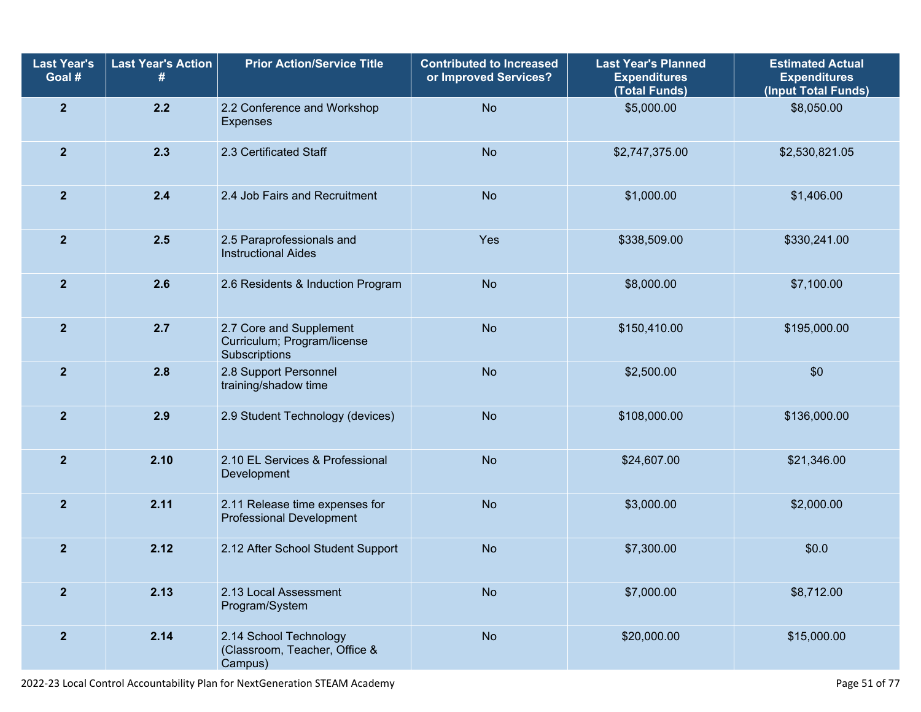| Last Year's Goal # | Last Year's Action # | Prior Action/Service Title | Contributed to Increased or Improved Services? | Last Year's Planned Expenditures (Total Funds) | Estimated Actual Expenditures (Input Total Funds) |
|---|---|---|---|---|---|
| 2 | 2.2 | 2.2 Conference and Workshop Expenses | No | $5,000.00 | $8,050.00 |
| 2 | 2.3 | 2.3 Certificated Staff | No | $2,747,375.00 | $2,530,821.05 |
| 2 | 2.4 | 2.4 Job Fairs and Recruitment | No | $1,000.00 | $1,406.00 |
| 2 | 2.5 | 2.5 Paraprofessionals and Instructional Aides | Yes | $338,509.00 | $330,241.00 |
| 2 | 2.6 | 2.6 Residents & Induction Program | No | $8,000.00 | $7,100.00 |
| 2 | 2.7 | 2.7 Core and Supplement Curriculum; Program/license Subscriptions | No | $150,410.00 | $195,000.00 |
| 2 | 2.8 | 2.8 Support Personnel training/shadow time | No | $2,500.00 | $0 |
| 2 | 2.9 | 2.9 Student Technology (devices) | No | $108,000.00 | $136,000.00 |
| 2 | 2.10 | 2.10 EL Services & Professional Development | No | $24,607.00 | $21,346.00 |
| 2 | 2.11 | 2.11 Release time expenses for Professional Development | No | $3,000.00 | $2,000.00 |
| 2 | 2.12 | 2.12 After School Student Support | No | $7,300.00 | $0.0 |
| 2 | 2.13 | 2.13 Local Assessment Program/System | No | $7,000.00 | $8,712.00 |
| 2 | 2.14 | 2.14 School Technology (Classroom, Teacher, Office & Campus) | No | $20,000.00 | $15,000.00 |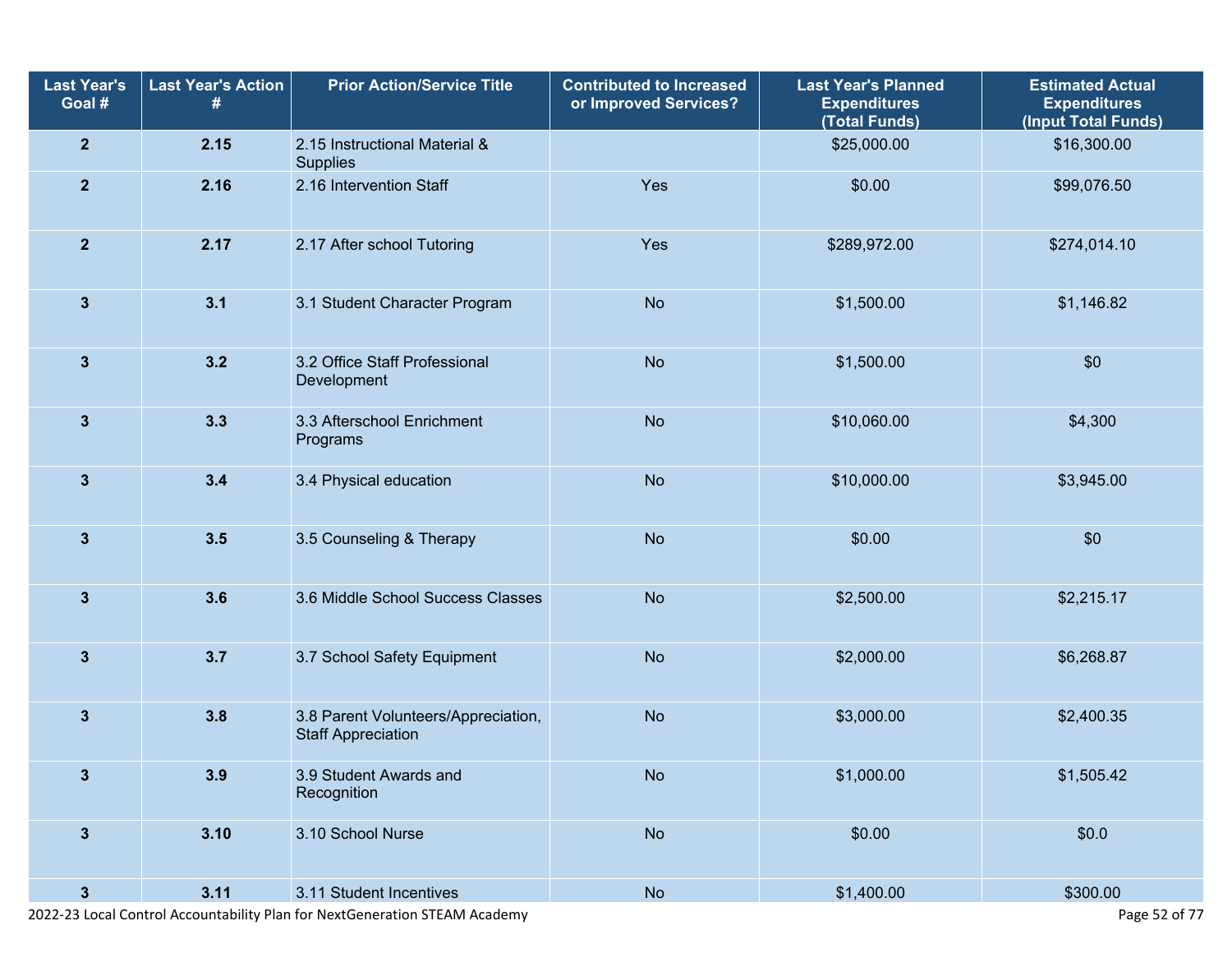| Last Year's Goal # | Last Year's Action # | Prior Action/Service Title | Contributed to Increased or Improved Services? | Last Year's Planned Expenditures (Total Funds) | Estimated Actual Expenditures (Input Total Funds) |
|---|---|---|---|---|---|
| 2 | 2.15 | 2.15 Instructional Material & Supplies | | $25,000.00 | $16,300.00 |
| 2 | 2.16 | 2.16 Intervention Staff | Yes | $0.00 | $99,076.50 |
| 2 | 2.17 | 2.17 After school Tutoring | Yes | $289,972.00 | $274,014.10 |
| 3 | 3.1 | 3.1 Student Character Program | No | $1,500.00 | $1,146.82 |
| 3 | 3.2 | 3.2 Office Staff Professional Development | No | $1,500.00 | $0 |
| 3 | 3.3 | 3.3 Afterschool Enrichment Programs | No | $10,060.00 | $4,300 |
| 3 | 3.4 | 3.4 Physical education | No | $10,000.00 | $3,945.00 |
| 3 | 3.5 | 3.5 Counseling & Therapy | No | $0.00 | $0 |
| 3 | 3.6 | 3.6 Middle School Success Classes | No | $2,500.00 | $2,215.17 |
| 3 | 3.7 | 3.7 School Safety Equipment | No | $2,000.00 | $6,268.87 |
| 3 | 3.8 | 3.8 Parent Volunteers/Appreciation, Staff Appreciation | No | $3,000.00 | $2,400.35 |
| 3 | 3.9 | 3.9 Student Awards and Recognition | No | $1,000.00 | $1,505.42 |
| 3 | 3.10 | 3.10 School Nurse | No | $0.00 | $0.0 |
| 3 | 3.11 | 3.11 Student Incentives | No | $1,400.00 | $300.00 |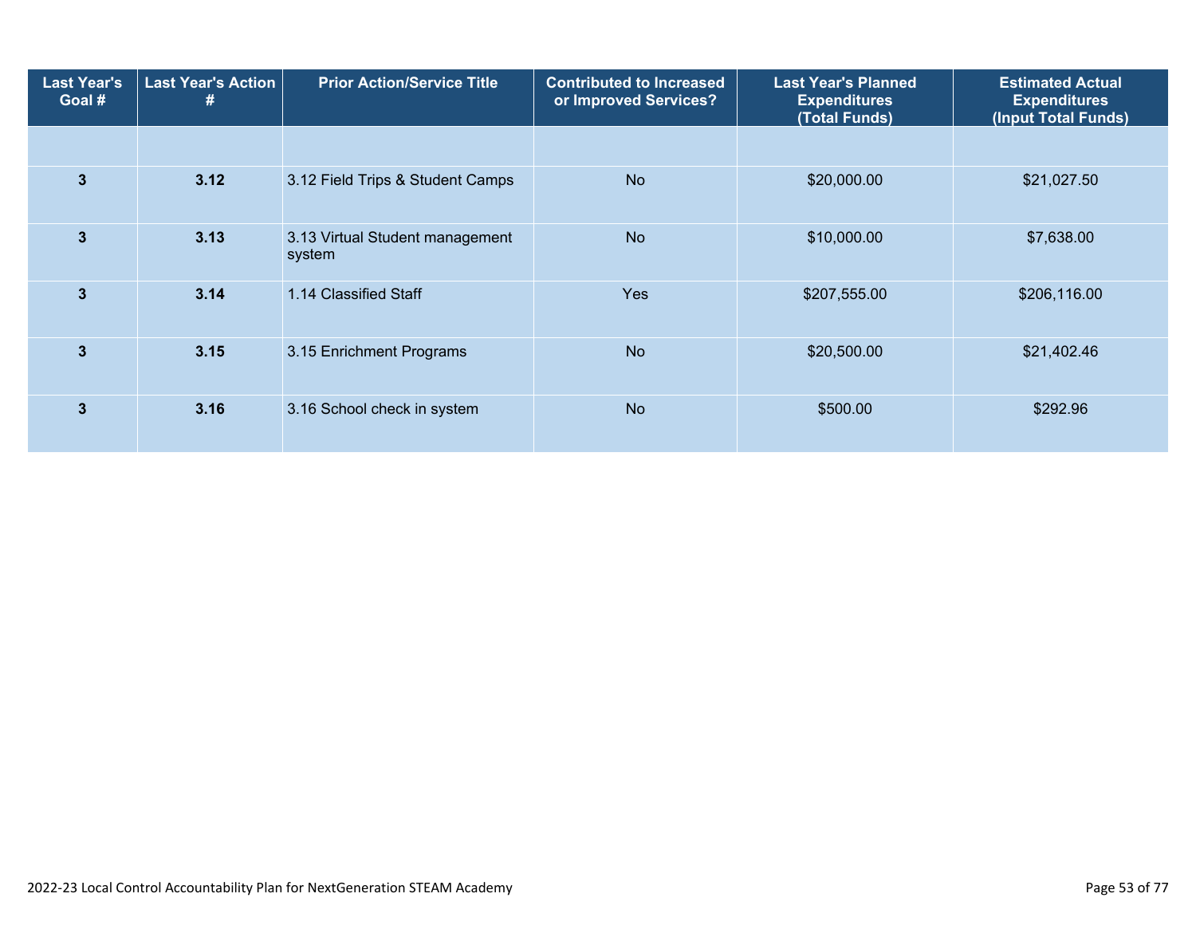| Last Year's Goal # | Last Year's Action # | Prior Action/Service Title | Contributed to Increased or Improved Services? | Last Year's Planned Expenditures (Total Funds) | Estimated Actual Expenditures (Input Total Funds) |
|---|---|---|---|---|---|
| | | | | | |
| 3 | 3.12 | 3.12 Field Trips & Student Camps | No | $20,000.00 | $21,027.50 |
| 3 | 3.13 | 3.13 Virtual Student management system | No | $10,000.00 | $7,638.00 |
| 3 | 3.14 | 1.14 Classified Staff | Yes | $207,555.00 | $206,116.00 |
| 3 | 3.15 | 3.15 Enrichment Programs | No | $20,500.00 | $21,402.46 |
| 3 | 3.16 | 3.16 School check in system | No | $500.00 | $292.96 |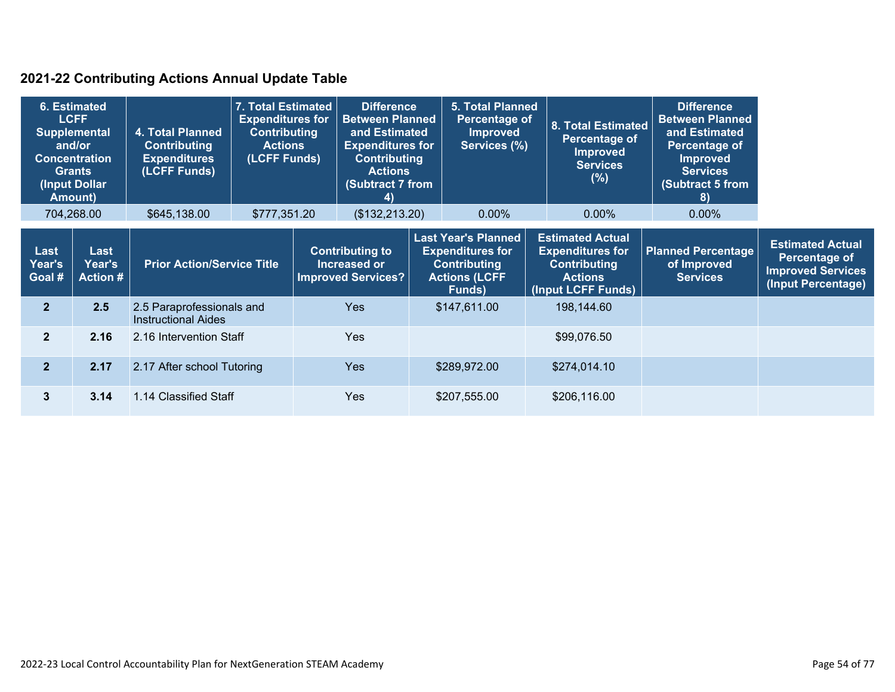## 2021-22 Contributing Actions Annual Update Table

| 6. Estimated LCFF Supplemental and/or Concentration Grants (Input Dollar Amount) | 4. Total Planned Contributing Expenditures (LCFF Funds) | 7. Total Estimated Expenditures for Contributing Actions (LCFF Funds) | Difference Between Planned and Estimated Expenditures for Contributing Actions (Subtract 7 from 4) | 5. Total Planned Percentage of Improved Services (%) | 8. Total Estimated Percentage of Improved Services (%) | Difference Between Planned and Estimated Percentage of Improved Services (Subtract 5 from 8) |
|---|---|---|---|---|---|---|
| 704,268.00 | $645,138.00 | $777,351.20 | ($132,213.20) | 0.00% | 0.00% | 0.00% |

| Last Year's Goal # | Last Year's Action # | Prior Action/Service Title | Contributing to Increased or Improved Services? | Last Year's Planned Expenditures for Contributing Actions (LCFF Funds) | Estimated Actual Expenditures for Contributing Actions (Input LCFF Funds) | Planned Percentage of Improved Services | Estimated Actual Percentage of Improved Services (Input Percentage) |
|---|---|---|---|---|---|---|---|
| 2 | 2.5 | 2.5 Paraprofessionals and Instructional Aides | Yes | $147,611.00 | 198,144.60 | | |
| 2 | 2.16 | 2.16 Intervention Staff | Yes | | $99,076.50 | | |
| 2 | 2.17 | 2.17 After school Tutoring | Yes | $289,972.00 | $274,014.10 | | |
| 3 | 3.14 | 1.14 Classified Staff | Yes | $207,555.00 | $206,116.00 | | |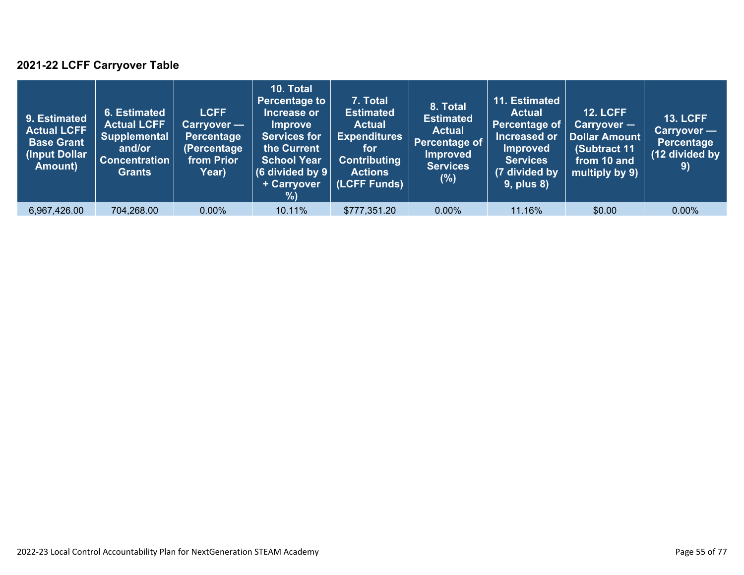### 2021-22 LCFF Carryover Table

| 9. Estimated Actual LCFF Base Grant (Input Dollar Amount) | 6. Estimated Actual LCFF Supplemental and/or Concentration Grants | LCFF Carryover — Percentage (Percentage from Prior Year) | 10. Total Percentage to Increase or Improve Services for the Current School Year (6 divided by 9 + Carryover %) | 7. Total Estimated Actual Expenditures for Contributing Actions (LCFF Funds) | 8. Total Estimated Actual Percentage of Improved Services (%) | 11. Estimated Actual Percentage of Increased or Improved Services (7 divided by 9, plus 8) | 12. LCFF Carryover — Dollar Amount (Subtract 11 from 10 and multiply by 9) | 13. LCFF Carryover — Percentage (12 divided by 9) |
|---|---|---|---|---|---|---|---|---|
| 6,967,426.00 | 704,268.00 | 0.00% | 10.11% | $777,351.20 | 0.00% | 11.16% | $0.00 | 0.00% |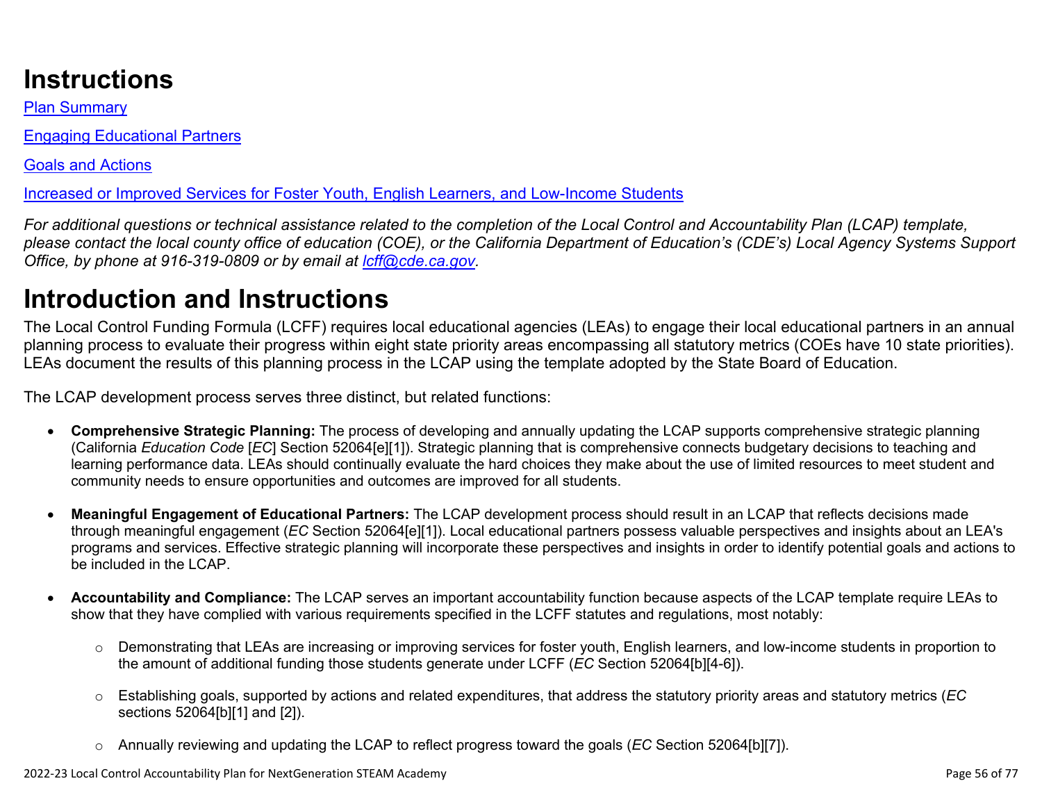# Instructions

[Plan Summary](#)

[Engaging Educational Partners](#)

[Goals and Actions](#)

[Increased or Improved Services for Foster Youth, English Learners, and Low-Income Students](#)

*For additional questions or technical assistance related to the completion of the Local Control and Accountability Plan (LCAP) template, please contact the local county office of education (COE), or the California Department of Education's (CDE's) Local Agency Systems Support Office, by phone at 916-319-0809 or by email at [lcff@cde.ca.gov](mailto:lcff@cde.ca.gov).*

# Introduction and Instructions

The Local Control Funding Formula (LCFF) requires local educational agencies (LEAs) to engage their local educational partners in an annual planning process to evaluate their progress within eight state priority areas encompassing all statutory metrics (COEs have 10 state priorities). LEAs document the results of this planning process in the LCAP using the template adopted by the State Board of Education.

The LCAP development process serves three distinct, but related functions:

- **Comprehensive Strategic Planning:** The process of developing and annually updating the LCAP supports comprehensive strategic planning (California *Education Code* [*EC*] Section 52064[e][1]). Strategic planning that is comprehensive connects budgetary decisions to teaching and learning performance data. LEAs should continually evaluate the hard choices they make about the use of limited resources to meet student and community needs to ensure opportunities and outcomes are improved for all students.

- **Meaningful Engagement of Educational Partners:** The LCAP development process should result in an LCAP that reflects decisions made through meaningful engagement (*EC* Section 52064[e][1]). Local educational partners possess valuable perspectives and insights about an LEA's programs and services. Effective strategic planning will incorporate these perspectives and insights in order to identify potential goals and actions to be included in the LCAP.

- **Accountability and Compliance:** The LCAP serves an important accountability function because aspects of the LCAP template require LEAs to show that they have complied with various requirements specified in the LCFF statutes and regulations, most notably:

  - Demonstrating that LEAs are increasing or improving services for foster youth, English learners, and low-income students in proportion to the amount of additional funding those students generate under LCFF (*EC* Section 52064[b][4-6]).

  - Establishing goals, supported by actions and related expenditures, that address the statutory priority areas and statutory metrics (*EC* sections 52064[b][1] and [2]).

  - Annually reviewing and updating the LCAP to reflect progress toward the goals (*EC* Section 52064[b][7]).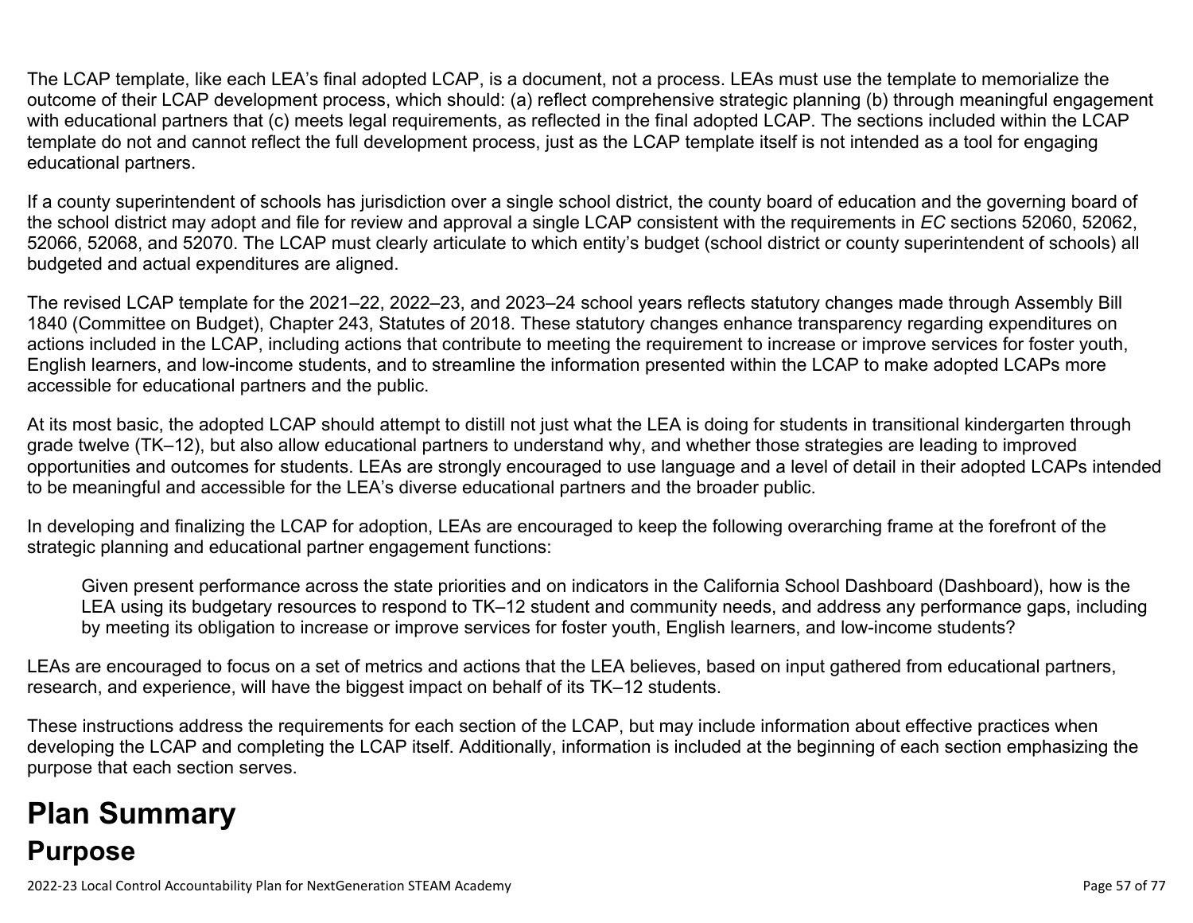The LCAP template, like each LEA's final adopted LCAP, is a document, not a process. LEAs must use the template to memorialize the outcome of their LCAP development process, which should: (a) reflect comprehensive strategic planning (b) through meaningful engagement with educational partners that (c) meets legal requirements, as reflected in the final adopted LCAP. The sections included within the LCAP template do not and cannot reflect the full development process, just as the LCAP template itself is not intended as a tool for engaging educational partners.

If a county superintendent of schools has jurisdiction over a single school district, the county board of education and the governing board of the school district may adopt and file for review and approval a single LCAP consistent with the requirements in *EC* sections 52060, 52062, 52066, 52068, and 52070. The LCAP must clearly articulate to which entity's budget (school district or county superintendent of schools) all budgeted and actual expenditures are aligned.

The revised LCAP template for the 2021–22, 2022–23, and 2023–24 school years reflects statutory changes made through Assembly Bill 1840 (Committee on Budget), Chapter 243, Statutes of 2018. These statutory changes enhance transparency regarding expenditures on actions included in the LCAP, including actions that contribute to meeting the requirement to increase or improve services for foster youth, English learners, and low-income students, and to streamline the information presented within the LCAP to make adopted LCAPs more accessible for educational partners and the public.

At its most basic, the adopted LCAP should attempt to distill not just what the LEA is doing for students in transitional kindergarten through grade twelve (TK–12), but also allow educational partners to understand why, and whether those strategies are leading to improved opportunities and outcomes for students. LEAs are strongly encouraged to use language and a level of detail in their adopted LCAPs intended to be meaningful and accessible for the LEA's diverse educational partners and the broader public.

In developing and finalizing the LCAP for adoption, LEAs are encouraged to keep the following overarching frame at the forefront of the strategic planning and educational partner engagement functions:

> Given present performance across the state priorities and on indicators in the California School Dashboard (Dashboard), how is the LEA using its budgetary resources to respond to TK–12 student and community needs, and address any performance gaps, including by meeting its obligation to increase or improve services for foster youth, English learners, and low-income students?

LEAs are encouraged to focus on a set of metrics and actions that the LEA believes, based on input gathered from educational partners, research, and experience, will have the biggest impact on behalf of its TK–12 students.

These instructions address the requirements for each section of the LCAP, but may include information about effective practices when developing the LCAP and completing the LCAP itself. Additionally, information is included at the beginning of each section emphasizing the purpose that each section serves.

# Plan Summary

## Purpose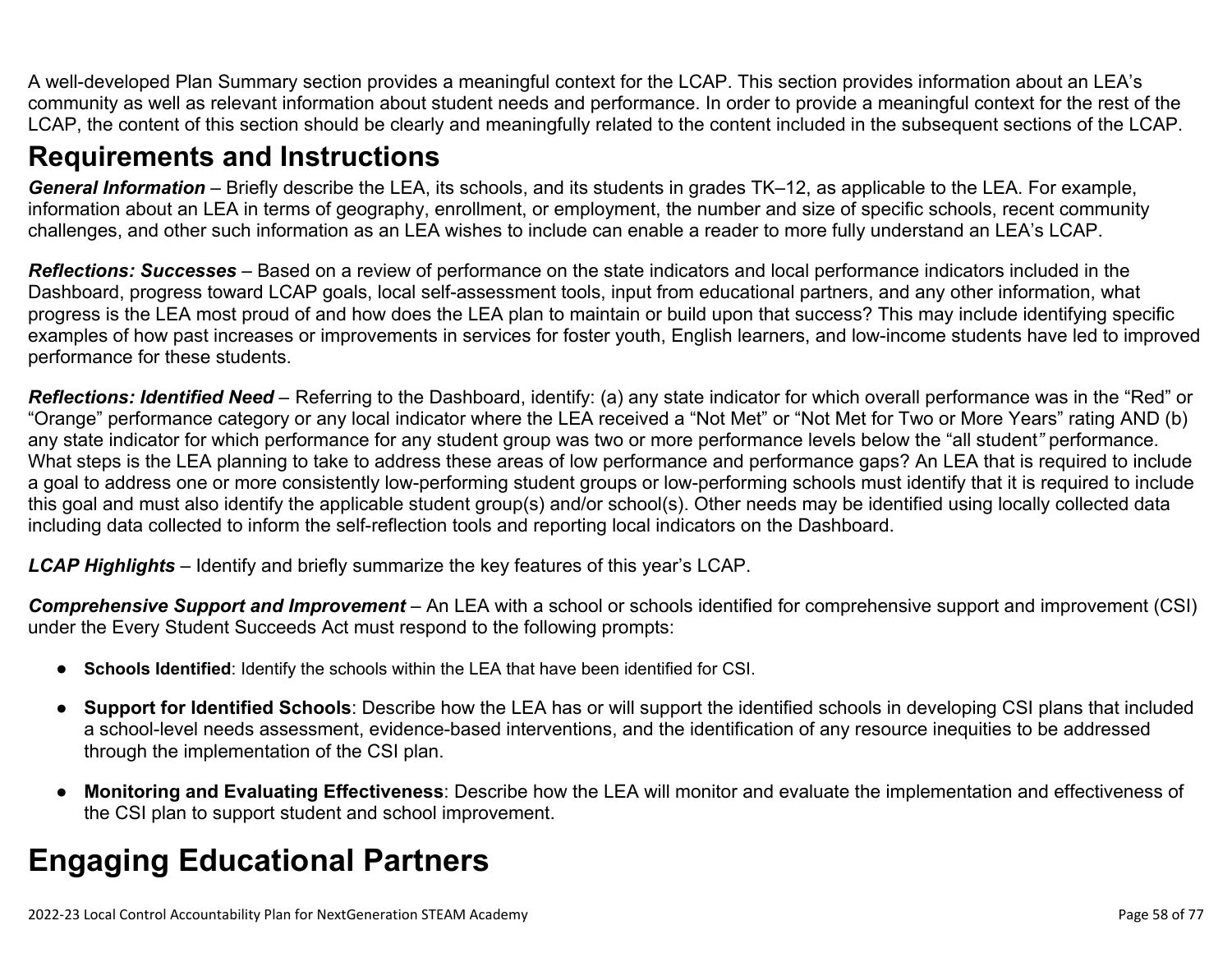A well-developed Plan Summary section provides a meaningful context for the LCAP. This section provides information about an LEA's community as well as relevant information about student needs and performance. In order to provide a meaningful context for the rest of the LCAP, the content of this section should be clearly and meaningfully related to the content included in the subsequent sections of the LCAP.

# Requirements and Instructions

***General Information*** – Briefly describe the LEA, its schools, and its students in grades TK–12, as applicable to the LEA. For example, information about an LEA in terms of geography, enrollment, or employment, the number and size of specific schools, recent community challenges, and other such information as an LEA wishes to include can enable a reader to more fully understand an LEA's LCAP.

***Reflections: Successes*** – Based on a review of performance on the state indicators and local performance indicators included in the Dashboard, progress toward LCAP goals, local self-assessment tools, input from educational partners, and any other information, what progress is the LEA most proud of and how does the LEA plan to maintain or build upon that success? This may include identifying specific examples of how past increases or improvements in services for foster youth, English learners, and low-income students have led to improved performance for these students.

***Reflections: Identified Need*** – Referring to the Dashboard, identify: (a) any state indicator for which overall performance was in the "Red" or "Orange" performance category or any local indicator where the LEA received a "Not Met" or "Not Met for Two or More Years" rating AND (b) any state indicator for which performance for any student group was two or more performance levels below the "all student" performance. What steps is the LEA planning to take to address these areas of low performance and performance gaps? An LEA that is required to include a goal to address one or more consistently low-performing student groups or low-performing schools must identify that it is required to include this goal and must also identify the applicable student group(s) and/or school(s). Other needs may be identified using locally collected data including data collected to inform the self-reflection tools and reporting local indicators on the Dashboard.

***LCAP Highlights*** – Identify and briefly summarize the key features of this year's LCAP.

***Comprehensive Support and Improvement*** – An LEA with a school or schools identified for comprehensive support and improvement (CSI) under the Every Student Succeeds Act must respond to the following prompts:

- **Schools Identified**: Identify the schools within the LEA that have been identified for CSI.
- **Support for Identified Schools**: Describe how the LEA has or will support the identified schools in developing CSI plans that included a school-level needs assessment, evidence-based interventions, and the identification of any resource inequities to be addressed through the implementation of the CSI plan.
- **Monitoring and Evaluating Effectiveness**: Describe how the LEA will monitor and evaluate the implementation and effectiveness of the CSI plan to support student and school improvement.

# Engaging Educational Partners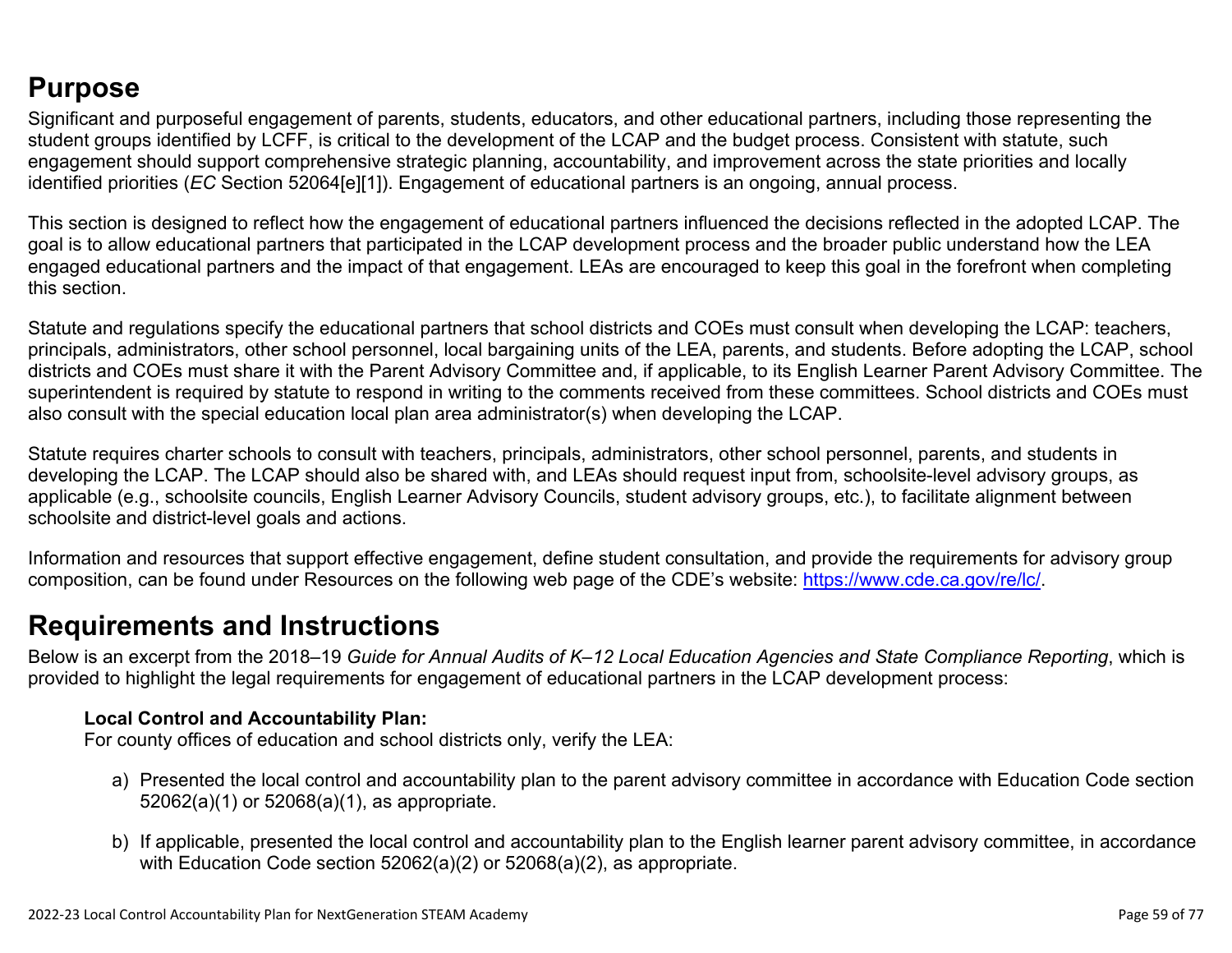## Purpose

Significant and purposeful engagement of parents, students, educators, and other educational partners, including those representing the student groups identified by LCFF, is critical to the development of the LCAP and the budget process. Consistent with statute, such engagement should support comprehensive strategic planning, accountability, and improvement across the state priorities and locally identified priorities (*EC* Section 52064[e][1]). Engagement of educational partners is an ongoing, annual process.

This section is designed to reflect how the engagement of educational partners influenced the decisions reflected in the adopted LCAP. The goal is to allow educational partners that participated in the LCAP development process and the broader public understand how the LEA engaged educational partners and the impact of that engagement. LEAs are encouraged to keep this goal in the forefront when completing this section.

Statute and regulations specify the educational partners that school districts and COEs must consult when developing the LCAP: teachers, principals, administrators, other school personnel, local bargaining units of the LEA, parents, and students. Before adopting the LCAP, school districts and COEs must share it with the Parent Advisory Committee and, if applicable, to its English Learner Parent Advisory Committee. The superintendent is required by statute to respond in writing to the comments received from these committees. School districts and COEs must also consult with the special education local plan area administrator(s) when developing the LCAP.

Statute requires charter schools to consult with teachers, principals, administrators, other school personnel, parents, and students in developing the LCAP. The LCAP should also be shared with, and LEAs should request input from, schoolsite-level advisory groups, as applicable (e.g., schoolsite councils, English Learner Advisory Councils, student advisory groups, etc.), to facilitate alignment between schoolsite and district-level goals and actions.

Information and resources that support effective engagement, define student consultation, and provide the requirements for advisory group composition, can be found under Resources on the following web page of the CDE's website: [https://www.cde.ca.gov/re/lc/](https://www.cde.ca.gov/re/lc/).

## Requirements and Instructions

Below is an excerpt from the 2018–19 *Guide for Annual Audits of K–12 Local Education Agencies and State Compliance Reporting*, which is provided to highlight the legal requirements for engagement of educational partners in the LCAP development process:

> **Local Control and Accountability Plan:**
> For county offices of education and school districts only, verify the LEA:
>
> a) Presented the local control and accountability plan to the parent advisory committee in accordance with Education Code section 52062(a)(1) or 52068(a)(1), as appropriate.
>
> b) If applicable, presented the local control and accountability plan to the English learner parent advisory committee, in accordance with Education Code section 52062(a)(2) or 52068(a)(2), as appropriate.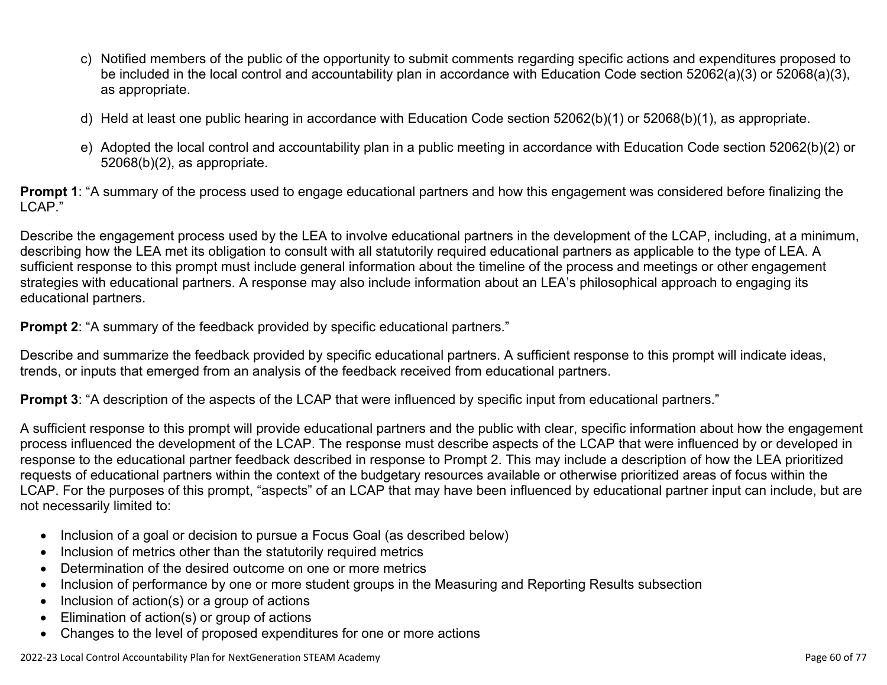c) Notified members of the public of the opportunity to submit comments regarding specific actions and expenditures proposed to be included in the local control and accountability plan in accordance with Education Code section 52062(a)(3) or 52068(a)(3), as appropriate.

d) Held at least one public hearing in accordance with Education Code section 52062(b)(1) or 52068(b)(1), as appropriate.

e) Adopted the local control and accountability plan in a public meeting in accordance with Education Code section 52062(b)(2) or 52068(b)(2), as appropriate.

**Prompt 1**: "A summary of the process used to engage educational partners and how this engagement was considered before finalizing the LCAP."

Describe the engagement process used by the LEA to involve educational partners in the development of the LCAP, including, at a minimum, describing how the LEA met its obligation to consult with all statutorily required educational partners as applicable to the type of LEA. A sufficient response to this prompt must include general information about the timeline of the process and meetings or other engagement strategies with educational partners. A response may also include information about an LEA's philosophical approach to engaging its educational partners.

**Prompt 2**: "A summary of the feedback provided by specific educational partners."

Describe and summarize the feedback provided by specific educational partners. A sufficient response to this prompt will indicate ideas, trends, or inputs that emerged from an analysis of the feedback received from educational partners.

**Prompt 3**: "A description of the aspects of the LCAP that were influenced by specific input from educational partners."

A sufficient response to this prompt will provide educational partners and the public with clear, specific information about how the engagement process influenced the development of the LCAP. The response must describe aspects of the LCAP that were influenced by or developed in response to the educational partner feedback described in response to Prompt 2. This may include a description of how the LEA prioritized requests of educational partners within the context of the budgetary resources available or otherwise prioritized areas of focus within the LCAP. For the purposes of this prompt, "aspects" of an LCAP that may have been influenced by educational partner input can include, but are not necessarily limited to:

- Inclusion of a goal or decision to pursue a Focus Goal (as described below)
- Inclusion of metrics other than the statutorily required metrics
- Determination of the desired outcome on one or more metrics
- Inclusion of performance by one or more student groups in the Measuring and Reporting Results subsection
- Inclusion of action(s) or a group of actions
- Elimination of action(s) or group of actions
- Changes to the level of proposed expenditures for one or more actions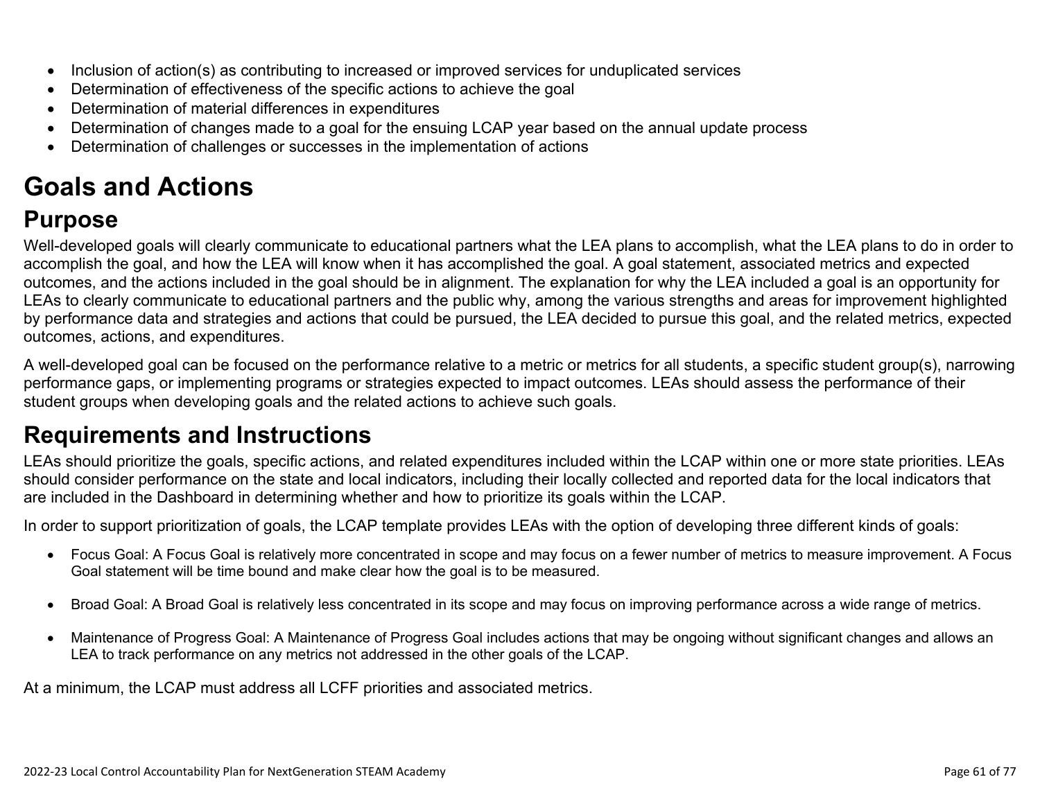- Inclusion of action(s) as contributing to increased or improved services for unduplicated services
- Determination of effectiveness of the specific actions to achieve the goal
- Determination of material differences in expenditures
- Determination of changes made to a goal for the ensuing LCAP year based on the annual update process
- Determination of challenges or successes in the implementation of actions

# Goals and Actions

## Purpose

Well-developed goals will clearly communicate to educational partners what the LEA plans to accomplish, what the LEA plans to do in order to accomplish the goal, and how the LEA will know when it has accomplished the goal. A goal statement, associated metrics and expected outcomes, and the actions included in the goal should be in alignment. The explanation for why the LEA included a goal is an opportunity for LEAs to clearly communicate to educational partners and the public why, among the various strengths and areas for improvement highlighted by performance data and strategies and actions that could be pursued, the LEA decided to pursue this goal, and the related metrics, expected outcomes, actions, and expenditures.

A well-developed goal can be focused on the performance relative to a metric or metrics for all students, a specific student group(s), narrowing performance gaps, or implementing programs or strategies expected to impact outcomes. LEAs should assess the performance of their student groups when developing goals and the related actions to achieve such goals.

## Requirements and Instructions

LEAs should prioritize the goals, specific actions, and related expenditures included within the LCAP within one or more state priorities. LEAs should consider performance on the state and local indicators, including their locally collected and reported data for the local indicators that are included in the Dashboard in determining whether and how to prioritize its goals within the LCAP.

In order to support prioritization of goals, the LCAP template provides LEAs with the option of developing three different kinds of goals:

- Focus Goal: A Focus Goal is relatively more concentrated in scope and may focus on a fewer number of metrics to measure improvement. A Focus Goal statement will be time bound and make clear how the goal is to be measured.

- Broad Goal: A Broad Goal is relatively less concentrated in its scope and may focus on improving performance across a wide range of metrics.

- Maintenance of Progress Goal: A Maintenance of Progress Goal includes actions that may be ongoing without significant changes and allows an LEA to track performance on any metrics not addressed in the other goals of the LCAP.

At a minimum, the LCAP must address all LCFF priorities and associated metrics.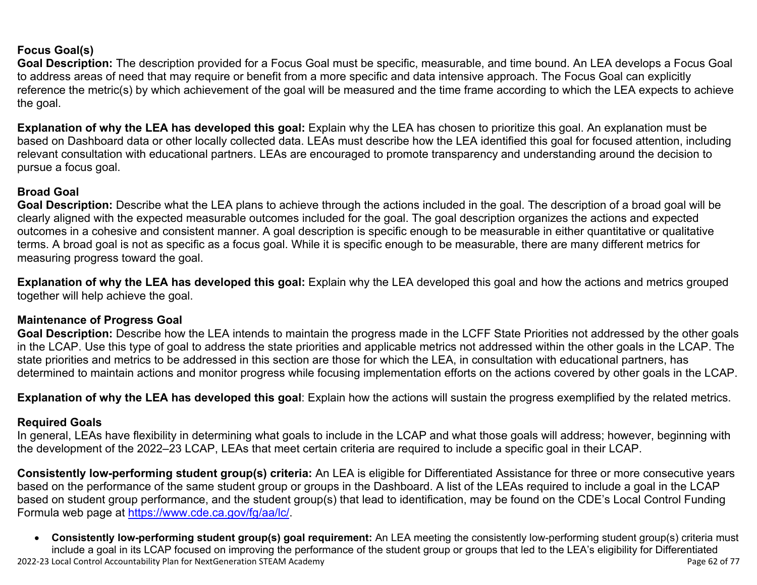**Focus Goal(s)**

**Goal Description:** The description provided for a Focus Goal must be specific, measurable, and time bound. An LEA develops a Focus Goal to address areas of need that may require or benefit from a more specific and data intensive approach. The Focus Goal can explicitly reference the metric(s) by which achievement of the goal will be measured and the time frame according to which the LEA expects to achieve the goal.

**Explanation of why the LEA has developed this goal:** Explain why the LEA has chosen to prioritize this goal. An explanation must be based on Dashboard data or other locally collected data. LEAs must describe how the LEA identified this goal for focused attention, including relevant consultation with educational partners. LEAs are encouraged to promote transparency and understanding around the decision to pursue a focus goal.

**Broad Goal**

**Goal Description:** Describe what the LEA plans to achieve through the actions included in the goal. The description of a broad goal will be clearly aligned with the expected measurable outcomes included for the goal. The goal description organizes the actions and expected outcomes in a cohesive and consistent manner. A goal description is specific enough to be measurable in either quantitative or qualitative terms. A broad goal is not as specific as a focus goal. While it is specific enough to be measurable, there are many different metrics for measuring progress toward the goal.

**Explanation of why the LEA has developed this goal:** Explain why the LEA developed this goal and how the actions and metrics grouped together will help achieve the goal.

**Maintenance of Progress Goal**

**Goal Description:** Describe how the LEA intends to maintain the progress made in the LCFF State Priorities not addressed by the other goals in the LCAP. Use this type of goal to address the state priorities and applicable metrics not addressed within the other goals in the LCAP. The state priorities and metrics to be addressed in this section are those for which the LEA, in consultation with educational partners, has determined to maintain actions and monitor progress while focusing implementation efforts on the actions covered by other goals in the LCAP.

**Explanation of why the LEA has developed this goal**: Explain how the actions will sustain the progress exemplified by the related metrics.

**Required Goals**

In general, LEAs have flexibility in determining what goals to include in the LCAP and what those goals will address; however, beginning with the development of the 2022–23 LCAP, LEAs that meet certain criteria are required to include a specific goal in their LCAP.

**Consistently low-performing student group(s) criteria:** An LEA is eligible for Differentiated Assistance for three or more consecutive years based on the performance of the same student group or groups in the Dashboard. A list of the LEAs required to include a goal in the LCAP based on student group performance, and the student group(s) that lead to identification, may be found on the CDE's Local Control Funding Formula web page at [https://www.cde.ca.gov/fg/aa/lc/](https://www.cde.ca.gov/fg/aa/lc/).

- **Consistently low-performing student group(s) goal requirement:** An LEA meeting the consistently low-performing student group(s) criteria must include a goal in its LCAP focused on improving the performance of the student group or groups that led to the LEA's eligibility for Differentiated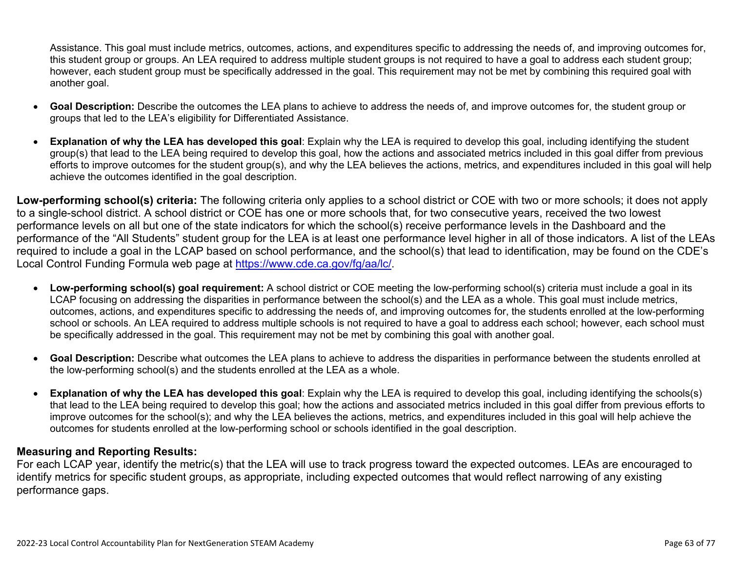Assistance. This goal must include metrics, outcomes, actions, and expenditures specific to addressing the needs of, and improving outcomes for, this student group or groups. An LEA required to address multiple student groups is not required to have a goal to address each student group; however, each student group must be specifically addressed in the goal. This requirement may not be met by combining this required goal with another goal.

- **Goal Description:** Describe the outcomes the LEA plans to achieve to address the needs of, and improve outcomes for, the student group or groups that led to the LEA's eligibility for Differentiated Assistance.
- **Explanation of why the LEA has developed this goal**: Explain why the LEA is required to develop this goal, including identifying the student group(s) that lead to the LEA being required to develop this goal, how the actions and associated metrics included in this goal differ from previous efforts to improve outcomes for the student group(s), and why the LEA believes the actions, metrics, and expenditures included in this goal will help achieve the outcomes identified in the goal description.

**Low-performing school(s) criteria:** The following criteria only applies to a school district or COE with two or more schools; it does not apply to a single-school district. A school district or COE has one or more schools that, for two consecutive years, received the two lowest performance levels on all but one of the state indicators for which the school(s) receive performance levels in the Dashboard and the performance of the "All Students" student group for the LEA is at least one performance level higher in all of those indicators. A list of the LEAs required to include a goal in the LCAP based on school performance, and the school(s) that lead to identification, may be found on the CDE's Local Control Funding Formula web page at [https://www.cde.ca.gov/fg/aa/lc/](https://www.cde.ca.gov/fg/aa/lc/).

- **Low-performing school(s) goal requirement:** A school district or COE meeting the low-performing school(s) criteria must include a goal in its LCAP focusing on addressing the disparities in performance between the school(s) and the LEA as a whole. This goal must include metrics, outcomes, actions, and expenditures specific to addressing the needs of, and improving outcomes for, the students enrolled at the low-performing school or schools. An LEA required to address multiple schools is not required to have a goal to address each school; however, each school must be specifically addressed in the goal. This requirement may not be met by combining this goal with another goal.
- **Goal Description:** Describe what outcomes the LEA plans to achieve to address the disparities in performance between the students enrolled at the low-performing school(s) and the students enrolled at the LEA as a whole.
- **Explanation of why the LEA has developed this goal**: Explain why the LEA is required to develop this goal, including identifying the schools(s) that lead to the LEA being required to develop this goal; how the actions and associated metrics included in this goal differ from previous efforts to improve outcomes for the school(s); and why the LEA believes the actions, metrics, and expenditures included in this goal will help achieve the outcomes for students enrolled at the low-performing school or schools identified in the goal description.

### Measuring and Reporting Results:

For each LCAP year, identify the metric(s) that the LEA will use to track progress toward the expected outcomes. LEAs are encouraged to identify metrics for specific student groups, as appropriate, including expected outcomes that would reflect narrowing of any existing performance gaps.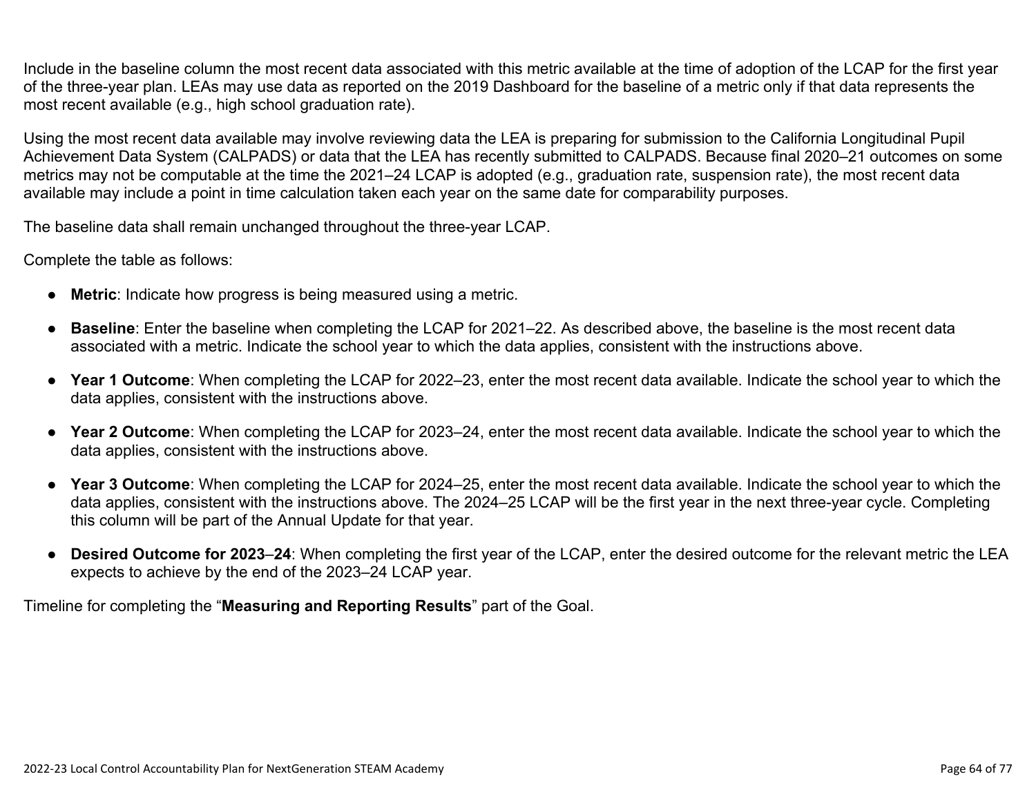Include in the baseline column the most recent data associated with this metric available at the time of adoption of the LCAP for the first year of the three-year plan. LEAs may use data as reported on the 2019 Dashboard for the baseline of a metric only if that data represents the most recent available (e.g., high school graduation rate).

Using the most recent data available may involve reviewing data the LEA is preparing for submission to the California Longitudinal Pupil Achievement Data System (CALPADS) or data that the LEA has recently submitted to CALPADS. Because final 2020–21 outcomes on some metrics may not be computable at the time the 2021–24 LCAP is adopted (e.g., graduation rate, suspension rate), the most recent data available may include a point in time calculation taken each year on the same date for comparability purposes.

The baseline data shall remain unchanged throughout the three-year LCAP.

Complete the table as follows:

- **Metric**: Indicate how progress is being measured using a metric.
- **Baseline**: Enter the baseline when completing the LCAP for 2021–22. As described above, the baseline is the most recent data associated with a metric. Indicate the school year to which the data applies, consistent with the instructions above.
- **Year 1 Outcome**: When completing the LCAP for 2022–23, enter the most recent data available. Indicate the school year to which the data applies, consistent with the instructions above.
- **Year 2 Outcome**: When completing the LCAP for 2023–24, enter the most recent data available. Indicate the school year to which the data applies, consistent with the instructions above.
- **Year 3 Outcome**: When completing the LCAP for 2024–25, enter the most recent data available. Indicate the school year to which the data applies, consistent with the instructions above. The 2024–25 LCAP will be the first year in the next three-year cycle. Completing this column will be part of the Annual Update for that year.
- **Desired Outcome for 2023–24**: When completing the first year of the LCAP, enter the desired outcome for the relevant metric the LEA expects to achieve by the end of the 2023–24 LCAP year.

Timeline for completing the "**Measuring and Reporting Results**" part of the Goal.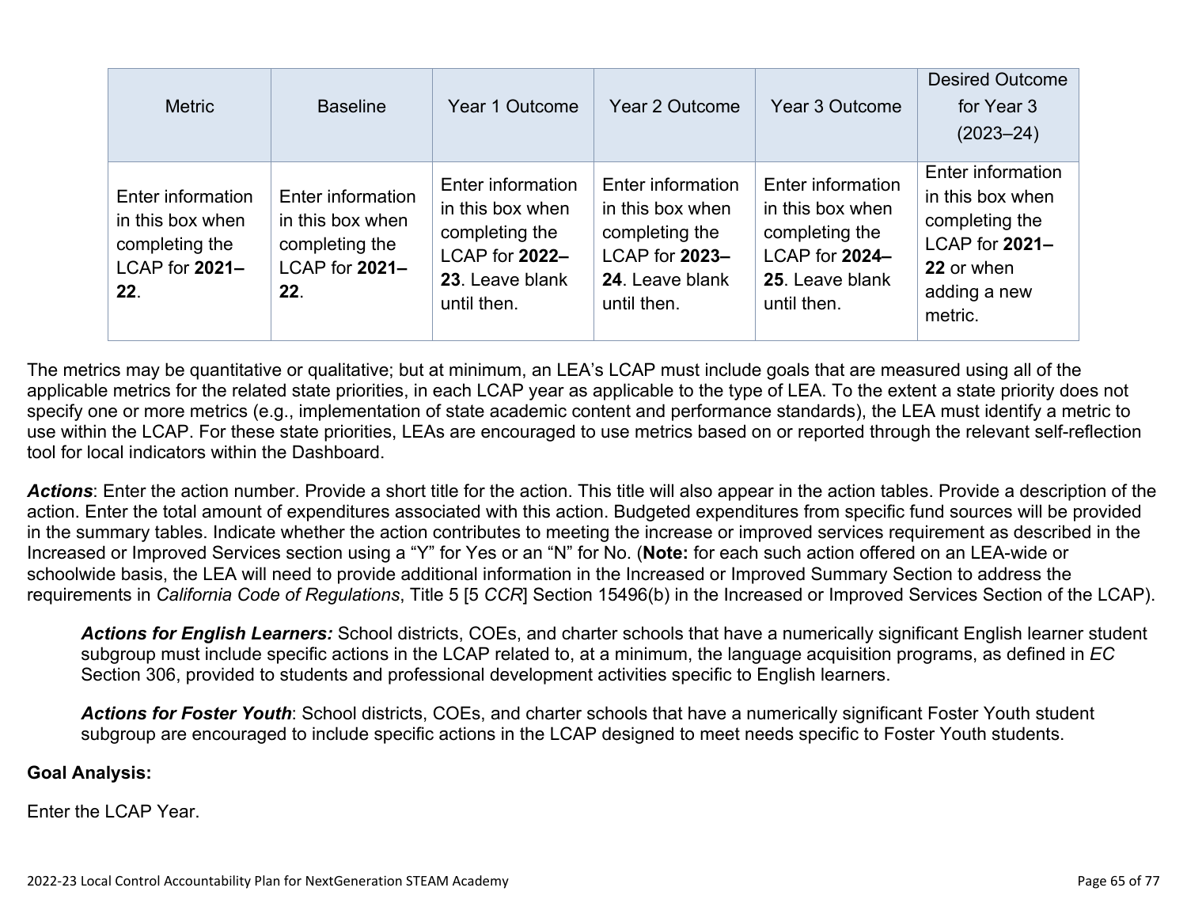| Metric | Baseline | Year 1 Outcome | Year 2 Outcome | Year 3 Outcome | Desired Outcome for Year 3 (2023–24) |
|---|---|---|---|---|---|
| Enter information in this box when completing the LCAP for **2021–22**. | Enter information in this box when completing the LCAP for **2021–22**. | Enter information in this box when completing the LCAP for **2022–23**. Leave blank until then. | Enter information in this box when completing the LCAP for **2023–24**. Leave blank until then. | Enter information in this box when completing the LCAP for **2024–25**. Leave blank until then. | Enter information in this box when completing the LCAP for **2021–22** or when adding a new metric. |

The metrics may be quantitative or qualitative; but at minimum, an LEA's LCAP must include goals that are measured using all of the applicable metrics for the related state priorities, in each LCAP year as applicable to the type of LEA. To the extent a state priority does not specify one or more metrics (e.g., implementation of state academic content and performance standards), the LEA must identify a metric to use within the LCAP. For these state priorities, LEAs are encouraged to use metrics based on or reported through the relevant self-reflection tool for local indicators within the Dashboard.

***Actions***: Enter the action number. Provide a short title for the action. This title will also appear in the action tables. Provide a description of the action. Enter the total amount of expenditures associated with this action. Budgeted expenditures from specific fund sources will be provided in the summary tables. Indicate whether the action contributes to meeting the increase or improved services requirement as described in the Increased or Improved Services section using a "Y" for Yes or an "N" for No. (**Note:** for each such action offered on an LEA-wide or schoolwide basis, the LEA will need to provide additional information in the Increased or Improved Summary Section to address the requirements in *California Code of Regulations*, Title 5 [5 *CCR*] Section 15496(b) in the Increased or Improved Services Section of the LCAP).

> ***Actions for English Learners:*** School districts, COEs, and charter schools that have a numerically significant English learner student subgroup must include specific actions in the LCAP related to, at a minimum, the language acquisition programs, as defined in *EC* Section 306, provided to students and professional development activities specific to English learners.
>
> ***Actions for Foster Youth***: School districts, COEs, and charter schools that have a numerically significant Foster Youth student subgroup are encouraged to include specific actions in the LCAP designed to meet needs specific to Foster Youth students.

**Goal Analysis:**

Enter the LCAP Year.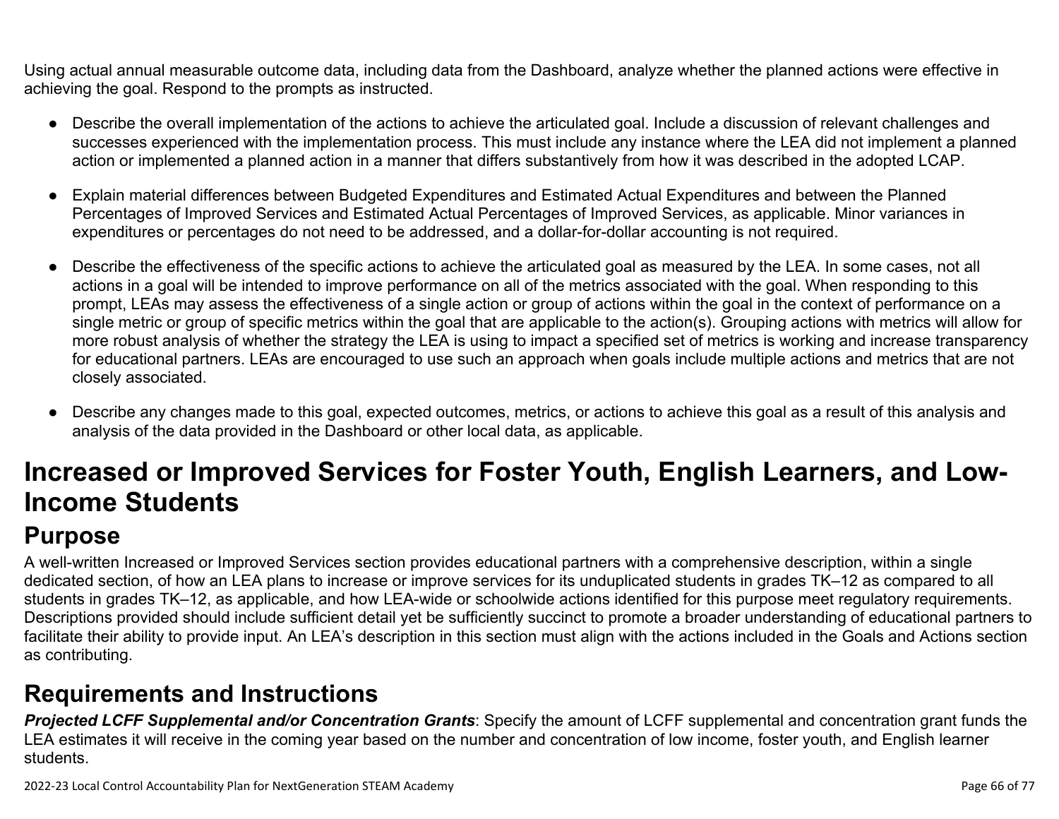Using actual annual measurable outcome data, including data from the Dashboard, analyze whether the planned actions were effective in achieving the goal. Respond to the prompts as instructed.

- Describe the overall implementation of the actions to achieve the articulated goal. Include a discussion of relevant challenges and successes experienced with the implementation process. This must include any instance where the LEA did not implement a planned action or implemented a planned action in a manner that differs substantively from how it was described in the adopted LCAP.
- Explain material differences between Budgeted Expenditures and Estimated Actual Expenditures and between the Planned Percentages of Improved Services and Estimated Actual Percentages of Improved Services, as applicable. Minor variances in expenditures or percentages do not need to be addressed, and a dollar-for-dollar accounting is not required.
- Describe the effectiveness of the specific actions to achieve the articulated goal as measured by the LEA. In some cases, not all actions in a goal will be intended to improve performance on all of the metrics associated with the goal. When responding to this prompt, LEAs may assess the effectiveness of a single action or group of actions within the goal in the context of performance on a single metric or group of specific metrics within the goal that are applicable to the action(s). Grouping actions with metrics will allow for more robust analysis of whether the strategy the LEA is using to impact a specified set of metrics is working and increase transparency for educational partners. LEAs are encouraged to use such an approach when goals include multiple actions and metrics that are not closely associated.
- Describe any changes made to this goal, expected outcomes, metrics, or actions to achieve this goal as a result of this analysis and analysis of the data provided in the Dashboard or other local data, as applicable.

# Increased or Improved Services for Foster Youth, English Learners, and Low-Income Students

## Purpose

A well-written Increased or Improved Services section provides educational partners with a comprehensive description, within a single dedicated section, of how an LEA plans to increase or improve services for its unduplicated students in grades TK–12 as compared to all students in grades TK–12, as applicable, and how LEA-wide or schoolwide actions identified for this purpose meet regulatory requirements. Descriptions provided should include sufficient detail yet be sufficiently succinct to promote a broader understanding of educational partners to facilitate their ability to provide input. An LEA's description in this section must align with the actions included in the Goals and Actions section as contributing.

## Requirements and Instructions

***Projected LCFF Supplemental and/or Concentration Grants***: Specify the amount of LCFF supplemental and concentration grant funds the LEA estimates it will receive in the coming year based on the number and concentration of low income, foster youth, and English learner students.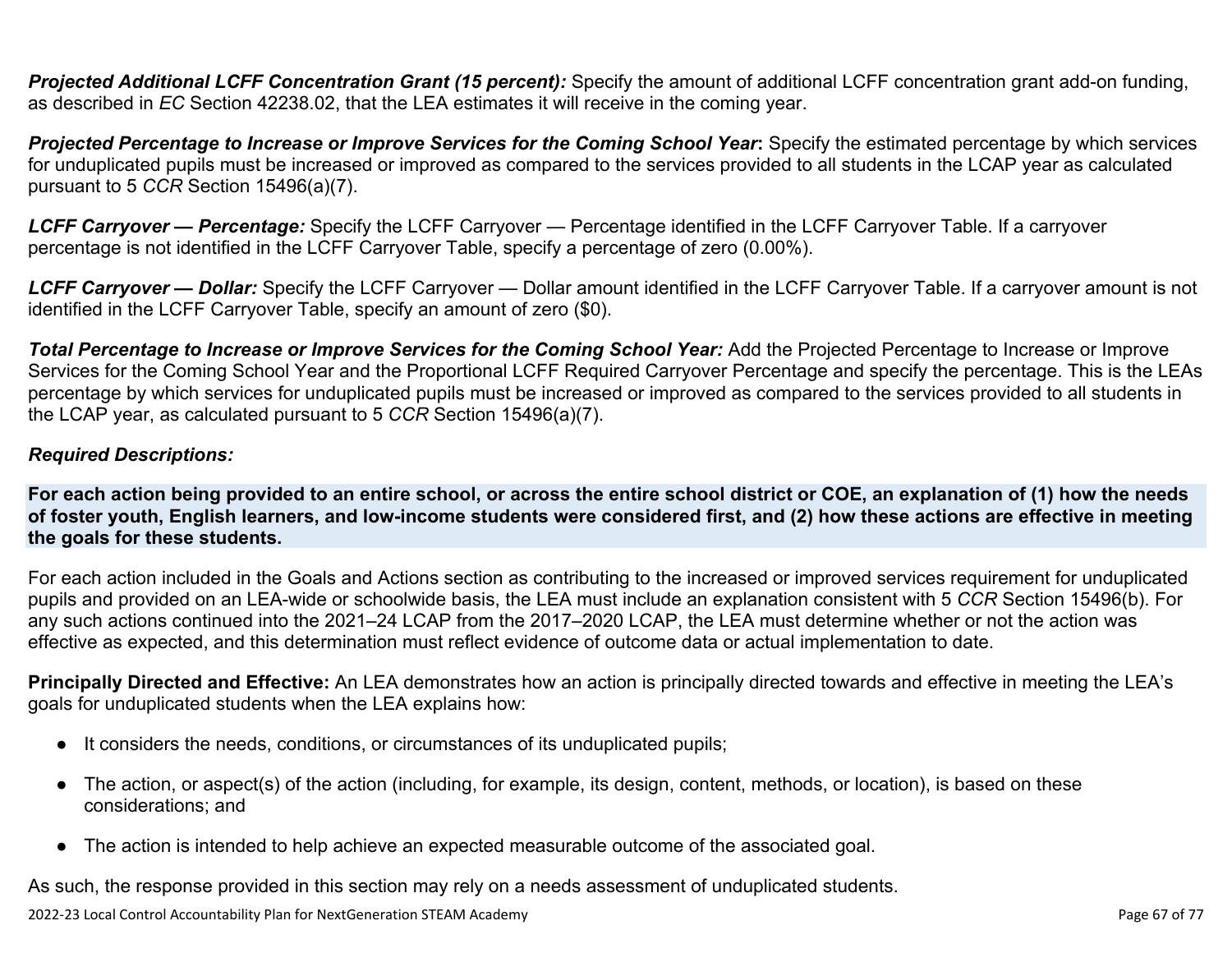***Projected Additional LCFF Concentration Grant (15 percent):*** Specify the amount of additional LCFF concentration grant add-on funding, as described in *EC* Section 42238.02, that the LEA estimates it will receive in the coming year.

***Projected Percentage to Increase or Improve Services for the Coming School Year*:** Specify the estimated percentage by which services for unduplicated pupils must be increased or improved as compared to the services provided to all students in the LCAP year as calculated pursuant to 5 *CCR* Section 15496(a)(7).

***LCFF Carryover — Percentage:*** Specify the LCFF Carryover — Percentage identified in the LCFF Carryover Table. If a carryover percentage is not identified in the LCFF Carryover Table, specify a percentage of zero (0.00%).

***LCFF Carryover — Dollar:*** Specify the LCFF Carryover — Dollar amount identified in the LCFF Carryover Table. If a carryover amount is not identified in the LCFF Carryover Table, specify an amount of zero ($0).

***Total Percentage to Increase or Improve Services for the Coming School Year:*** Add the Projected Percentage to Increase or Improve Services for the Coming School Year and the Proportional LCFF Required Carryover Percentage and specify the percentage. This is the LEAs percentage by which services for unduplicated pupils must be increased or improved as compared to the services provided to all students in the LCAP year, as calculated pursuant to 5 *CCR* Section 15496(a)(7).

***Required Descriptions:***

**For each action being provided to an entire school, or across the entire school district or COE, an explanation of (1) how the needs of foster youth, English learners, and low-income students were considered first, and (2) how these actions are effective in meeting the goals for these students.**

For each action included in the Goals and Actions section as contributing to the increased or improved services requirement for unduplicated pupils and provided on an LEA-wide or schoolwide basis, the LEA must include an explanation consistent with 5 *CCR* Section 15496(b). For any such actions continued into the 2021–24 LCAP from the 2017–2020 LCAP, the LEA must determine whether or not the action was effective as expected, and this determination must reflect evidence of outcome data or actual implementation to date.

**Principally Directed and Effective:** An LEA demonstrates how an action is principally directed towards and effective in meeting the LEA's goals for unduplicated students when the LEA explains how:

- It considers the needs, conditions, or circumstances of its unduplicated pupils;
- The action, or aspect(s) of the action (including, for example, its design, content, methods, or location), is based on these considerations; and
- The action is intended to help achieve an expected measurable outcome of the associated goal.

As such, the response provided in this section may rely on a needs assessment of unduplicated students.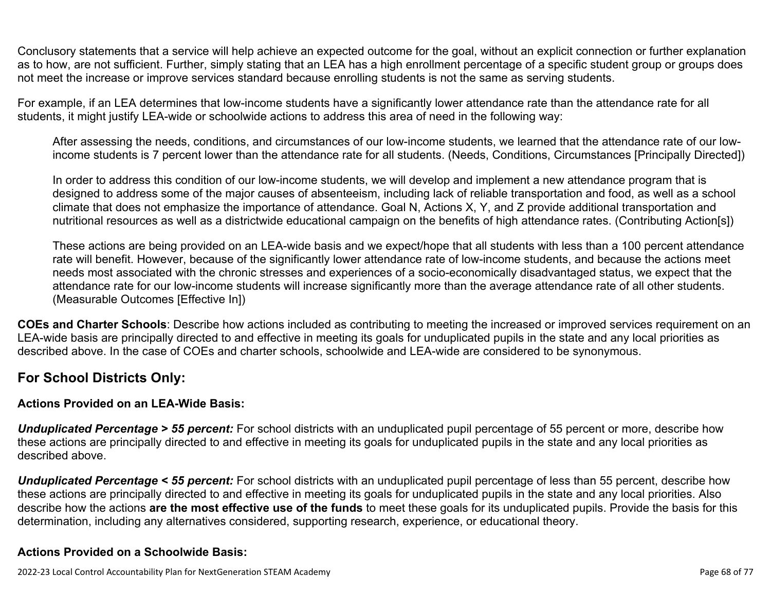Conclusory statements that a service will help achieve an expected outcome for the goal, without an explicit connection or further explanation as to how, are not sufficient. Further, simply stating that an LEA has a high enrollment percentage of a specific student group or groups does not meet the increase or improve services standard because enrolling students is not the same as serving students.

For example, if an LEA determines that low-income students have a significantly lower attendance rate than the attendance rate for all students, it might justify LEA-wide or schoolwide actions to address this area of need in the following way:

> After assessing the needs, conditions, and circumstances of our low-income students, we learned that the attendance rate of our low-income students is 7 percent lower than the attendance rate for all students. (Needs, Conditions, Circumstances [Principally Directed])
>
> In order to address this condition of our low-income students, we will develop and implement a new attendance program that is designed to address some of the major causes of absenteeism, including lack of reliable transportation and food, as well as a school climate that does not emphasize the importance of attendance. Goal N, Actions X, Y, and Z provide additional transportation and nutritional resources as well as a districtwide educational campaign on the benefits of high attendance rates. (Contributing Action[s])
>
> These actions are being provided on an LEA-wide basis and we expect/hope that all students with less than a 100 percent attendance rate will benefit. However, because of the significantly lower attendance rate of low-income students, and because the actions meet needs most associated with the chronic stresses and experiences of a socio-economically disadvantaged status, we expect that the attendance rate for our low-income students will increase significantly more than the average attendance rate of all other students. (Measurable Outcomes [Effective In])

**COEs and Charter Schools**: Describe how actions included as contributing to meeting the increased or improved services requirement on an LEA-wide basis are principally directed to and effective in meeting its goals for unduplicated pupils in the state and any local priorities as described above. In the case of COEs and charter schools, schoolwide and LEA-wide are considered to be synonymous.

## For School Districts Only:

### Actions Provided on an LEA-Wide Basis:

***Unduplicated Percentage > 55 percent:*** For school districts with an unduplicated pupil percentage of 55 percent or more, describe how these actions are principally directed to and effective in meeting its goals for unduplicated pupils in the state and any local priorities as described above.

***Unduplicated Percentage < 55 percent:*** For school districts with an unduplicated pupil percentage of less than 55 percent, describe how these actions are principally directed to and effective in meeting its goals for unduplicated pupils in the state and any local priorities. Also describe how the actions **are the most effective use of the funds** to meet these goals for its unduplicated pupils. Provide the basis for this determination, including any alternatives considered, supporting research, experience, or educational theory.

### Actions Provided on a Schoolwide Basis: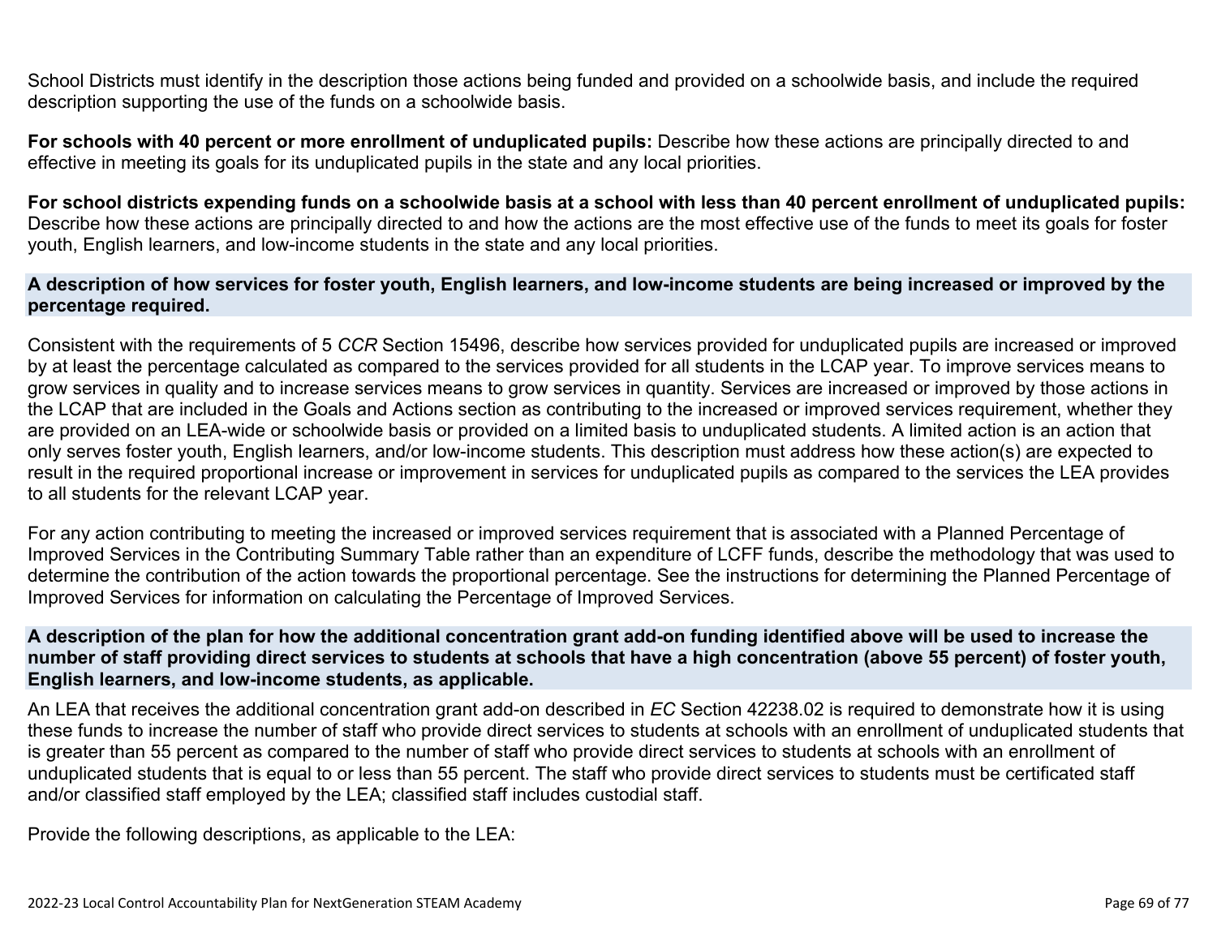School Districts must identify in the description those actions being funded and provided on a schoolwide basis, and include the required description supporting the use of the funds on a schoolwide basis.

**For schools with 40 percent or more enrollment of unduplicated pupils:** Describe how these actions are principally directed to and effective in meeting its goals for its unduplicated pupils in the state and any local priorities.

**For school districts expending funds on a schoolwide basis at a school with less than 40 percent enrollment of unduplicated pupils:** Describe how these actions are principally directed to and how the actions are the most effective use of the funds to meet its goals for foster youth, English learners, and low-income students in the state and any local priorities.

### A description of how services for foster youth, English learners, and low-income students are being increased or improved by the percentage required.

Consistent with the requirements of 5 *CCR* Section 15496, describe how services provided for unduplicated pupils are increased or improved by at least the percentage calculated as compared to the services provided for all students in the LCAP year. To improve services means to grow services in quality and to increase services means to grow services in quantity. Services are increased or improved by those actions in the LCAP that are included in the Goals and Actions section as contributing to the increased or improved services requirement, whether they are provided on an LEA-wide or schoolwide basis or provided on a limited basis to unduplicated students. A limited action is an action that only serves foster youth, English learners, and/or low-income students. This description must address how these action(s) are expected to result in the required proportional increase or improvement in services for unduplicated pupils as compared to the services the LEA provides to all students for the relevant LCAP year.

For any action contributing to meeting the increased or improved services requirement that is associated with a Planned Percentage of Improved Services in the Contributing Summary Table rather than an expenditure of LCFF funds, describe the methodology that was used to determine the contribution of the action towards the proportional percentage. See the instructions for determining the Planned Percentage of Improved Services for information on calculating the Percentage of Improved Services.

### A description of the plan for how the additional concentration grant add-on funding identified above will be used to increase the number of staff providing direct services to students at schools that have a high concentration (above 55 percent) of foster youth, English learners, and low-income students, as applicable.

An LEA that receives the additional concentration grant add-on described in *EC* Section 42238.02 is required to demonstrate how it is using these funds to increase the number of staff who provide direct services to students at schools with an enrollment of unduplicated students that is greater than 55 percent as compared to the number of staff who provide direct services to students at schools with an enrollment of unduplicated students that is equal to or less than 55 percent. The staff who provide direct services to students must be certificated staff and/or classified staff employed by the LEA; classified staff includes custodial staff.

Provide the following descriptions, as applicable to the LEA: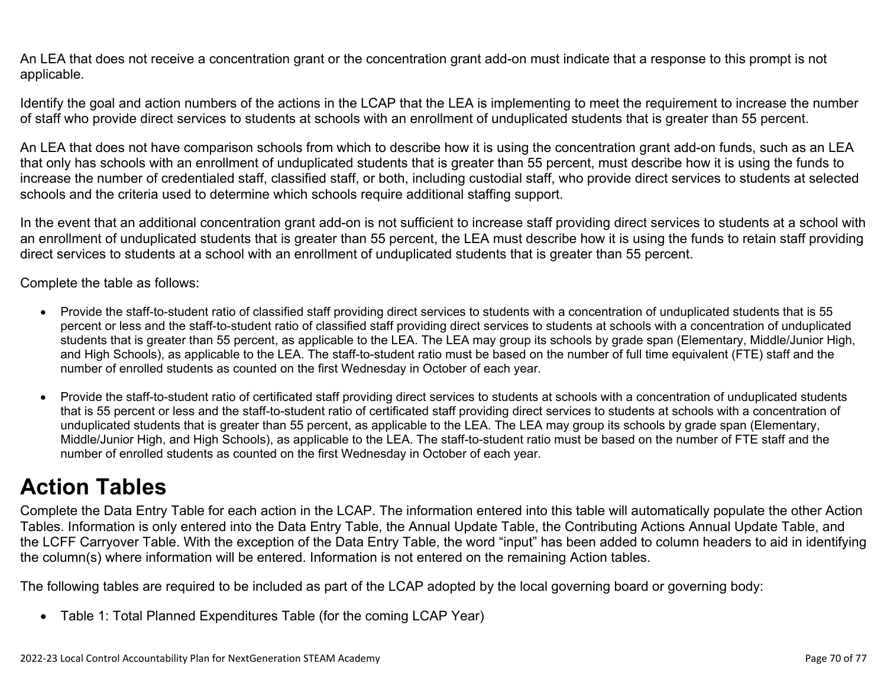An LEA that does not receive a concentration grant or the concentration grant add-on must indicate that a response to this prompt is not applicable.

Identify the goal and action numbers of the actions in the LCAP that the LEA is implementing to meet the requirement to increase the number of staff who provide direct services to students at schools with an enrollment of unduplicated students that is greater than 55 percent.

An LEA that does not have comparison schools from which to describe how it is using the concentration grant add-on funds, such as an LEA that only has schools with an enrollment of unduplicated students that is greater than 55 percent, must describe how it is using the funds to increase the number of credentialed staff, classified staff, or both, including custodial staff, who provide direct services to students at selected schools and the criteria used to determine which schools require additional staffing support.

In the event that an additional concentration grant add-on is not sufficient to increase staff providing direct services to students at a school with an enrollment of unduplicated students that is greater than 55 percent, the LEA must describe how it is using the funds to retain staff providing direct services to students at a school with an enrollment of unduplicated students that is greater than 55 percent.

Complete the table as follows:

- Provide the staff-to-student ratio of classified staff providing direct services to students with a concentration of unduplicated students that is 55 percent or less and the staff-to-student ratio of classified staff providing direct services to students at schools with a concentration of unduplicated students that is greater than 55 percent, as applicable to the LEA. The LEA may group its schools by grade span (Elementary, Middle/Junior High, and High Schools), as applicable to the LEA. The staff-to-student ratio must be based on the number of full time equivalent (FTE) staff and the number of enrolled students as counted on the first Wednesday in October of each year.

- Provide the staff-to-student ratio of certificated staff providing direct services to students at schools with a concentration of unduplicated students that is 55 percent or less and the staff-to-student ratio of certificated staff providing direct services to students at schools with a concentration of unduplicated students that is greater than 55 percent, as applicable to the LEA. The LEA may group its schools by grade span (Elementary, Middle/Junior High, and High Schools), as applicable to the LEA. The staff-to-student ratio must be based on the number of FTE staff and the number of enrolled students as counted on the first Wednesday in October of each year.

# Action Tables

Complete the Data Entry Table for each action in the LCAP. The information entered into this table will automatically populate the other Action Tables. Information is only entered into the Data Entry Table, the Annual Update Table, the Contributing Actions Annual Update Table, and the LCFF Carryover Table. With the exception of the Data Entry Table, the word "input" has been added to column headers to aid in identifying the column(s) where information will be entered. Information is not entered on the remaining Action tables.

The following tables are required to be included as part of the LCAP adopted by the local governing board or governing body:

- Table 1: Total Planned Expenditures Table (for the coming LCAP Year)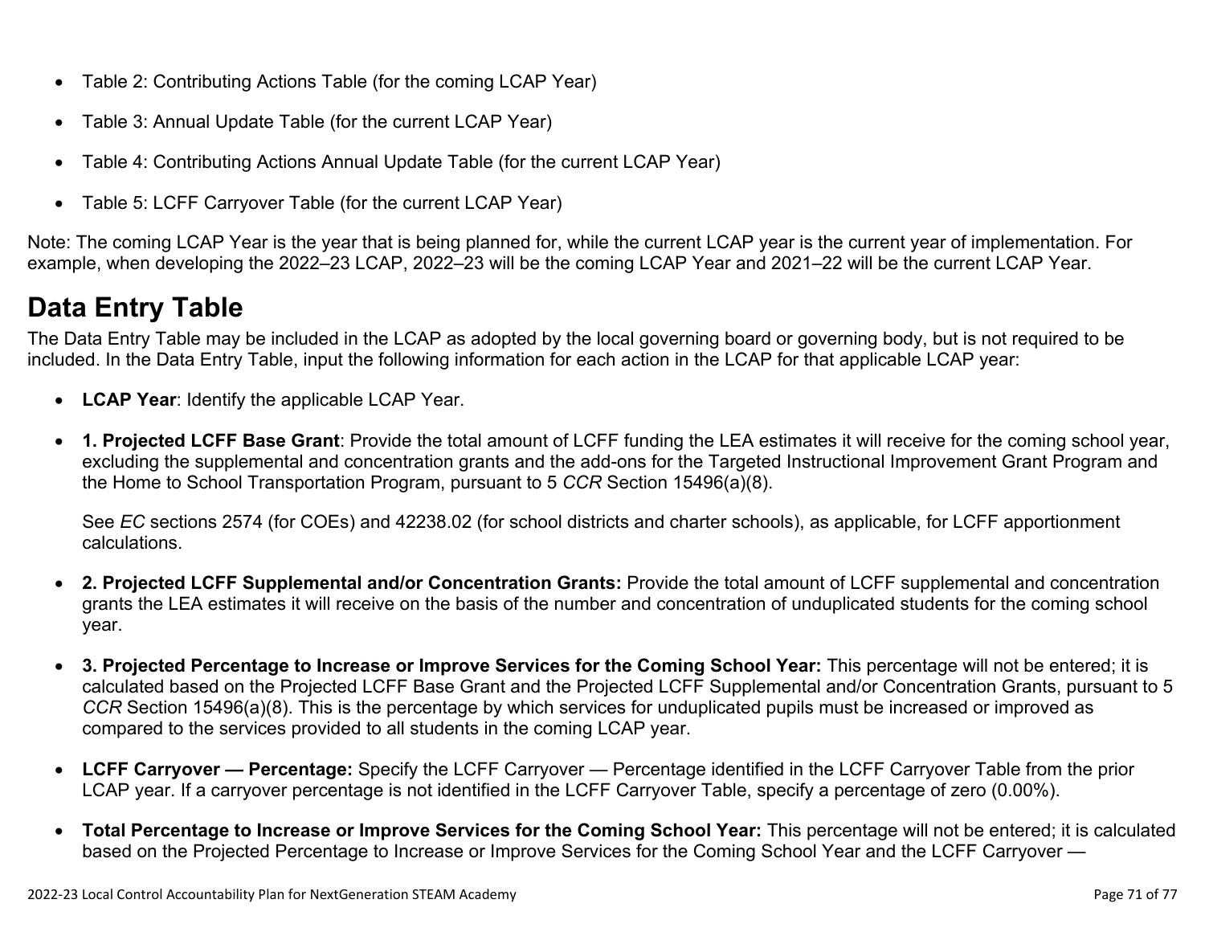- Table 2: Contributing Actions Table (for the coming LCAP Year)
- Table 3: Annual Update Table (for the current LCAP Year)
- Table 4: Contributing Actions Annual Update Table (for the current LCAP Year)
- Table 5: LCFF Carryover Table (for the current LCAP Year)

Note: The coming LCAP Year is the year that is being planned for, while the current LCAP year is the current year of implementation. For example, when developing the 2022–23 LCAP, 2022–23 will be the coming LCAP Year and 2021–22 will be the current LCAP Year.

# Data Entry Table

The Data Entry Table may be included in the LCAP as adopted by the local governing board or governing body, but is not required to be included. In the Data Entry Table, input the following information for each action in the LCAP for that applicable LCAP year:

- **LCAP Year**: Identify the applicable LCAP Year.
- **1. Projected LCFF Base Grant**: Provide the total amount of LCFF funding the LEA estimates it will receive for the coming school year, excluding the supplemental and concentration grants and the add-ons for the Targeted Instructional Improvement Grant Program and the Home to School Transportation Program, pursuant to 5 *CCR* Section 15496(a)(8).

  See *EC* sections 2574 (for COEs) and 42238.02 (for school districts and charter schools), as applicable, for LCFF apportionment calculations.
- **2. Projected LCFF Supplemental and/or Concentration Grants:** Provide the total amount of LCFF supplemental and concentration grants the LEA estimates it will receive on the basis of the number and concentration of unduplicated students for the coming school year.
- **3. Projected Percentage to Increase or Improve Services for the Coming School Year:** This percentage will not be entered; it is calculated based on the Projected LCFF Base Grant and the Projected LCFF Supplemental and/or Concentration Grants, pursuant to 5 *CCR* Section 15496(a)(8). This is the percentage by which services for unduplicated pupils must be increased or improved as compared to the services provided to all students in the coming LCAP year.
- **LCFF Carryover — Percentage:** Specify the LCFF Carryover — Percentage identified in the LCFF Carryover Table from the prior LCAP year. If a carryover percentage is not identified in the LCFF Carryover Table, specify a percentage of zero (0.00%).
- **Total Percentage to Increase or Improve Services for the Coming School Year:** This percentage will not be entered; it is calculated based on the Projected Percentage to Increase or Improve Services for the Coming School Year and the LCFF Carryover —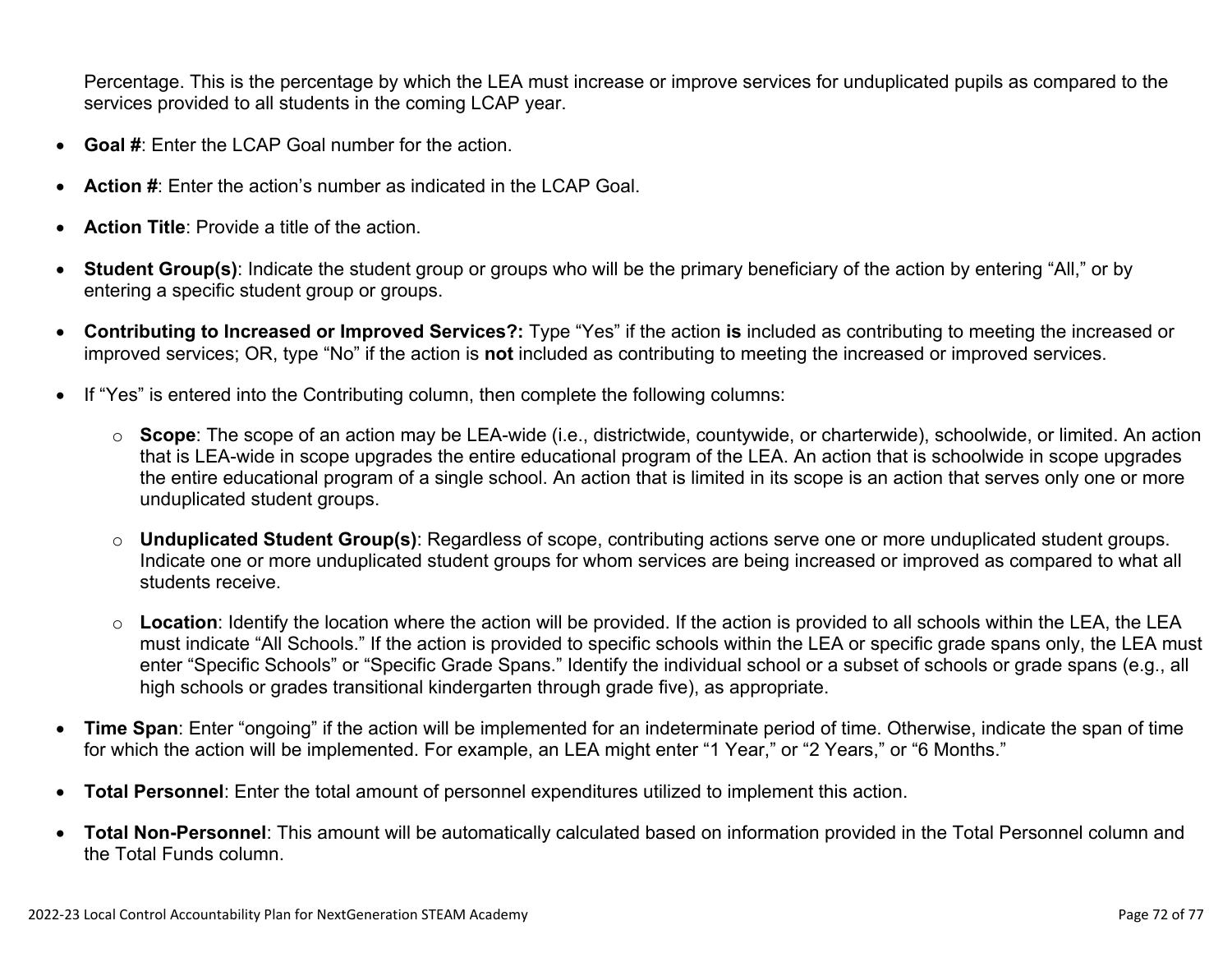Percentage. This is the percentage by which the LEA must increase or improve services for unduplicated pupils as compared to the services provided to all students in the coming LCAP year.

- **Goal #**: Enter the LCAP Goal number for the action.
- **Action #**: Enter the action's number as indicated in the LCAP Goal.
- **Action Title**: Provide a title of the action.
- **Student Group(s)**: Indicate the student group or groups who will be the primary beneficiary of the action by entering "All," or by entering a specific student group or groups.
- **Contributing to Increased or Improved Services?:** Type "Yes" if the action **is** included as contributing to meeting the increased or improved services; OR, type "No" if the action is **not** included as contributing to meeting the increased or improved services.
- If "Yes" is entered into the Contributing column, then complete the following columns:
    - **Scope**: The scope of an action may be LEA-wide (i.e., districtwide, countywide, or charterwide), schoolwide, or limited. An action that is LEA-wide in scope upgrades the entire educational program of the LEA. An action that is schoolwide in scope upgrades the entire educational program of a single school. An action that is limited in its scope is an action that serves only one or more unduplicated student groups.
    - **Unduplicated Student Group(s)**: Regardless of scope, contributing actions serve one or more unduplicated student groups. Indicate one or more unduplicated student groups for whom services are being increased or improved as compared to what all students receive.
    - **Location**: Identify the location where the action will be provided. If the action is provided to all schools within the LEA, the LEA must indicate "All Schools." If the action is provided to specific schools within the LEA or specific grade spans only, the LEA must enter "Specific Schools" or "Specific Grade Spans." Identify the individual school or a subset of schools or grade spans (e.g., all high schools or grades transitional kindergarten through grade five), as appropriate.
- **Time Span**: Enter "ongoing" if the action will be implemented for an indeterminate period of time. Otherwise, indicate the span of time for which the action will be implemented. For example, an LEA might enter "1 Year," or "2 Years," or "6 Months."
- **Total Personnel**: Enter the total amount of personnel expenditures utilized to implement this action.
- **Total Non-Personnel**: This amount will be automatically calculated based on information provided in the Total Personnel column and the Total Funds column.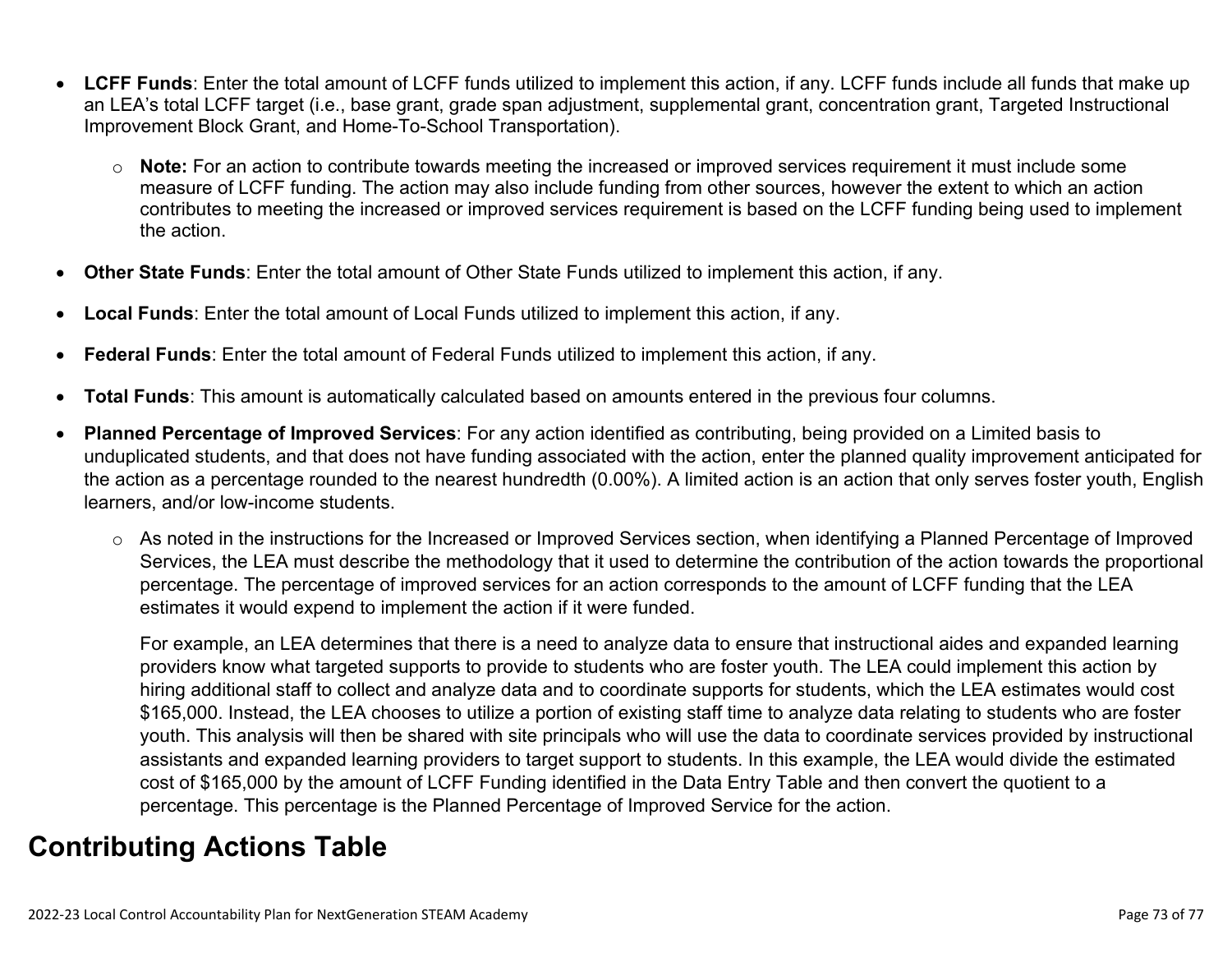- **LCFF Funds**: Enter the total amount of LCFF funds utilized to implement this action, if any. LCFF funds include all funds that make up an LEA's total LCFF target (i.e., base grant, grade span adjustment, supplemental grant, concentration grant, Targeted Instructional Improvement Block Grant, and Home-To-School Transportation).
  - **Note:** For an action to contribute towards meeting the increased or improved services requirement it must include some measure of LCFF funding. The action may also include funding from other sources, however the extent to which an action contributes to meeting the increased or improved services requirement is based on the LCFF funding being used to implement the action.
- **Other State Funds**: Enter the total amount of Other State Funds utilized to implement this action, if any.
- **Local Funds**: Enter the total amount of Local Funds utilized to implement this action, if any.
- **Federal Funds**: Enter the total amount of Federal Funds utilized to implement this action, if any.
- **Total Funds**: This amount is automatically calculated based on amounts entered in the previous four columns.
- **Planned Percentage of Improved Services**: For any action identified as contributing, being provided on a Limited basis to unduplicated students, and that does not have funding associated with the action, enter the planned quality improvement anticipated for the action as a percentage rounded to the nearest hundredth (0.00%). A limited action is an action that only serves foster youth, English learners, and/or low-income students.
  - As noted in the instructions for the Increased or Improved Services section, when identifying a Planned Percentage of Improved Services, the LEA must describe the methodology that it used to determine the contribution of the action towards the proportional percentage. The percentage of improved services for an action corresponds to the amount of LCFF funding that the LEA estimates it would expend to implement the action if it were funded.

    For example, an LEA determines that there is a need to analyze data to ensure that instructional aides and expanded learning providers know what targeted supports to provide to students who are foster youth. The LEA could implement this action by hiring additional staff to collect and analyze data and to coordinate supports for students, which the LEA estimates would cost $165,000. Instead, the LEA chooses to utilize a portion of existing staff time to analyze data relating to students who are foster youth. This analysis will then be shared with site principals who will use the data to coordinate services provided by instructional assistants and expanded learning providers to target support to students. In this example, the LEA would divide the estimated cost of $165,000 by the amount of LCFF Funding identified in the Data Entry Table and then convert the quotient to a percentage. This percentage is the Planned Percentage of Improved Service for the action.

## Contributing Actions Table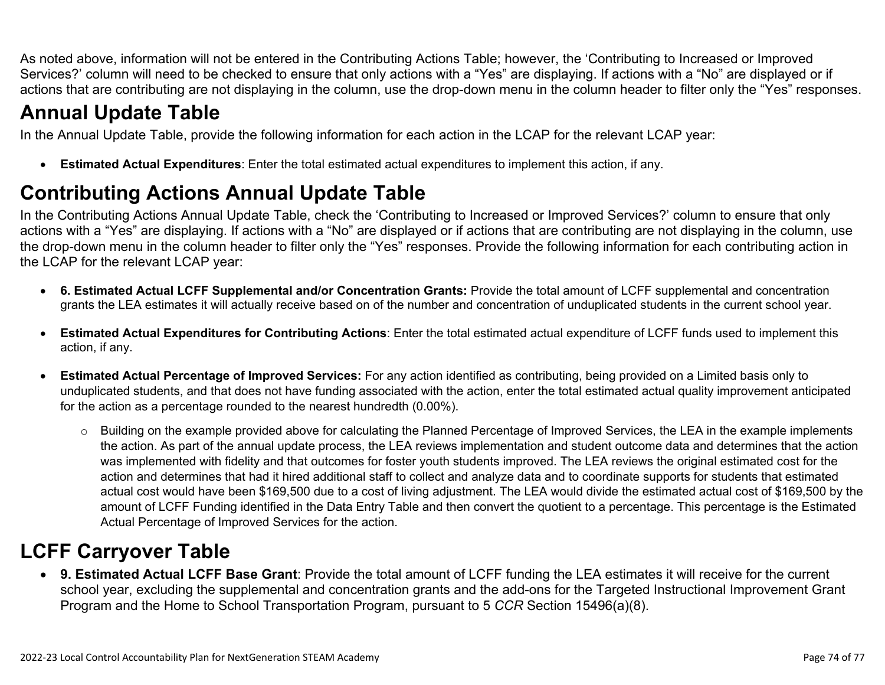As noted above, information will not be entered in the Contributing Actions Table; however, the ‘Contributing to Increased or Improved Services?’ column will need to be checked to ensure that only actions with a “Yes” are displaying. If actions with a “No” are displayed or if actions that are contributing are not displaying in the column, use the drop-down menu in the column header to filter only the “Yes” responses.

# Annual Update Table

In the Annual Update Table, provide the following information for each action in the LCAP for the relevant LCAP year:

- **Estimated Actual Expenditures**: Enter the total estimated actual expenditures to implement this action, if any.

# Contributing Actions Annual Update Table

In the Contributing Actions Annual Update Table, check the ‘Contributing to Increased or Improved Services?’ column to ensure that only actions with a “Yes” are displaying. If actions with a “No” are displayed or if actions that are contributing are not displaying in the column, use the drop-down menu in the column header to filter only the “Yes” responses. Provide the following information for each contributing action in the LCAP for the relevant LCAP year:

- **6. Estimated Actual LCFF Supplemental and/or Concentration Grants:** Provide the total amount of LCFF supplemental and concentration grants the LEA estimates it will actually receive based on of the number and concentration of unduplicated students in the current school year.
- **Estimated Actual Expenditures for Contributing Actions**: Enter the total estimated actual expenditure of LCFF funds used to implement this action, if any.
- **Estimated Actual Percentage of Improved Services:** For any action identified as contributing, being provided on a Limited basis only to unduplicated students, and that does not have funding associated with the action, enter the total estimated actual quality improvement anticipated for the action as a percentage rounded to the nearest hundredth (0.00%).
    - Building on the example provided above for calculating the Planned Percentage of Improved Services, the LEA in the example implements the action. As part of the annual update process, the LEA reviews implementation and student outcome data and determines that the action was implemented with fidelity and that outcomes for foster youth students improved. The LEA reviews the original estimated cost for the action and determines that had it hired additional staff to collect and analyze data and to coordinate supports for students that estimated actual cost would have been $169,500 due to a cost of living adjustment. The LEA would divide the estimated actual cost of $169,500 by the amount of LCFF Funding identified in the Data Entry Table and then convert the quotient to a percentage. This percentage is the Estimated Actual Percentage of Improved Services for the action.

# LCFF Carryover Table

- **9. Estimated Actual LCFF Base Grant**: Provide the total amount of LCFF funding the LEA estimates it will receive for the current school year, excluding the supplemental and concentration grants and the add-ons for the Targeted Instructional Improvement Grant Program and the Home to School Transportation Program, pursuant to 5 *CCR* Section 15496(a)(8).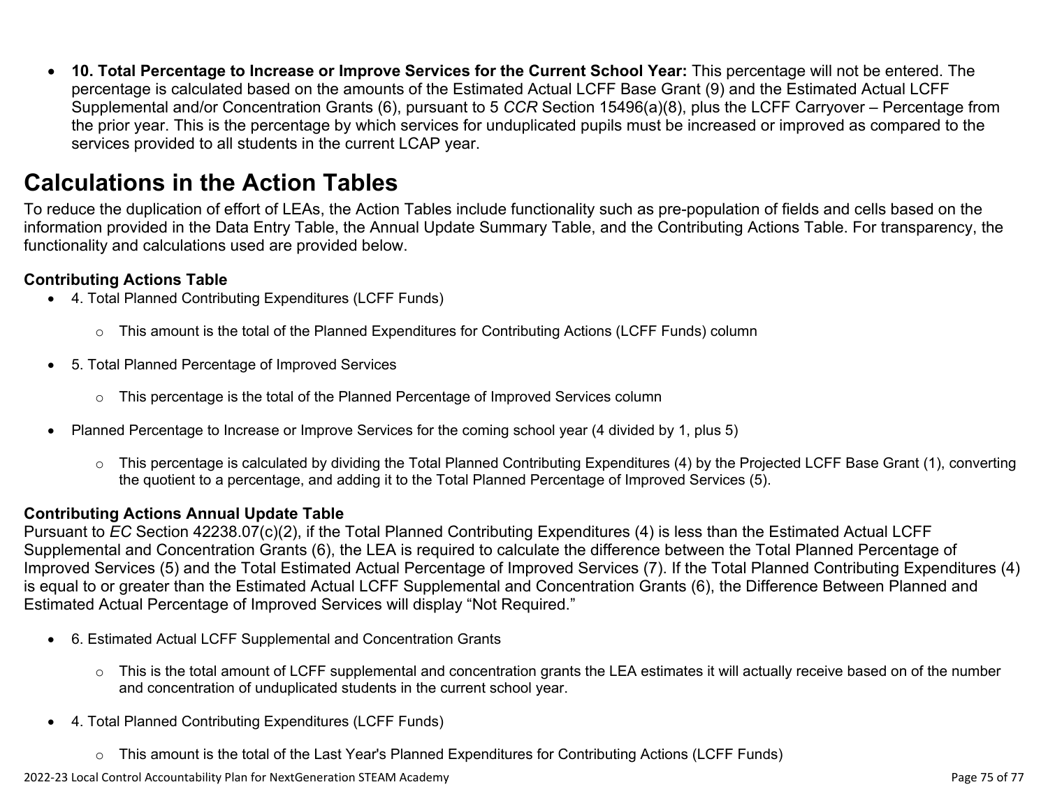- **10. Total Percentage to Increase or Improve Services for the Current School Year:** This percentage will not be entered. The percentage is calculated based on the amounts of the Estimated Actual LCFF Base Grant (9) and the Estimated Actual LCFF Supplemental and/or Concentration Grants (6), pursuant to 5 *CCR* Section 15496(a)(8), plus the LCFF Carryover – Percentage from the prior year. This is the percentage by which services for unduplicated pupils must be increased or improved as compared to the services provided to all students in the current LCAP year.

# Calculations in the Action Tables

To reduce the duplication of effort of LEAs, the Action Tables include functionality such as pre-population of fields and cells based on the information provided in the Data Entry Table, the Annual Update Summary Table, and the Contributing Actions Table. For transparency, the functionality and calculations used are provided below.

### Contributing Actions Table

- 4. Total Planned Contributing Expenditures (LCFF Funds)
  - This amount is the total of the Planned Expenditures for Contributing Actions (LCFF Funds) column
- 5. Total Planned Percentage of Improved Services
  - This percentage is the total of the Planned Percentage of Improved Services column
- Planned Percentage to Increase or Improve Services for the coming school year (4 divided by 1, plus 5)
  - This percentage is calculated by dividing the Total Planned Contributing Expenditures (4) by the Projected LCFF Base Grant (1), converting the quotient to a percentage, and adding it to the Total Planned Percentage of Improved Services (5).

### Contributing Actions Annual Update Table

Pursuant to *EC* Section 42238.07(c)(2), if the Total Planned Contributing Expenditures (4) is less than the Estimated Actual LCFF Supplemental and Concentration Grants (6), the LEA is required to calculate the difference between the Total Planned Percentage of Improved Services (5) and the Total Estimated Actual Percentage of Improved Services (7). If the Total Planned Contributing Expenditures (4) is equal to or greater than the Estimated Actual LCFF Supplemental and Concentration Grants (6), the Difference Between Planned and Estimated Actual Percentage of Improved Services will display "Not Required."

- 6. Estimated Actual LCFF Supplemental and Concentration Grants
  - This is the total amount of LCFF supplemental and concentration grants the LEA estimates it will actually receive based on of the number and concentration of unduplicated students in the current school year.
- 4. Total Planned Contributing Expenditures (LCFF Funds)
  - This amount is the total of the Last Year's Planned Expenditures for Contributing Actions (LCFF Funds)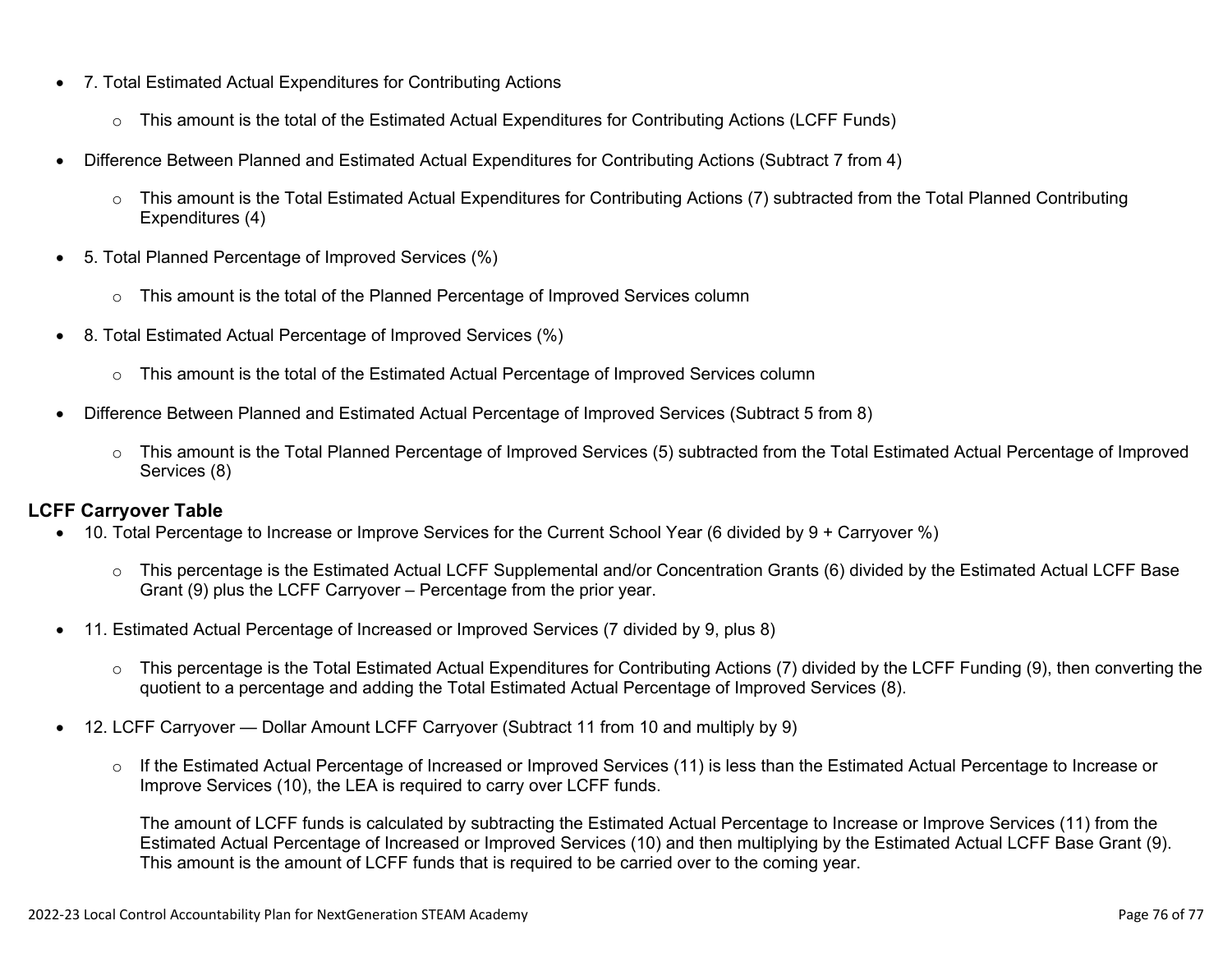- 7. Total Estimated Actual Expenditures for Contributing Actions
  - This amount is the total of the Estimated Actual Expenditures for Contributing Actions (LCFF Funds)
- Difference Between Planned and Estimated Actual Expenditures for Contributing Actions (Subtract 7 from 4)
  - This amount is the Total Estimated Actual Expenditures for Contributing Actions (7) subtracted from the Total Planned Contributing Expenditures (4)
- 5. Total Planned Percentage of Improved Services (%)
  - This amount is the total of the Planned Percentage of Improved Services column
- 8. Total Estimated Actual Percentage of Improved Services (%)
  - This amount is the total of the Estimated Actual Percentage of Improved Services column
- Difference Between Planned and Estimated Actual Percentage of Improved Services (Subtract 5 from 8)
  - This amount is the Total Planned Percentage of Improved Services (5) subtracted from the Total Estimated Actual Percentage of Improved Services (8)

**LCFF Carryover Table**

- 10. Total Percentage to Increase or Improve Services for the Current School Year (6 divided by 9 + Carryover %)
  - This percentage is the Estimated Actual LCFF Supplemental and/or Concentration Grants (6) divided by the Estimated Actual LCFF Base Grant (9) plus the LCFF Carryover – Percentage from the prior year.
- 11. Estimated Actual Percentage of Increased or Improved Services (7 divided by 9, plus 8)
  - This percentage is the Total Estimated Actual Expenditures for Contributing Actions (7) divided by the LCFF Funding (9), then converting the quotient to a percentage and adding the Total Estimated Actual Percentage of Improved Services (8).
- 12. LCFF Carryover — Dollar Amount LCFF Carryover (Subtract 11 from 10 and multiply by 9)
  - If the Estimated Actual Percentage of Increased or Improved Services (11) is less than the Estimated Actual Percentage to Increase or Improve Services (10), the LEA is required to carry over LCFF funds.

    The amount of LCFF funds is calculated by subtracting the Estimated Actual Percentage to Increase or Improve Services (11) from the Estimated Actual Percentage of Increased or Improved Services (10) and then multiplying by the Estimated Actual LCFF Base Grant (9). This amount is the amount of LCFF funds that is required to be carried over to the coming year.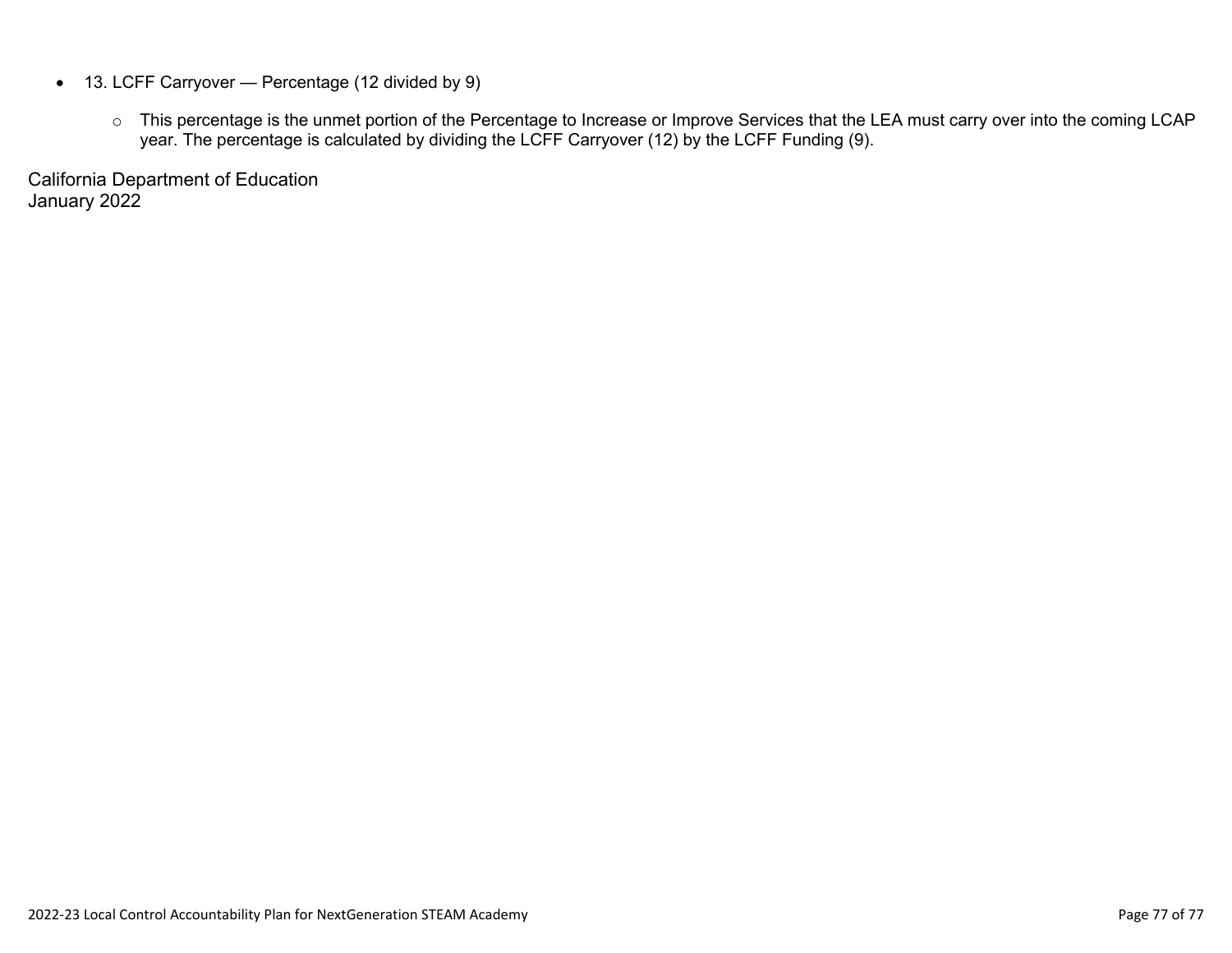- 13. LCFF Carryover — Percentage (12 divided by 9)
  - This percentage is the unmet portion of the Percentage to Increase or Improve Services that the LEA must carry over into the coming LCAP year. The percentage is calculated by dividing the LCFF Carryover (12) by the LCFF Funding (9).

California Department of Education
January 2022